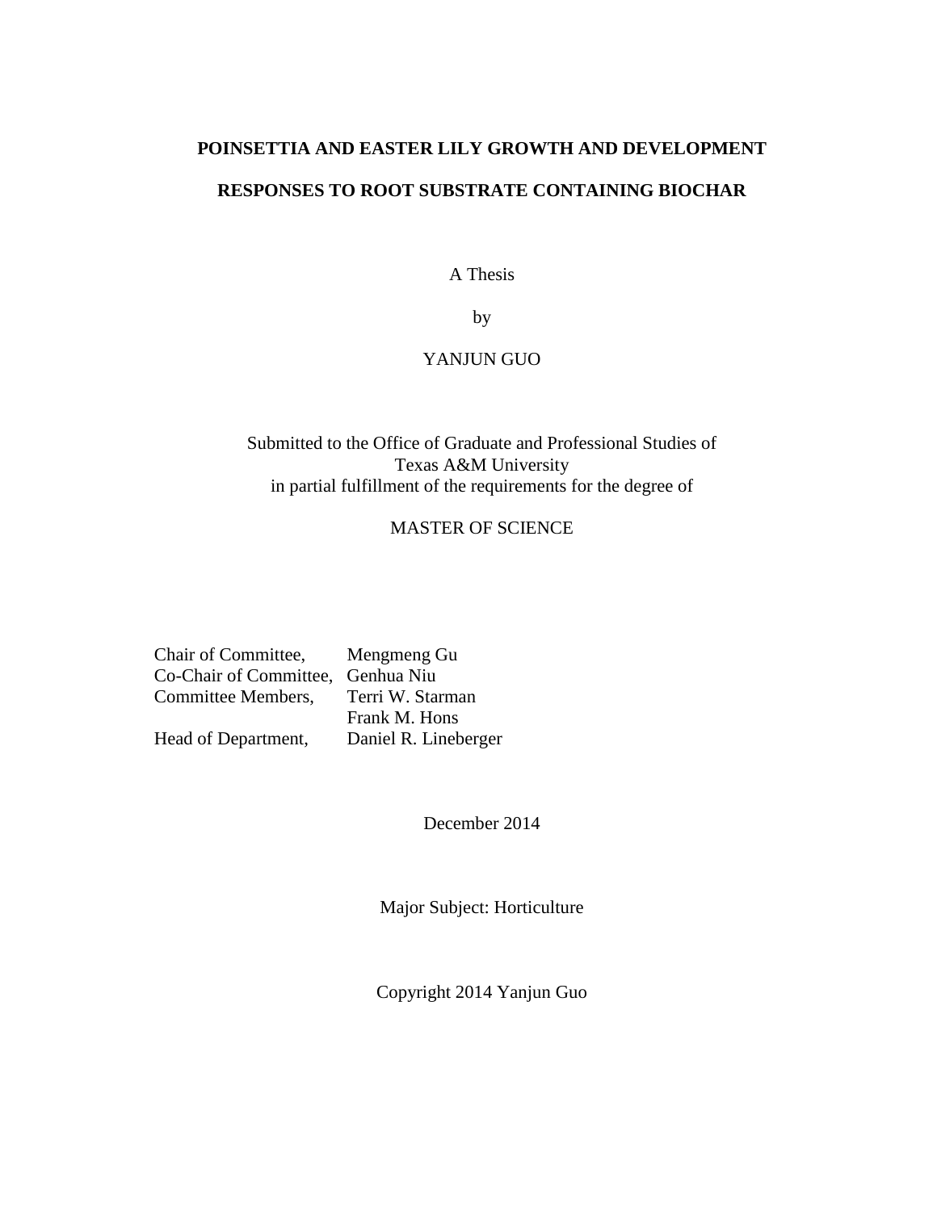# POINSETTIA AND EASTER LILY GROWTH AND DEVELOPMENT RESPONSES TO ROOT SUBSTRATE CONTAINING BIOCHAR

A Thesis

by

YANJUN GUO

Submitted to the Office of Graduate and Professional Studies of
Texas A&M University
in partial fulfillment of the requirements for the degree of

MASTER OF SCIENCE

| | |
|---|---|
| Chair of Committee, | Mengmeng Gu |
| Co-Chair of Committee, | Genhua Niu |
| Committee Members, | Terri W. Starman |
| | Frank M. Hons |
| Head of Department, | Daniel R. Lineberger |

December 2014

Major Subject: Horticulture

Copyright 2014 Yanjun Guo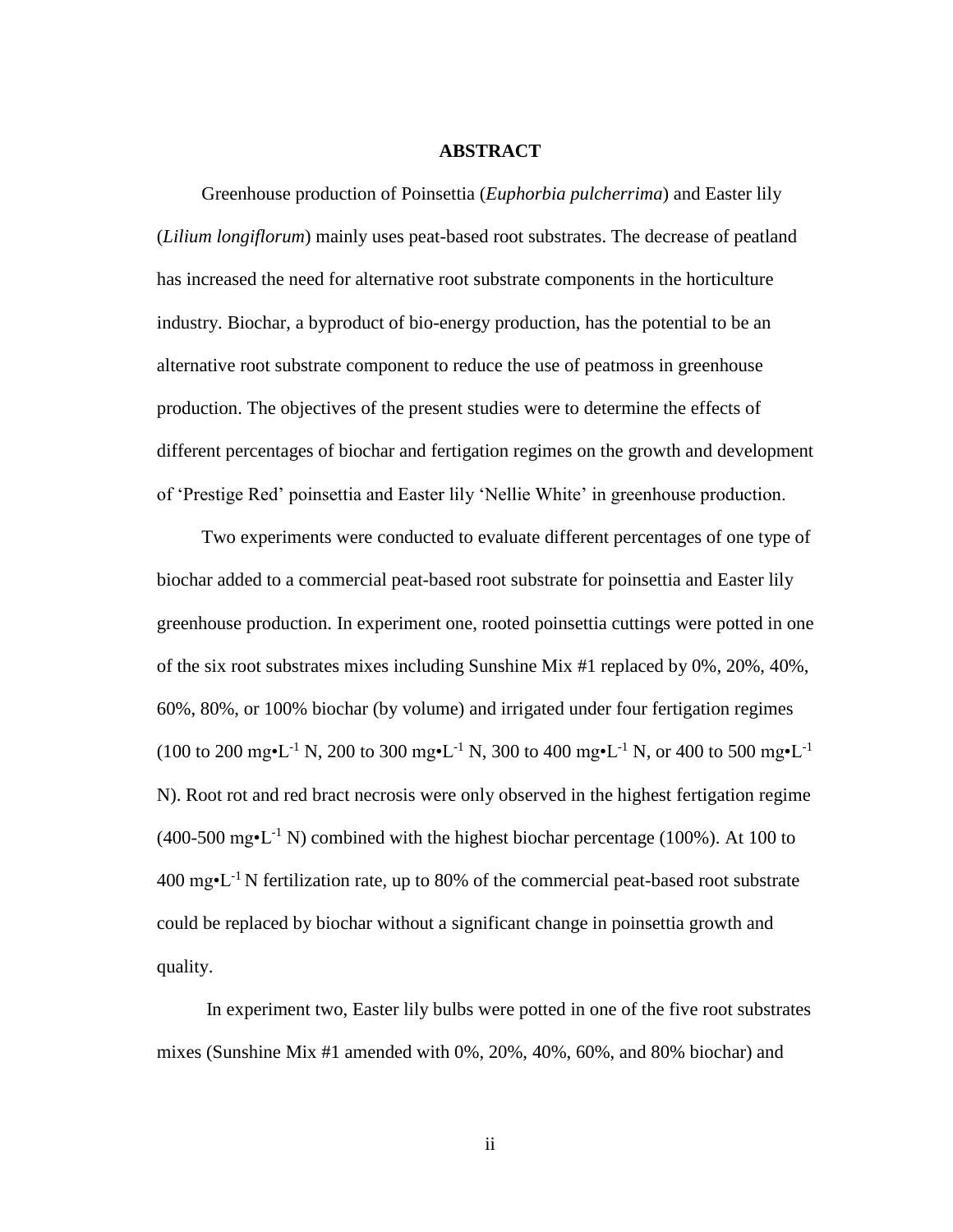# ABSTRACT

Greenhouse production of Poinsettia (*Euphorbia pulcherrima*) and Easter lily (*Lilium longiflorum*) mainly uses peat-based root substrates. The decrease of peatland has increased the need for alternative root substrate components in the horticulture industry. Biochar, a byproduct of bio-energy production, has the potential to be an alternative root substrate component to reduce the use of peatmoss in greenhouse production. The objectives of the present studies were to determine the effects of different percentages of biochar and fertigation regimes on the growth and development of 'Prestige Red' poinsettia and Easter lily 'Nellie White' in greenhouse production.

Two experiments were conducted to evaluate different percentages of one type of biochar added to a commercial peat-based root substrate for poinsettia and Easter lily greenhouse production. In experiment one, rooted poinsettia cuttings were potted in one of the six root substrates mixes including Sunshine Mix #1 replaced by 0%, 20%, 40%, 60%, 80%, or 100% biochar (by volume) and irrigated under four fertigation regimes (100 to 200 $mg \cdot L^{-1}$ N, 200 to 300 $mg \cdot L^{-1}$ N, 300 to 400 $mg \cdot L^{-1}$ N, or 400 to 500 $mg \cdot L^{-1}$ N). Root rot and red bract necrosis were only observed in the highest fertigation regime (400-500 $mg \cdot L^{-1}$ N) combined with the highest biochar percentage (100%). At 100 to 400 $mg \cdot L^{-1}$ N fertilization rate, up to 80% of the commercial peat-based root substrate could be replaced by biochar without a significant change in poinsettia growth and quality.

In experiment two, Easter lily bulbs were potted in one of the five root substrates mixes (Sunshine Mix #1 amended with 0%, 20%, 40%, 60%, and 80% biochar) and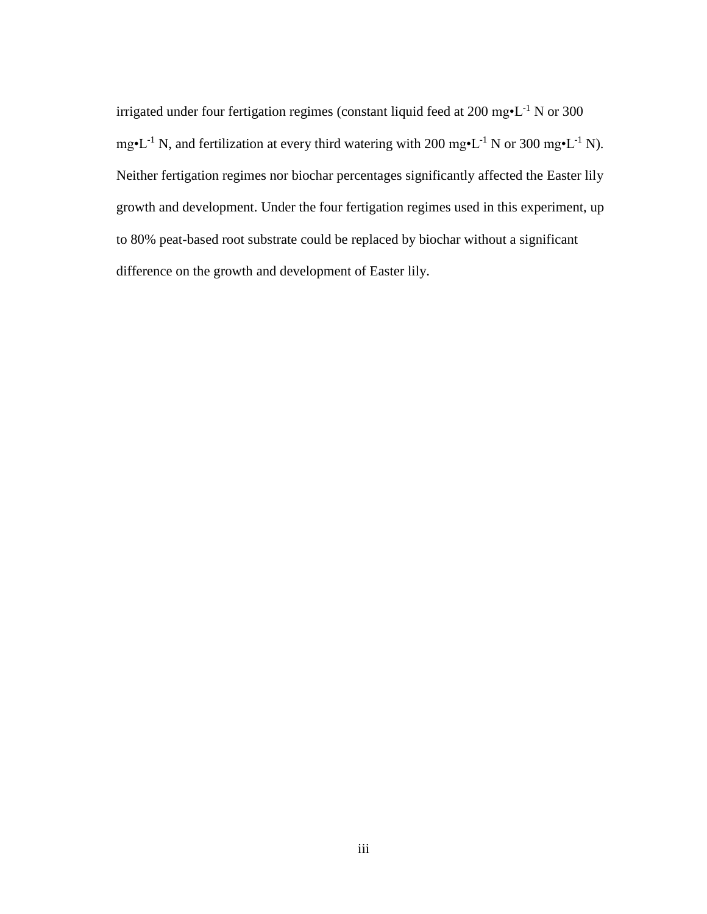irrigated under four fertigation regimes (constant liquid feed at 200 mg•$L^{-1}$ N or 300 mg•$L^{-1}$ N, and fertilization at every third watering with 200 mg•$L^{-1}$ N or 300 mg•$L^{-1}$ N). Neither fertigation regimes nor biochar percentages significantly affected the Easter lily growth and development. Under the four fertigation regimes used in this experiment, up to 80% peat-based root substrate could be replaced by biochar without a significant difference on the growth and development of Easter lily.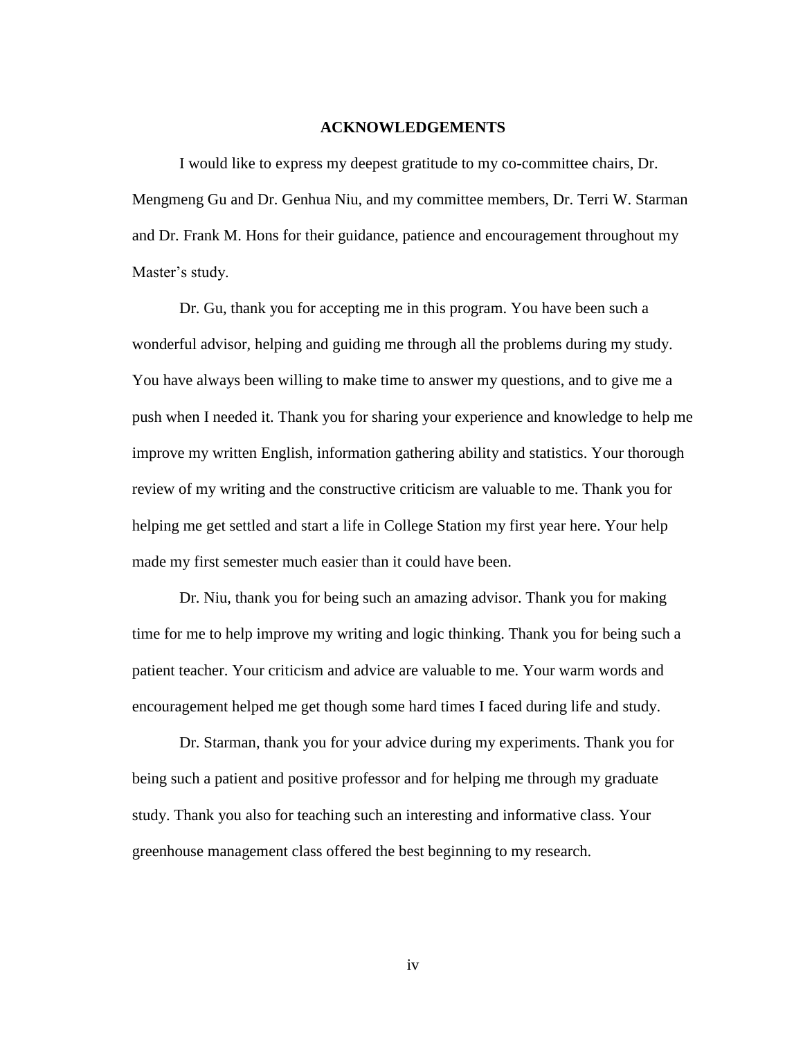# ACKNOWLEDGEMENTS

I would like to express my deepest gratitude to my co-committee chairs, Dr. Mengmeng Gu and Dr. Genhua Niu, and my committee members, Dr. Terri W. Starman and Dr. Frank M. Hons for their guidance, patience and encouragement throughout my Master's study.

Dr. Gu, thank you for accepting me in this program. You have been such a wonderful advisor, helping and guiding me through all the problems during my study. You have always been willing to make time to answer my questions, and to give me a push when I needed it. Thank you for sharing your experience and knowledge to help me improve my written English, information gathering ability and statistics. Your thorough review of my writing and the constructive criticism are valuable to me. Thank you for helping me get settled and start a life in College Station my first year here. Your help made my first semester much easier than it could have been.

Dr. Niu, thank you for being such an amazing advisor. Thank you for making time for me to help improve my writing and logic thinking. Thank you for being such a patient teacher. Your criticism and advice are valuable to me. Your warm words and encouragement helped me get though some hard times I faced during life and study.

Dr. Starman, thank you for your advice during my experiments. Thank you for being such a patient and positive professor and for helping me through my graduate study. Thank you also for teaching such an interesting and informative class. Your greenhouse management class offered the best beginning to my research.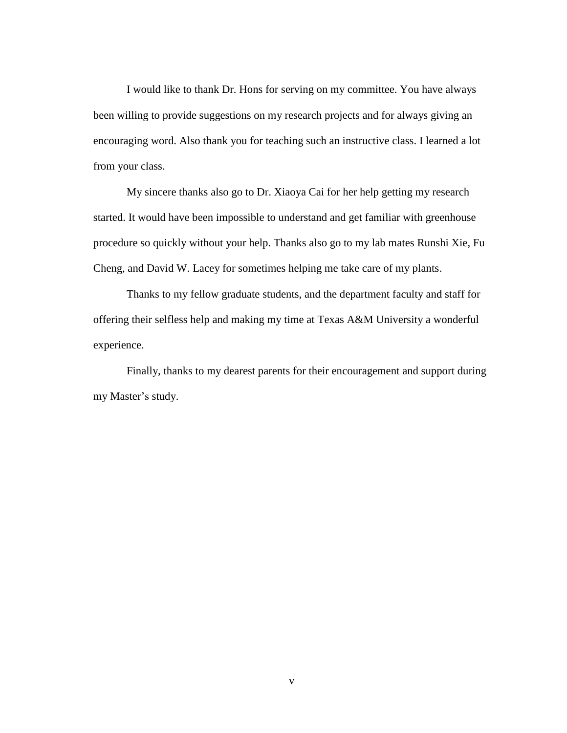I would like to thank Dr. Hons for serving on my committee. You have always been willing to provide suggestions on my research projects and for always giving an encouraging word. Also thank you for teaching such an instructive class. I learned a lot from your class.

My sincere thanks also go to Dr. Xiaoya Cai for her help getting my research started. It would have been impossible to understand and get familiar with greenhouse procedure so quickly without your help. Thanks also go to my lab mates Runshi Xie, Fu Cheng, and David W. Lacey for sometimes helping me take care of my plants.

Thanks to my fellow graduate students, and the department faculty and staff for offering their selfless help and making my time at Texas A&M University a wonderful experience.

Finally, thanks to my dearest parents for their encouragement and support during my Master's study.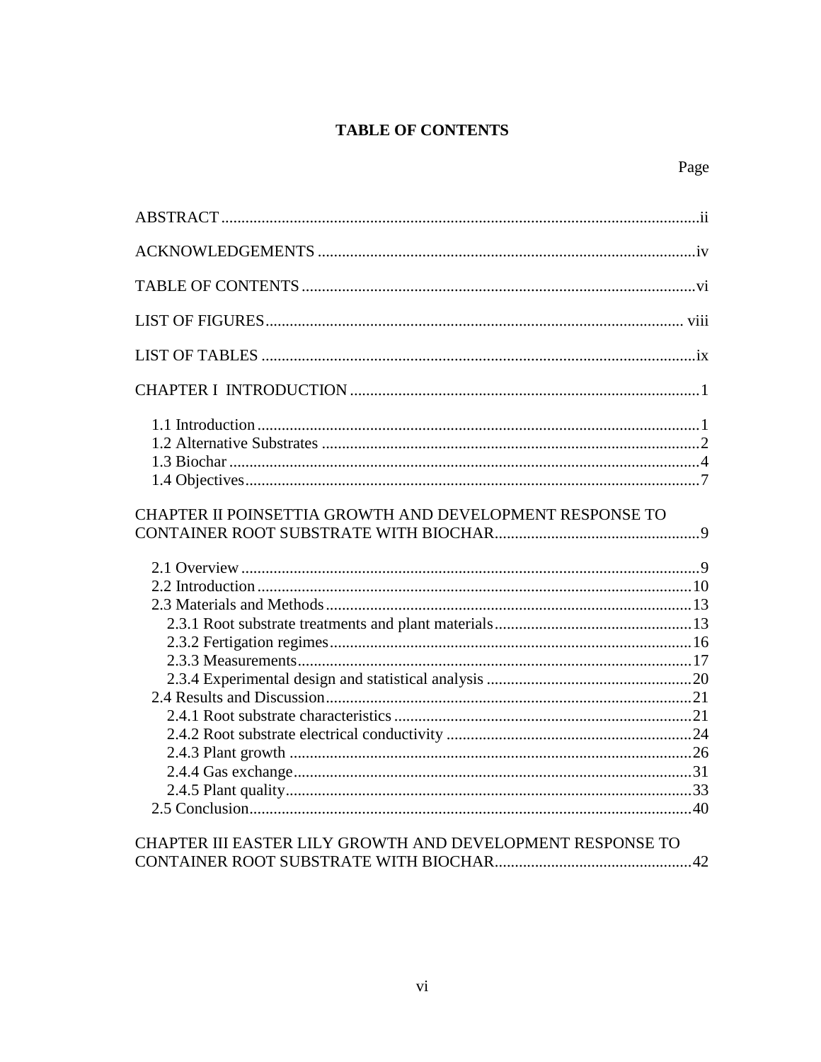# TABLE OF CONTENTS

Page

ABSTRACT ........................................................................................................ii

ACKNOWLEDGEMENTS ..................................................................................iv

TABLE OF CONTENTS .....................................................................................vi

LIST OF FIGURES ............................................................................................ viii

LIST OF TABLES ...............................................................................................ix

CHAPTER I INTRODUCTION .............................................................................1

- 1.1 Introduction .....................................................................................................1
- 1.2 Alternative Substrates .....................................................................................2
- 1.3 Biochar ............................................................................................................4
- 1.4 Objectives .......................................................................................................7

CHAPTER II POINSETTIA GROWTH AND DEVELOPMENT RESPONSE TO CONTAINER ROOT SUBSTRATE WITH BIOCHAR ..............................................9

- 2.1 Overview ..........................................................................................................9
- 2.2 Introduction .....................................................................................................10
- 2.3 Materials and Methods ...................................................................................13
  - 2.3.1 Root substrate treatments and plant materials .........................................13
  - 2.3.2 Fertigation regimes ...................................................................................16
  - 2.3.3 Measurements ..........................................................................................17
  - 2.3.4 Experimental design and statistical analysis ............................................20
- 2.4 Results and Discussion ...................................................................................21
  - 2.4.1 Root substrate characteristics ...................................................................21
  - 2.4.2 Root substrate electrical conductivity .......................................................24
  - 2.4.3 Plant growth .............................................................................................26
  - 2.4.4 Gas exchange ...........................................................................................31
  - 2.4.5 Plant quality ..............................................................................................33
- 2.5 Conclusion ......................................................................................................40

CHAPTER III EASTER LILY GROWTH AND DEVELOPMENT RESPONSE TO CONTAINER ROOT SUBSTRATE WITH BIOCHAR ..............................................42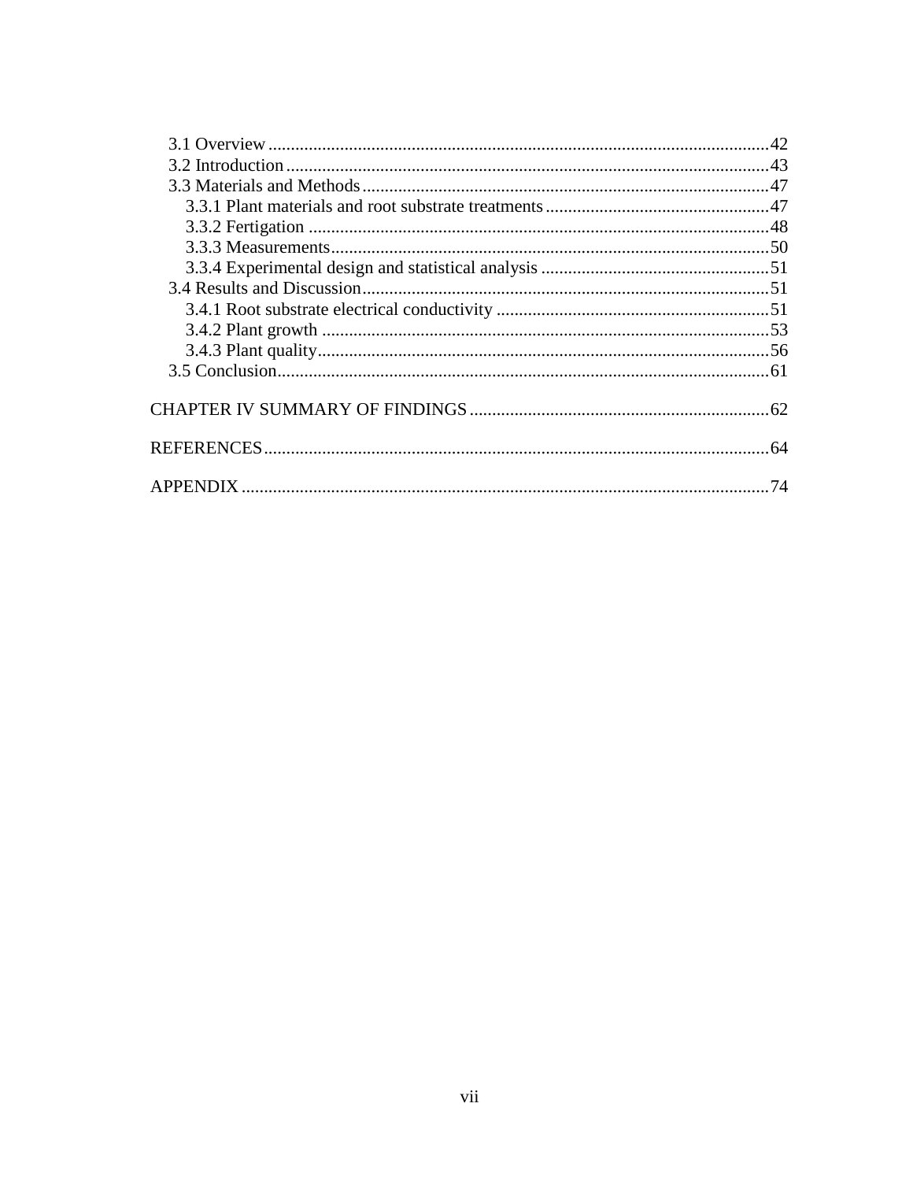3.1 Overview ............................................................................................................42
3.2 Introduction ........................................................................................................43
3.3 Materials and Methods ........................................................................................47
  3.3.1 Plant materials and root substrate treatments ..................................................47
  3.3.2 Fertigation .....................................................................................................48
  3.3.3 Measurements.................................................................................................50
  3.3.4 Experimental design and statistical analysis ...................................................51
3.4 Results and Discussion ........................................................................................51
  3.4.1 Root substrate electrical conductivity .............................................................51
  3.4.2 Plant growth ...................................................................................................53
  3.4.3 Plant quality....................................................................................................56
3.5 Conclusion............................................................................................................61

CHAPTER IV SUMMARY OF FINDINGS ..................................................................62

REFERENCES...............................................................................................................64

APPENDIX ....................................................................................................................74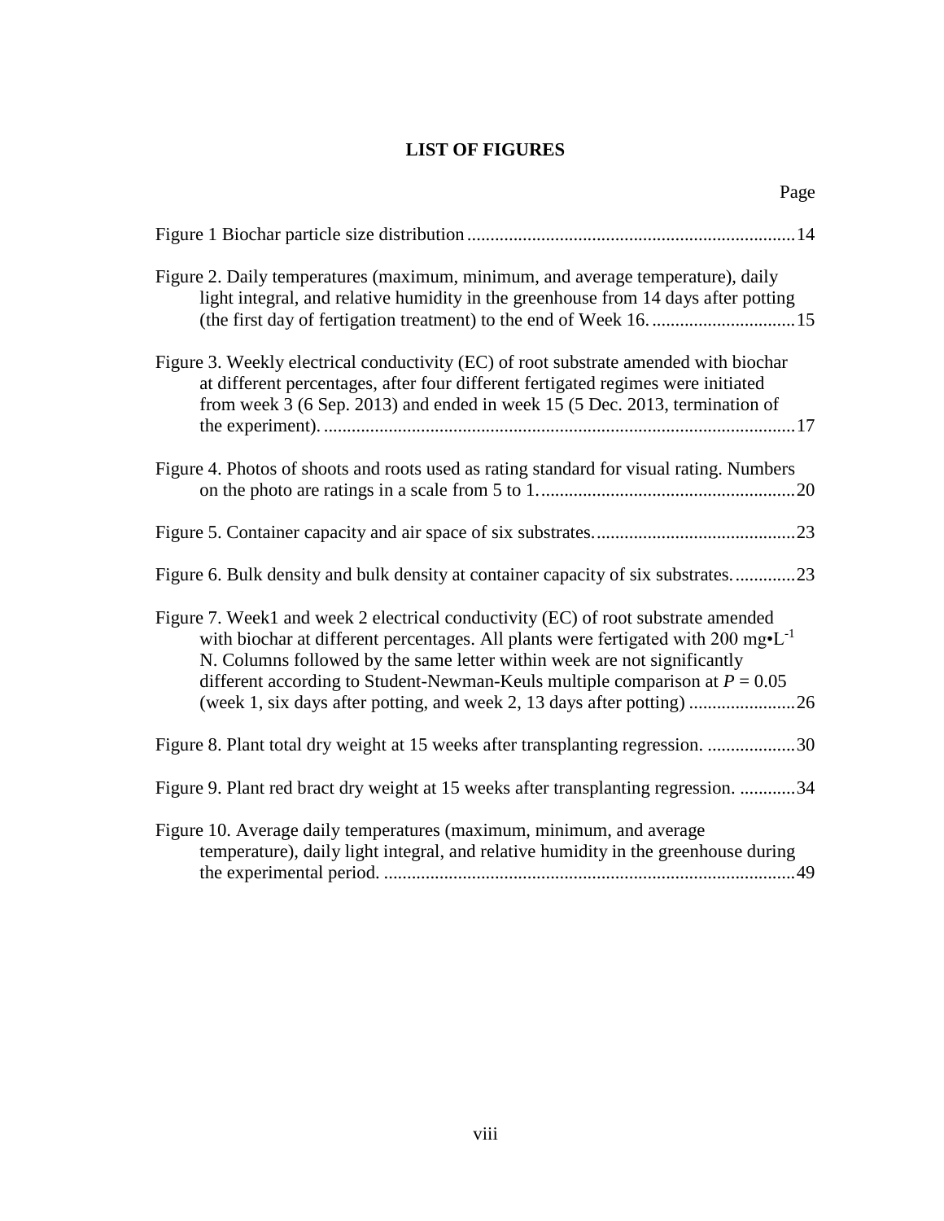# LIST OF FIGURES

Page

Figure 1 Biochar particle size distribution ........................................................................ 14

Figure 2. Daily temperatures (maximum, minimum, and average temperature), daily light integral, and relative humidity in the greenhouse from 14 days after potting (the first day of fertigation treatment) to the end of Week 16. ............................... 15

Figure 3. Weekly electrical conductivity (EC) of root substrate amended with biochar at different percentages, after four different fertigated regimes were initiated from week 3 (6 Sep. 2013) and ended in week 15 (5 Dec. 2013, termination of the experiment). ...................................................................................................... 17

Figure 4. Photos of shoots and roots used as rating standard for visual rating. Numbers on the photo are ratings in a scale from 5 to 1. ...................................................... 20

Figure 5. Container capacity and air space of six substrates. .......................................... 23

Figure 6. Bulk density and bulk density at container capacity of six substrates. ............. 23

Figure 7. Week1 and week 2 electrical conductivity (EC) of root substrate amended with biochar at different percentages. All plants were fertigated with 200 mg•$L^{-1}$ N. Columns followed by the same letter within week are not significantly different according to Student-Newman-Keuls multiple comparison at $P = 0.05$ (week 1, six days after potting, and week 2, 13 days after potting) ....................... 26

Figure 8. Plant total dry weight at 15 weeks after transplanting regression. ................... 30

Figure 9. Plant red bract dry weight at 15 weeks after transplanting regression. ............ 34

Figure 10. Average daily temperatures (maximum, minimum, and average temperature), daily light integral, and relative humidity in the greenhouse during the experimental period. .......................................................................................... 49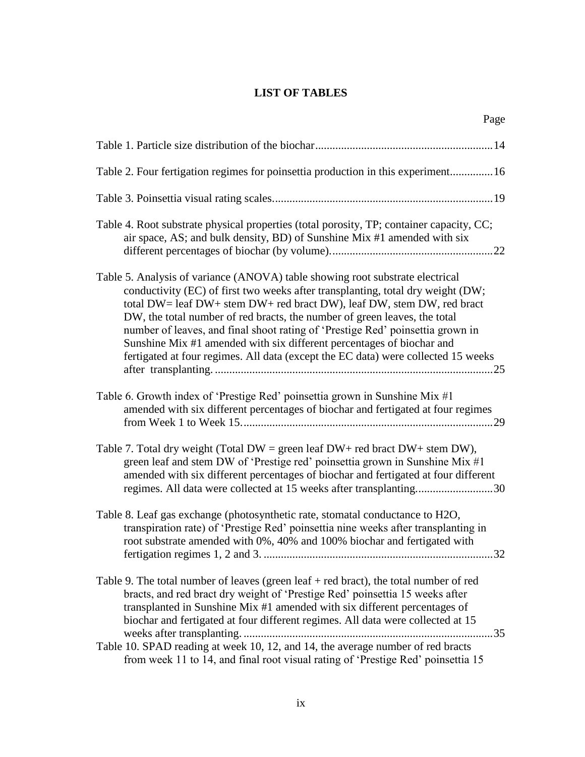# LIST OF TABLES

Page

Table 1. Particle size distribution of the biochar....14

Table 2. Four fertigation regimes for poinsettia production in this experiment....16

Table 3. Poinsettia visual rating scales....19

Table 4. Root substrate physical properties (total porosity, TP; container capacity, CC; air space, AS; and bulk density, BD) of Sunshine Mix #1 amended with six different percentages of biochar (by volume)....22

Table 5. Analysis of variance (ANOVA) table showing root substrate electrical conductivity (EC) of first two weeks after transplanting, total dry weight (DW; total DW= leaf DW+ stem DW+ red bract DW), leaf DW, stem DW, red bract DW, the total number of red bracts, the number of green leaves, the total number of leaves, and final shoot rating of 'Prestige Red' poinsettia grown in Sunshine Mix #1 amended with six different percentages of biochar and fertigated at four regimes. All data (except the EC data) were collected 15 weeks after transplanting....25

Table 6. Growth index of 'Prestige Red' poinsettia grown in Sunshine Mix #1 amended with six different percentages of biochar and fertigated at four regimes from Week 1 to Week 15....29

Table 7. Total dry weight (Total DW = green leaf DW+ red bract DW+ stem DW), green leaf and stem DW of 'Prestige red' poinsettia grown in Sunshine Mix #1 amended with six different percentages of biochar and fertigated at four different regimes. All data were collected at 15 weeks after transplanting....30

Table 8. Leaf gas exchange (photosynthetic rate, stomatal conductance to H2O, transpiration rate) of 'Prestige Red' poinsettia nine weeks after transplanting in root substrate amended with 0%, 40% and 100% biochar and fertigated with fertigation regimes 1, 2 and 3....32

Table 9. The total number of leaves (green leaf + red bract), the total number of red bracts, and red bract dry weight of 'Prestige Red' poinsettia 15 weeks after transplanted in Sunshine Mix #1 amended with six different percentages of biochar and fertigated at four different regimes. All data were collected at 15 weeks after transplanting....35

Table 10. SPAD reading at week 10, 12, and 14, the average number of red bracts from week 11 to 14, and final root visual rating of 'Prestige Red' poinsettia 15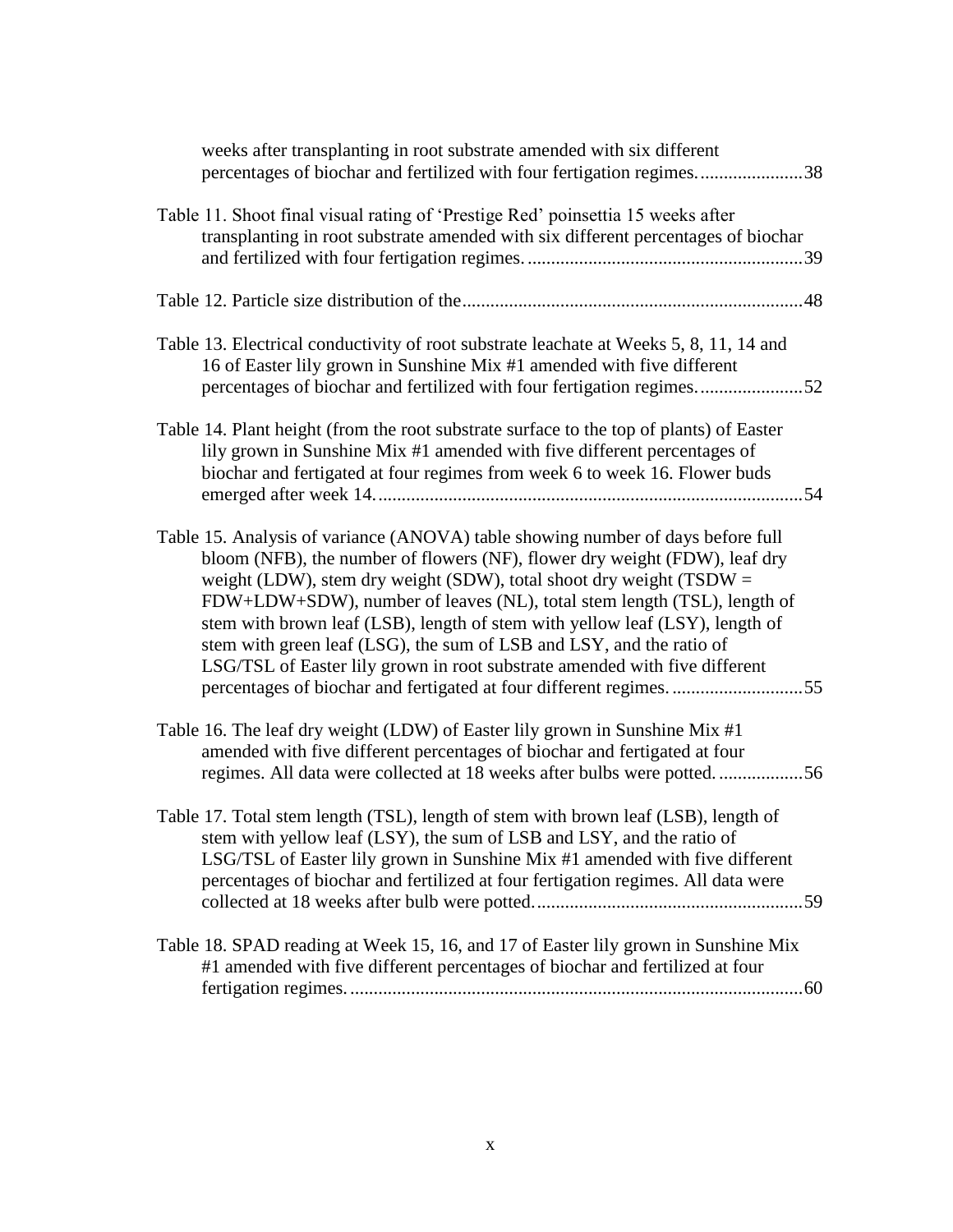weeks after transplanting in root substrate amended with six different percentages of biochar and fertilized with four fertigation regimes. ......................38

Table 11. Shoot final visual rating of 'Prestige Red' poinsettia 15 weeks after transplanting in root substrate amended with six different percentages of biochar and fertilized with four fertigation regimes. ..........................................................39

Table 12. Particle size distribution of the........................................................................48

Table 13. Electrical conductivity of root substrate leachate at Weeks 5, 8, 11, 14 and 16 of Easter lily grown in Sunshine Mix #1 amended with five different percentages of biochar and fertilized with four fertigation regimes. ......................52

Table 14. Plant height (from the root substrate surface to the top of plants) of Easter lily grown in Sunshine Mix #1 amended with five different percentages of biochar and fertigated at four regimes from week 6 to week 16. Flower buds emerged after week 14. ..........................................................................................54

Table 15. Analysis of variance (ANOVA) table showing number of days before full bloom (NFB), the number of flowers (NF), flower dry weight (FDW), leaf dry weight (LDW), stem dry weight (SDW), total shoot dry weight (TSDW = FDW+LDW+SDW), number of leaves (NL), total stem length (TSL), length of stem with brown leaf (LSB), length of stem with yellow leaf (LSY), length of stem with green leaf (LSG), the sum of LSB and LSY, and the ratio of LSG/TSL of Easter lily grown in root substrate amended with five different percentages of biochar and fertigated at four different regimes. ............................55

Table 16. The leaf dry weight (LDW) of Easter lily grown in Sunshine Mix #1 amended with five different percentages of biochar and fertigated at four regimes. All data were collected at 18 weeks after bulbs were potted. ..................56

Table 17. Total stem length (TSL), length of stem with brown leaf (LSB), length of stem with yellow leaf (LSY), the sum of LSB and LSY, and the ratio of LSG/TSL of Easter lily grown in Sunshine Mix #1 amended with five different percentages of biochar and fertilized at four fertigation regimes. All data were collected at 18 weeks after bulb were potted. .........................................................59

Table 18. SPAD reading at Week 15, 16, and 17 of Easter lily grown in Sunshine Mix #1 amended with five different percentages of biochar and fertilized at four fertigation regimes. ................................................................................................60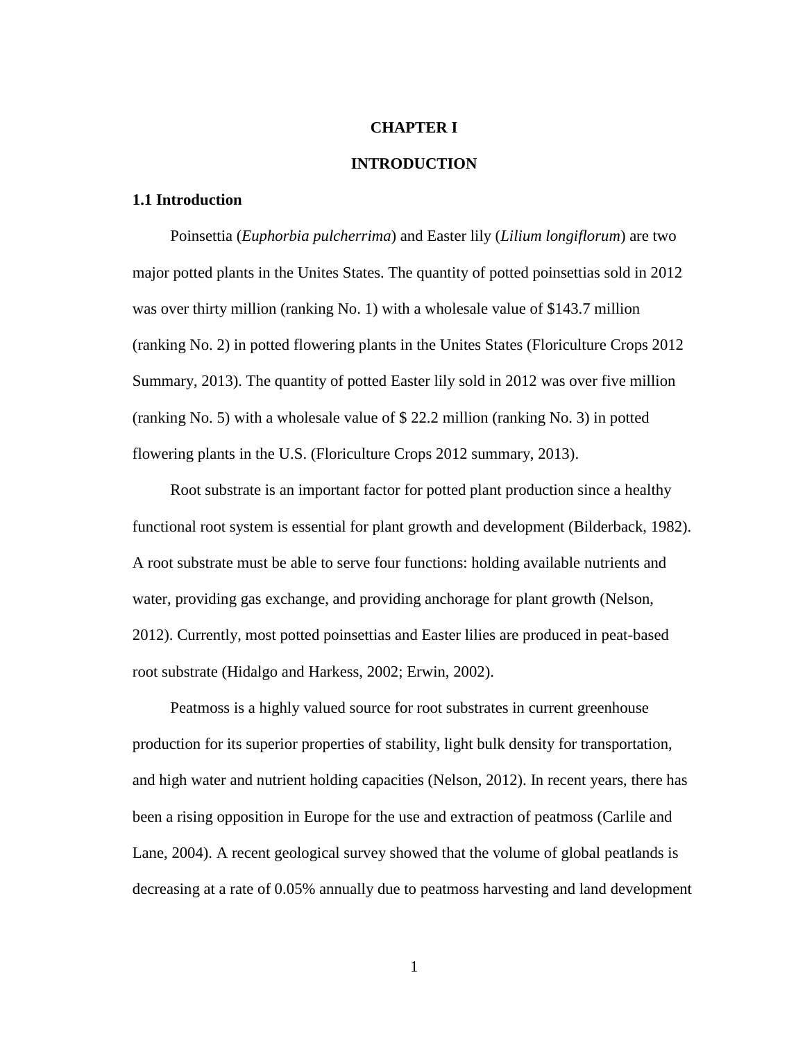# CHAPTER I

# INTRODUCTION

## 1.1 Introduction

Poinsettia (*Euphorbia pulcherrima*) and Easter lily (*Lilium longiflorum*) are two major potted plants in the Unites States. The quantity of potted poinsettias sold in 2012 was over thirty million (ranking No. 1) with a wholesale value of $143.7 million (ranking No. 2) in potted flowering plants in the Unites States (Floriculture Crops 2012 Summary, 2013). The quantity of potted Easter lily sold in 2012 was over five million (ranking No. 5) with a wholesale value of $ 22.2 million (ranking No. 3) in potted flowering plants in the U.S. (Floriculture Crops 2012 summary, 2013).

Root substrate is an important factor for potted plant production since a healthy functional root system is essential for plant growth and development (Bilderback, 1982). A root substrate must be able to serve four functions: holding available nutrients and water, providing gas exchange, and providing anchorage for plant growth (Nelson, 2012). Currently, most potted poinsettias and Easter lilies are produced in peat-based root substrate (Hidalgo and Harkess, 2002; Erwin, 2002).

Peatmoss is a highly valued source for root substrates in current greenhouse production for its superior properties of stability, light bulk density for transportation, and high water and nutrient holding capacities (Nelson, 2012). In recent years, there has been a rising opposition in Europe for the use and extraction of peatmoss (Carlile and Lane, 2004). A recent geological survey showed that the volume of global peatlands is decreasing at a rate of 0.05% annually due to peatmoss harvesting and land development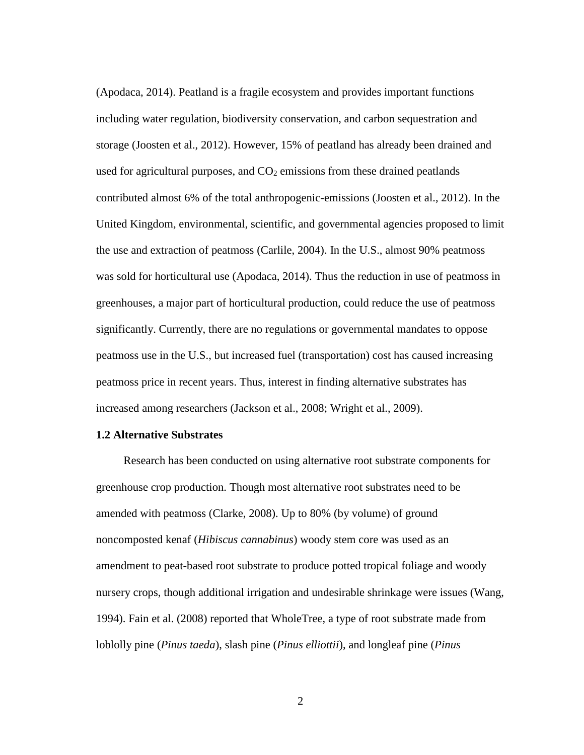(Apodaca, 2014). Peatland is a fragile ecosystem and provides important functions including water regulation, biodiversity conservation, and carbon sequestration and storage (Joosten et al., 2012). However, 15% of peatland has already been drained and used for agricultural purposes, and $CO_2$ emissions from these drained peatlands contributed almost 6% of the total anthropogenic-emissions (Joosten et al., 2012). In the United Kingdom, environmental, scientific, and governmental agencies proposed to limit the use and extraction of peatmoss (Carlile, 2004). In the U.S., almost 90% peatmoss was sold for horticultural use (Apodaca, 2014). Thus the reduction in use of peatmoss in greenhouses, a major part of horticultural production, could reduce the use of peatmoss significantly. Currently, there are no regulations or governmental mandates to oppose peatmoss use in the U.S., but increased fuel (transportation) cost has caused increasing peatmoss price in recent years. Thus, interest in finding alternative substrates has increased among researchers (Jackson et al., 2008; Wright et al., 2009).

### 1.2 Alternative Substrates

Research has been conducted on using alternative root substrate components for greenhouse crop production. Though most alternative root substrates need to be amended with peatmoss (Clarke, 2008). Up to 80% (by volume) of ground noncomposted kenaf (*Hibiscus cannabinus*) woody stem core was used as an amendment to peat-based root substrate to produce potted tropical foliage and woody nursery crops, though additional irrigation and undesirable shrinkage were issues (Wang, 1994). Fain et al. (2008) reported that WholeTree, a type of root substrate made from loblolly pine (*Pinus taeda*), slash pine (*Pinus elliottii*), and longleaf pine (*Pinus*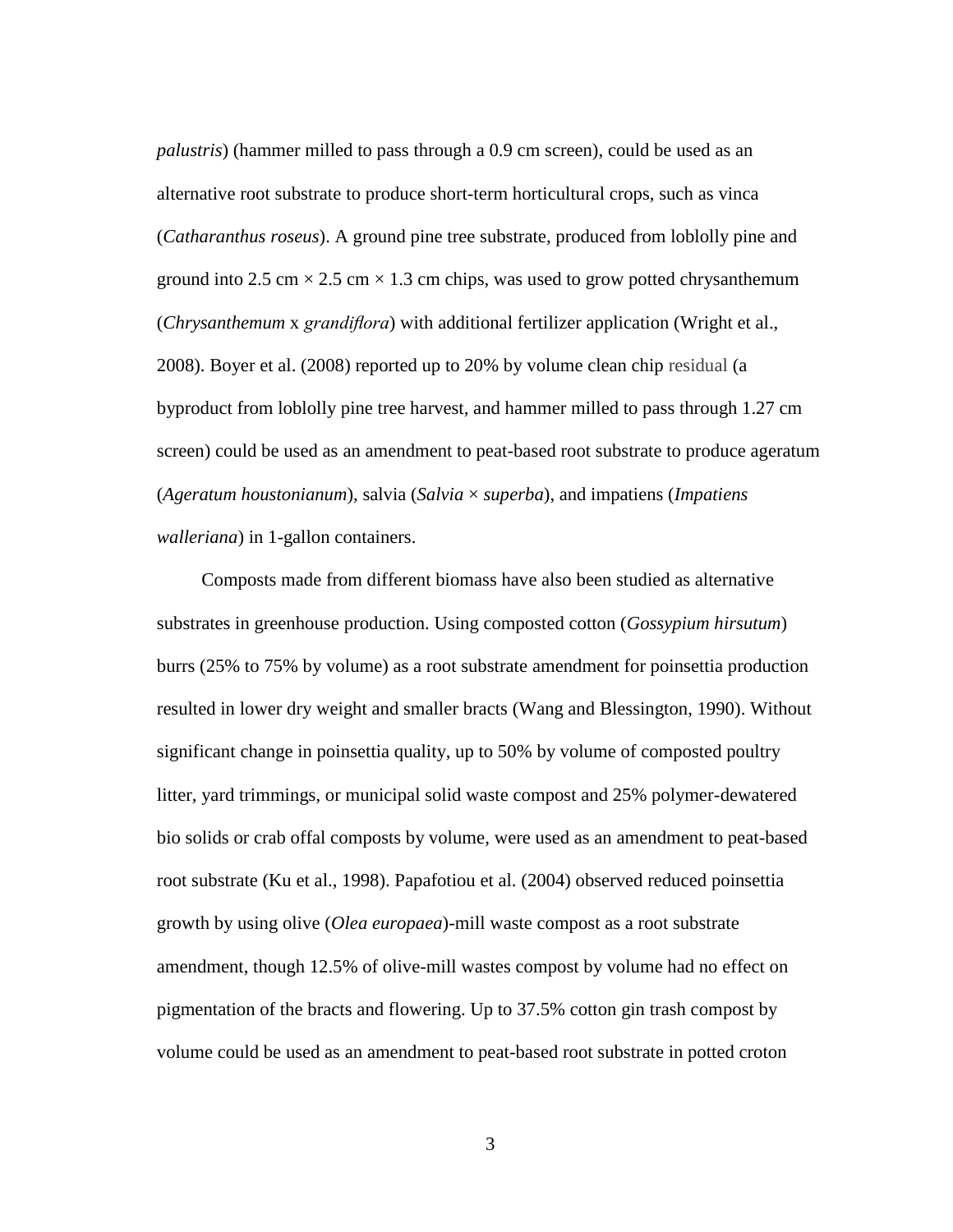*palustris*) (hammer milled to pass through a 0.9 cm screen), could be used as an alternative root substrate to produce short-term horticultural crops, such as vinca (*Catharanthus roseus*). A ground pine tree substrate, produced from loblolly pine and ground into 2.5 cm × 2.5 cm × 1.3 cm chips, was used to grow potted chrysanthemum (*Chrysanthemum* x *grandiflora*) with additional fertilizer application (Wright et al., 2008). Boyer et al. (2008) reported up to 20% by volume clean chip residual (a byproduct from loblolly pine tree harvest, and hammer milled to pass through 1.27 cm screen) could be used as an amendment to peat-based root substrate to produce ageratum (*Ageratum houstonianum*), salvia (*Salvia* × *superba*), and impatiens (*Impatiens walleriana*) in 1-gallon containers.

Composts made from different biomass have also been studied as alternative substrates in greenhouse production. Using composted cotton (*Gossypium hirsutum*) burrs (25% to 75% by volume) as a root substrate amendment for poinsettia production resulted in lower dry weight and smaller bracts (Wang and Blessington, 1990). Without significant change in poinsettia quality, up to 50% by volume of composted poultry litter, yard trimmings, or municipal solid waste compost and 25% polymer-dewatered bio solids or crab offal composts by volume, were used as an amendment to peat-based root substrate (Ku et al., 1998). Papafotiou et al. (2004) observed reduced poinsettia growth by using olive (*Olea europaea*)-mill waste compost as a root substrate amendment, though 12.5% of olive-mill wastes compost by volume had no effect on pigmentation of the bracts and flowering. Up to 37.5% cotton gin trash compost by volume could be used as an amendment to peat-based root substrate in potted croton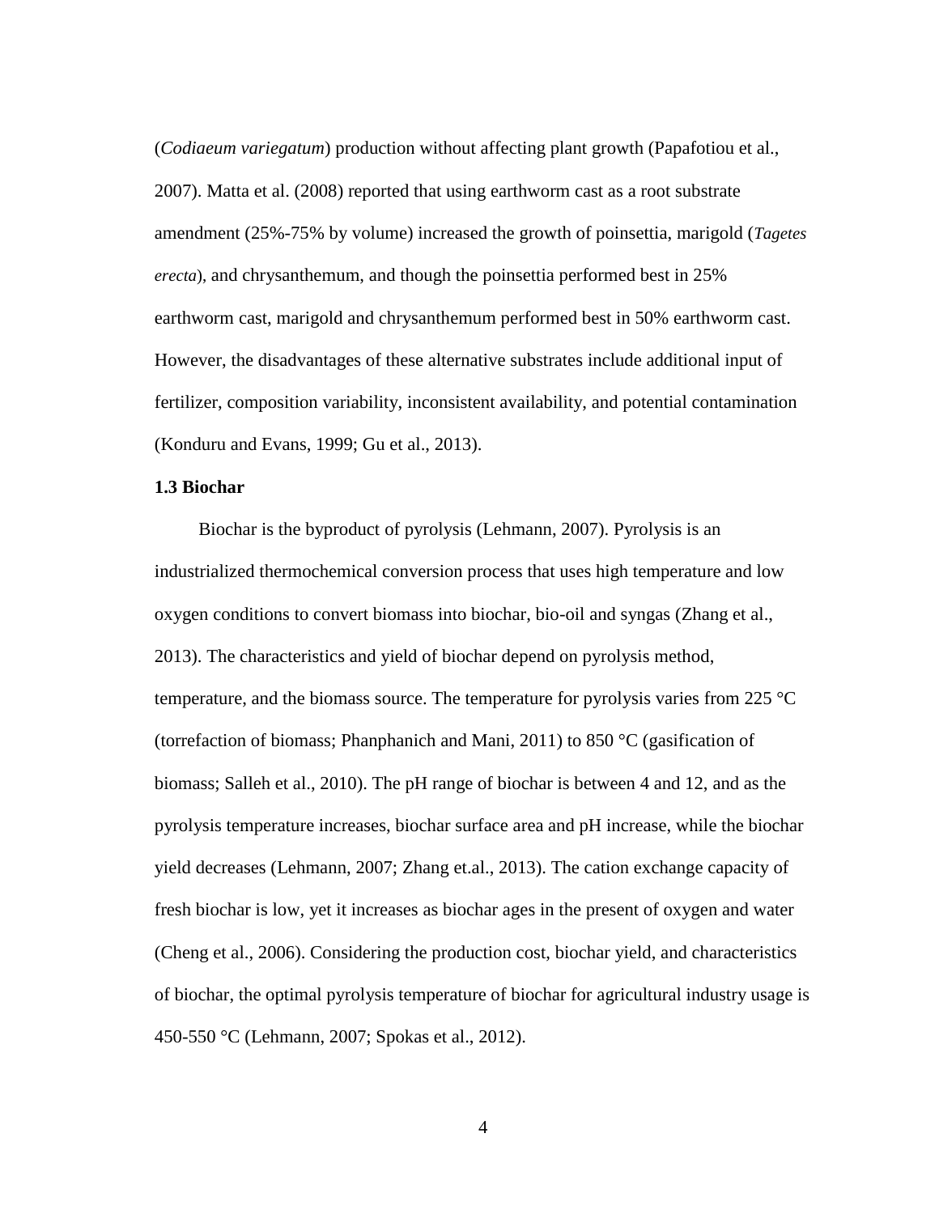(*Codiaeum variegatum*) production without affecting plant growth (Papafotiou et al., 2007). Matta et al. (2008) reported that using earthworm cast as a root substrate amendment (25%-75% by volume) increased the growth of poinsettia, marigold (*Tagetes erecta*), and chrysanthemum, and though the poinsettia performed best in 25% earthworm cast, marigold and chrysanthemum performed best in 50% earthworm cast. However, the disadvantages of these alternative substrates include additional input of fertilizer, composition variability, inconsistent availability, and potential contamination (Konduru and Evans, 1999; Gu et al., 2013).

### 1.3 Biochar

Biochar is the byproduct of pyrolysis (Lehmann, 2007). Pyrolysis is an industrialized thermochemical conversion process that uses high temperature and low oxygen conditions to convert biomass into biochar, bio-oil and syngas (Zhang et al., 2013). The characteristics and yield of biochar depend on pyrolysis method, temperature, and the biomass source. The temperature for pyrolysis varies from 225 °C (torrefaction of biomass; Phanphanich and Mani, 2011) to 850 °C (gasification of biomass; Salleh et al., 2010). The pH range of biochar is between 4 and 12, and as the pyrolysis temperature increases, biochar surface area and pH increase, while the biochar yield decreases (Lehmann, 2007; Zhang et.al., 2013). The cation exchange capacity of fresh biochar is low, yet it increases as biochar ages in the present of oxygen and water (Cheng et al., 2006). Considering the production cost, biochar yield, and characteristics of biochar, the optimal pyrolysis temperature of biochar for agricultural industry usage is 450-550 °C (Lehmann, 2007; Spokas et al., 2012).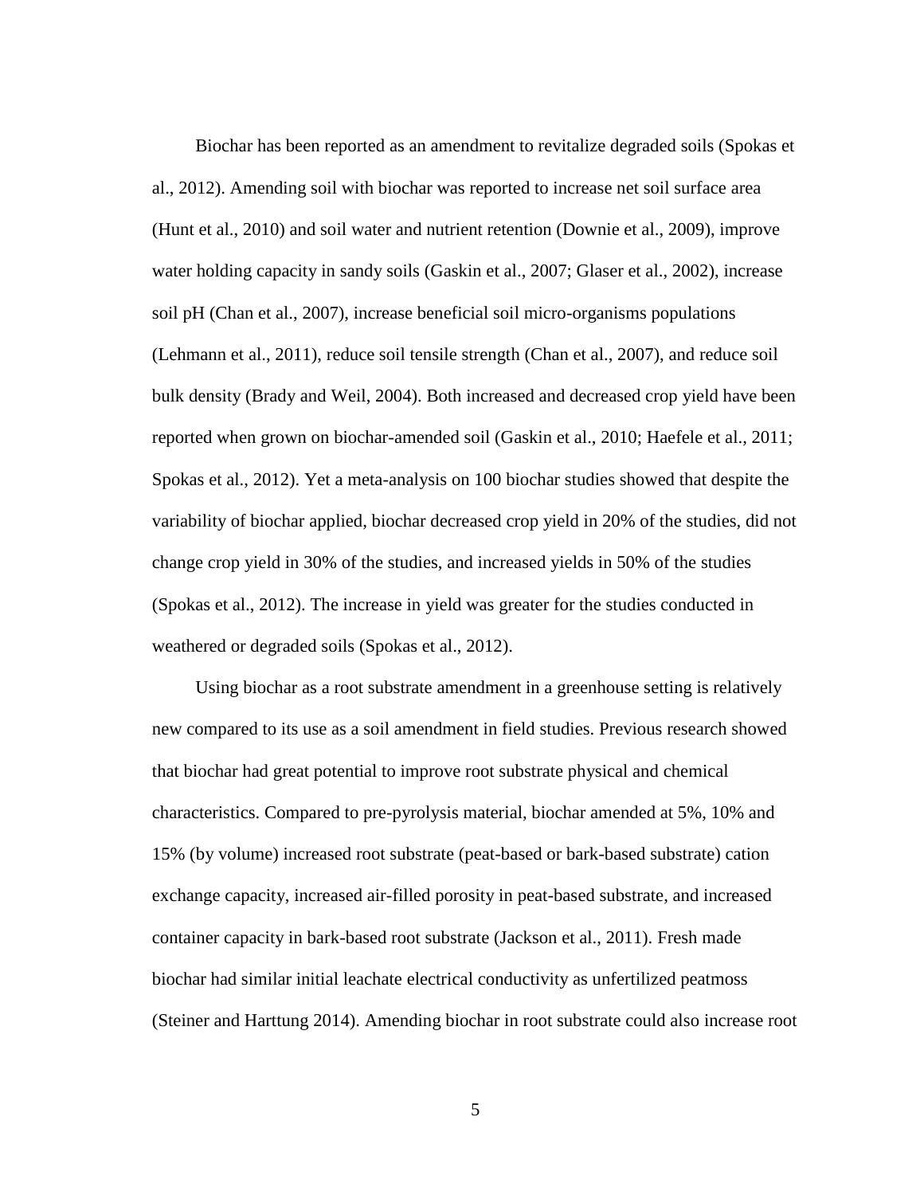Biochar has been reported as an amendment to revitalize degraded soils (Spokas et al., 2012). Amending soil with biochar was reported to increase net soil surface area (Hunt et al., 2010) and soil water and nutrient retention (Downie et al., 2009), improve water holding capacity in sandy soils (Gaskin et al., 2007; Glaser et al., 2002), increase soil pH (Chan et al., 2007), increase beneficial soil micro-organisms populations (Lehmann et al., 2011), reduce soil tensile strength (Chan et al., 2007), and reduce soil bulk density (Brady and Weil, 2004). Both increased and decreased crop yield have been reported when grown on biochar-amended soil (Gaskin et al., 2010; Haefele et al., 2011; Spokas et al., 2012). Yet a meta-analysis on 100 biochar studies showed that despite the variability of biochar applied, biochar decreased crop yield in 20% of the studies, did not change crop yield in 30% of the studies, and increased yields in 50% of the studies (Spokas et al., 2012). The increase in yield was greater for the studies conducted in weathered or degraded soils (Spokas et al., 2012).

Using biochar as a root substrate amendment in a greenhouse setting is relatively new compared to its use as a soil amendment in field studies. Previous research showed that biochar had great potential to improve root substrate physical and chemical characteristics. Compared to pre-pyrolysis material, biochar amended at 5%, 10% and 15% (by volume) increased root substrate (peat-based or bark-based substrate) cation exchange capacity, increased air-filled porosity in peat-based substrate, and increased container capacity in bark-based root substrate (Jackson et al., 2011). Fresh made biochar had similar initial leachate electrical conductivity as unfertilized peatmoss (Steiner and Harttung 2014). Amending biochar in root substrate could also increase root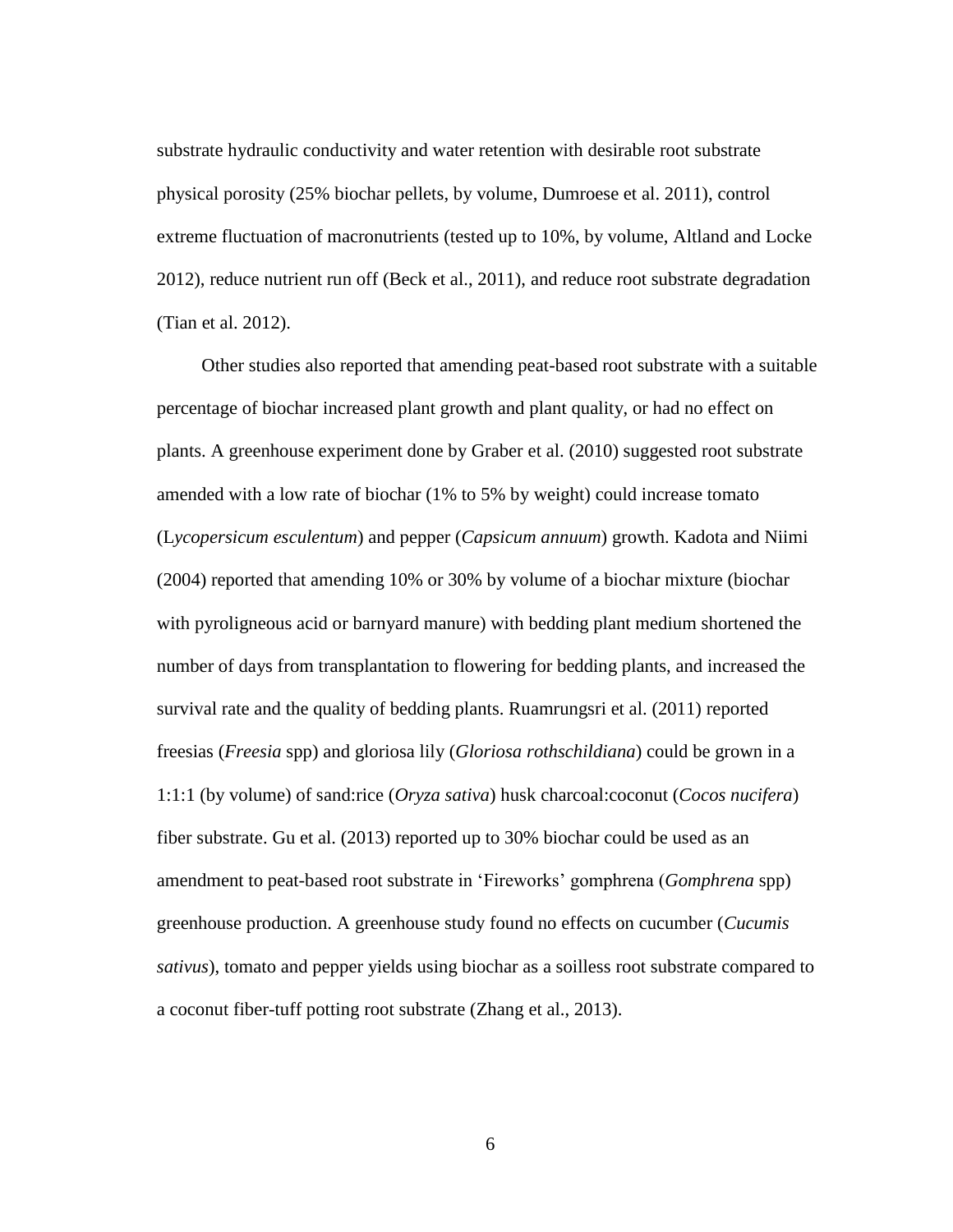substrate hydraulic conductivity and water retention with desirable root substrate physical porosity (25% biochar pellets, by volume, Dumroese et al. 2011), control extreme fluctuation of macronutrients (tested up to 10%, by volume, Altland and Locke 2012), reduce nutrient run off (Beck et al., 2011), and reduce root substrate degradation (Tian et al. 2012).

Other studies also reported that amending peat-based root substrate with a suitable percentage of biochar increased plant growth and plant quality, or had no effect on plants. A greenhouse experiment done by Graber et al. (2010) suggested root substrate amended with a low rate of biochar (1% to 5% by weight) could increase tomato (L*ycopersicum esculentum*) and pepper (*Capsicum annuum*) growth. Kadota and Niimi (2004) reported that amending 10% or 30% by volume of a biochar mixture (biochar with pyroligneous acid or barnyard manure) with bedding plant medium shortened the number of days from transplantation to flowering for bedding plants, and increased the survival rate and the quality of bedding plants. Ruamrungsri et al. (2011) reported freesias (*Freesia* spp) and gloriosa lily (*Gloriosa rothschildiana*) could be grown in a 1:1:1 (by volume) of sand:rice (*Oryza sativa*) husk charcoal:coconut (*Cocos nucifera*) fiber substrate. Gu et al. (2013) reported up to 30% biochar could be used as an amendment to peat-based root substrate in 'Fireworks' gomphrena (*Gomphrena* spp) greenhouse production. A greenhouse study found no effects on cucumber (*Cucumis sativus*), tomato and pepper yields using biochar as a soilless root substrate compared to a coconut fiber-tuff potting root substrate (Zhang et al., 2013).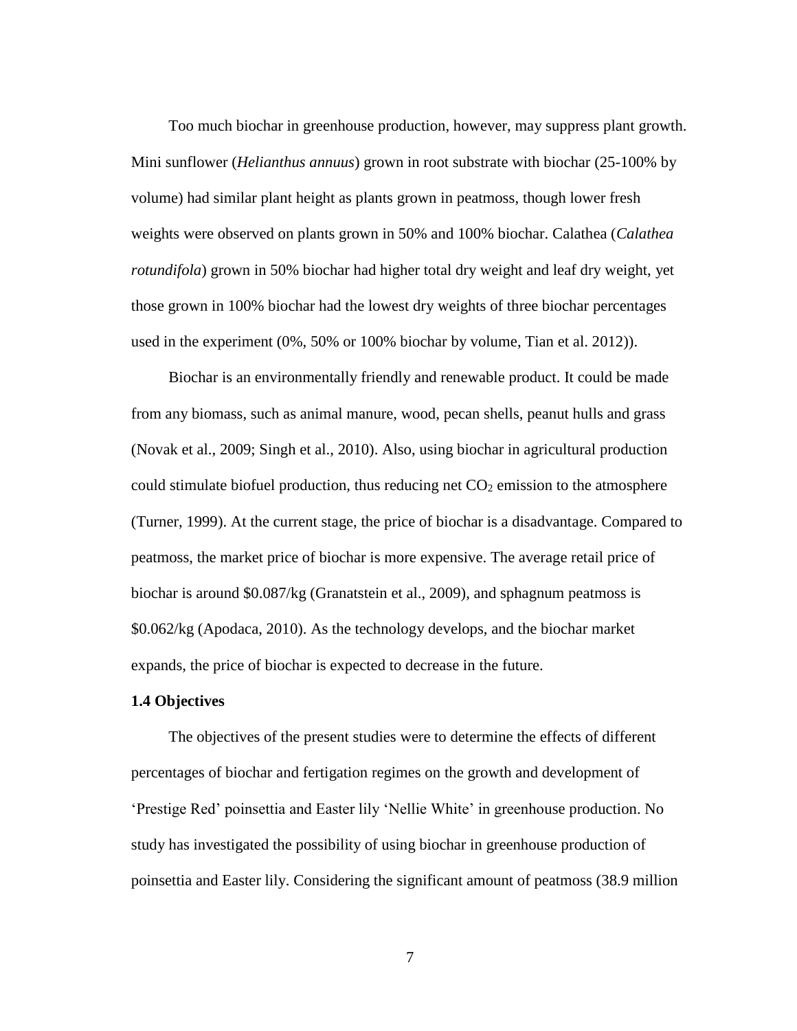Too much biochar in greenhouse production, however, may suppress plant growth. Mini sunflower (*Helianthus annuus*) grown in root substrate with biochar (25-100% by volume) had similar plant height as plants grown in peatmoss, though lower fresh weights were observed on plants grown in 50% and 100% biochar. Calathea (*Calathea rotundifola*) grown in 50% biochar had higher total dry weight and leaf dry weight, yet those grown in 100% biochar had the lowest dry weights of three biochar percentages used in the experiment (0%, 50% or 100% biochar by volume, Tian et al. 2012)).

Biochar is an environmentally friendly and renewable product. It could be made from any biomass, such as animal manure, wood, pecan shells, peanut hulls and grass (Novak et al., 2009; Singh et al., 2010). Also, using biochar in agricultural production could stimulate biofuel production, thus reducing net $CO_2$ emission to the atmosphere (Turner, 1999). At the current stage, the price of biochar is a disadvantage. Compared to peatmoss, the market price of biochar is more expensive. The average retail price of biochar is around \$0.087/kg (Granatstein et al., 2009), and sphagnum peatmoss is \$0.062/kg (Apodaca, 2010). As the technology develops, and the biochar market expands, the price of biochar is expected to decrease in the future.

### 1.4 Objectives

The objectives of the present studies were to determine the effects of different percentages of biochar and fertigation regimes on the growth and development of 'Prestige Red' poinsettia and Easter lily 'Nellie White' in greenhouse production. No study has investigated the possibility of using biochar in greenhouse production of poinsettia and Easter lily. Considering the significant amount of peatmoss (38.9 million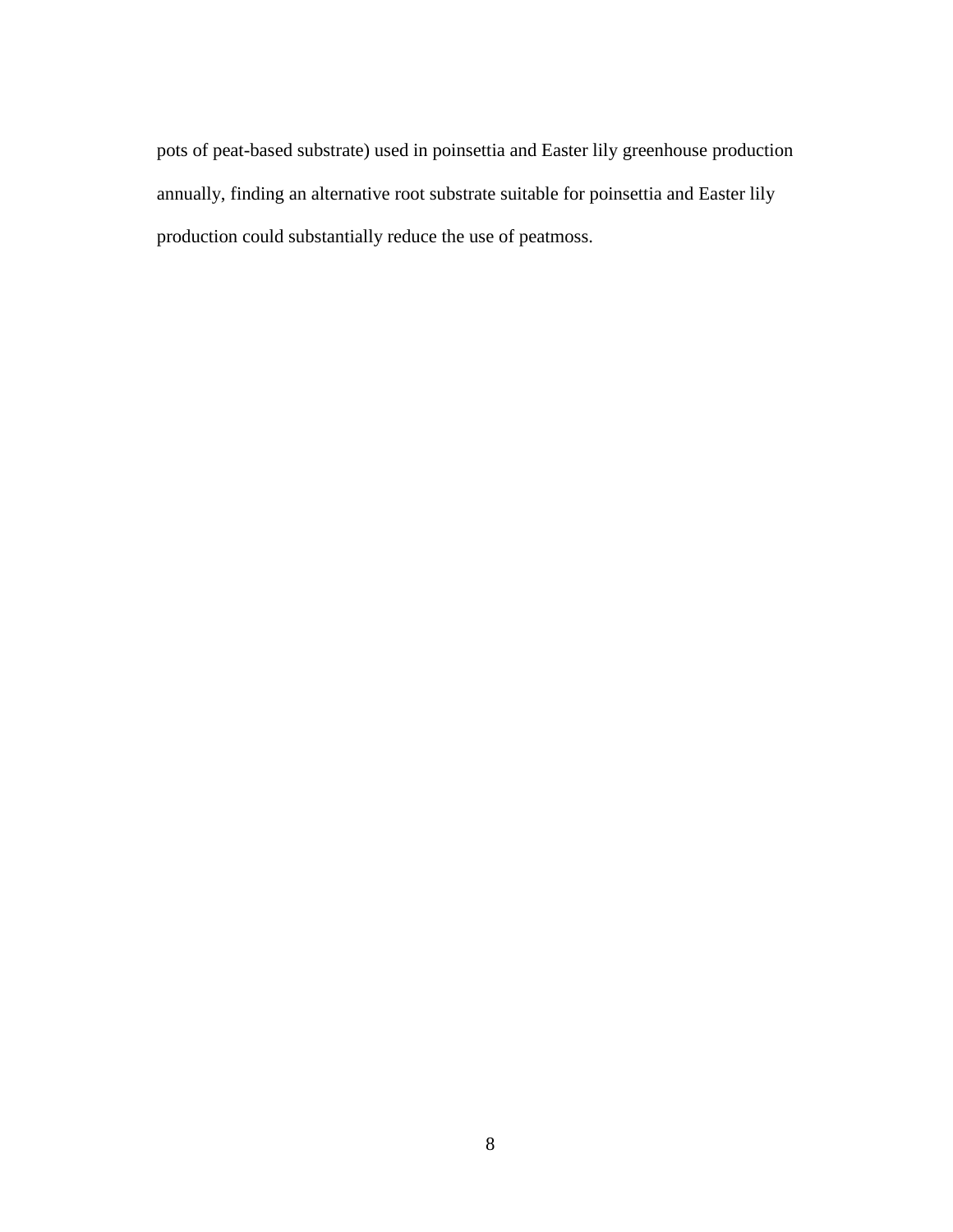pots of peat-based substrate) used in poinsettia and Easter lily greenhouse production annually, finding an alternative root substrate suitable for poinsettia and Easter lily production could substantially reduce the use of peatmoss.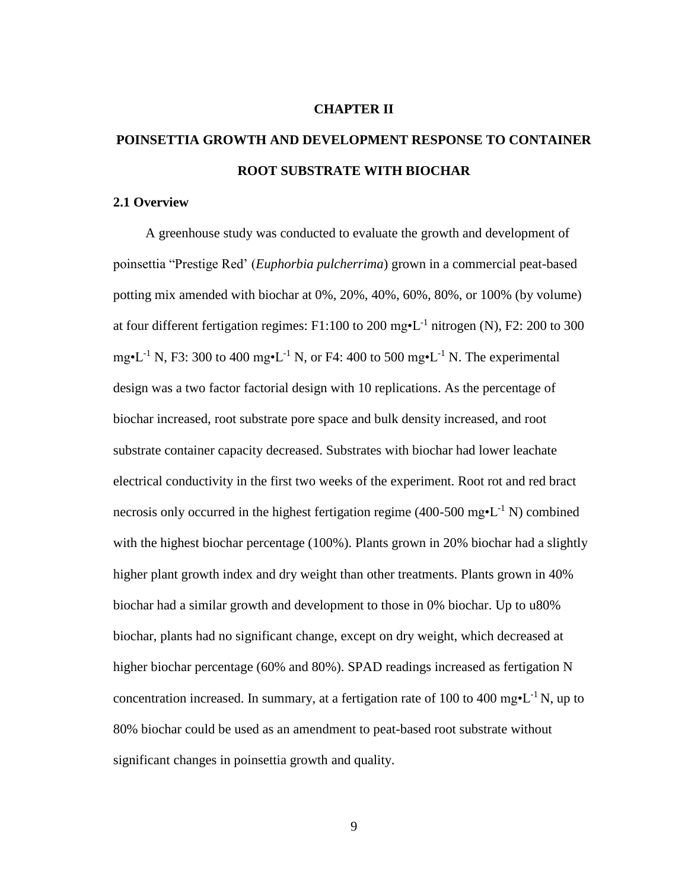# CHAPTER II

# POINSETTIA GROWTH AND DEVELOPMENT RESPONSE TO CONTAINER ROOT SUBSTRATE WITH BIOCHAR

## 2.1 Overview

A greenhouse study was conducted to evaluate the growth and development of poinsettia "Prestige Red' (*Euphorbia pulcherrima*) grown in a commercial peat-based potting mix amended with biochar at 0%, 20%, 40%, 60%, 80%, or 100% (by volume) at four different fertigation regimes: F1:100 to 200 mg•$L^{-1}$ nitrogen (N), F2: 200 to 300 mg•$L^{-1}$ N, F3: 300 to 400 mg•$L^{-1}$ N, or F4: 400 to 500 mg•$L^{-1}$ N. The experimental design was a two factor factorial design with 10 replications. As the percentage of biochar increased, root substrate pore space and bulk density increased, and root substrate container capacity decreased. Substrates with biochar had lower leachate electrical conductivity in the first two weeks of the experiment. Root rot and red bract necrosis only occurred in the highest fertigation regime (400-500 mg•$L^{-1}$ N) combined with the highest biochar percentage (100%). Plants grown in 20% biochar had a slightly higher plant growth index and dry weight than other treatments. Plants grown in 40% biochar had a similar growth and development to those in 0% biochar. Up to u80% biochar, plants had no significant change, except on dry weight, which decreased at higher biochar percentage (60% and 80%). SPAD readings increased as fertigation N concentration increased. In summary, at a fertigation rate of 100 to 400 mg•$L^{-1}$ N, up to 80% biochar could be used as an amendment to peat-based root substrate without significant changes in poinsettia growth and quality.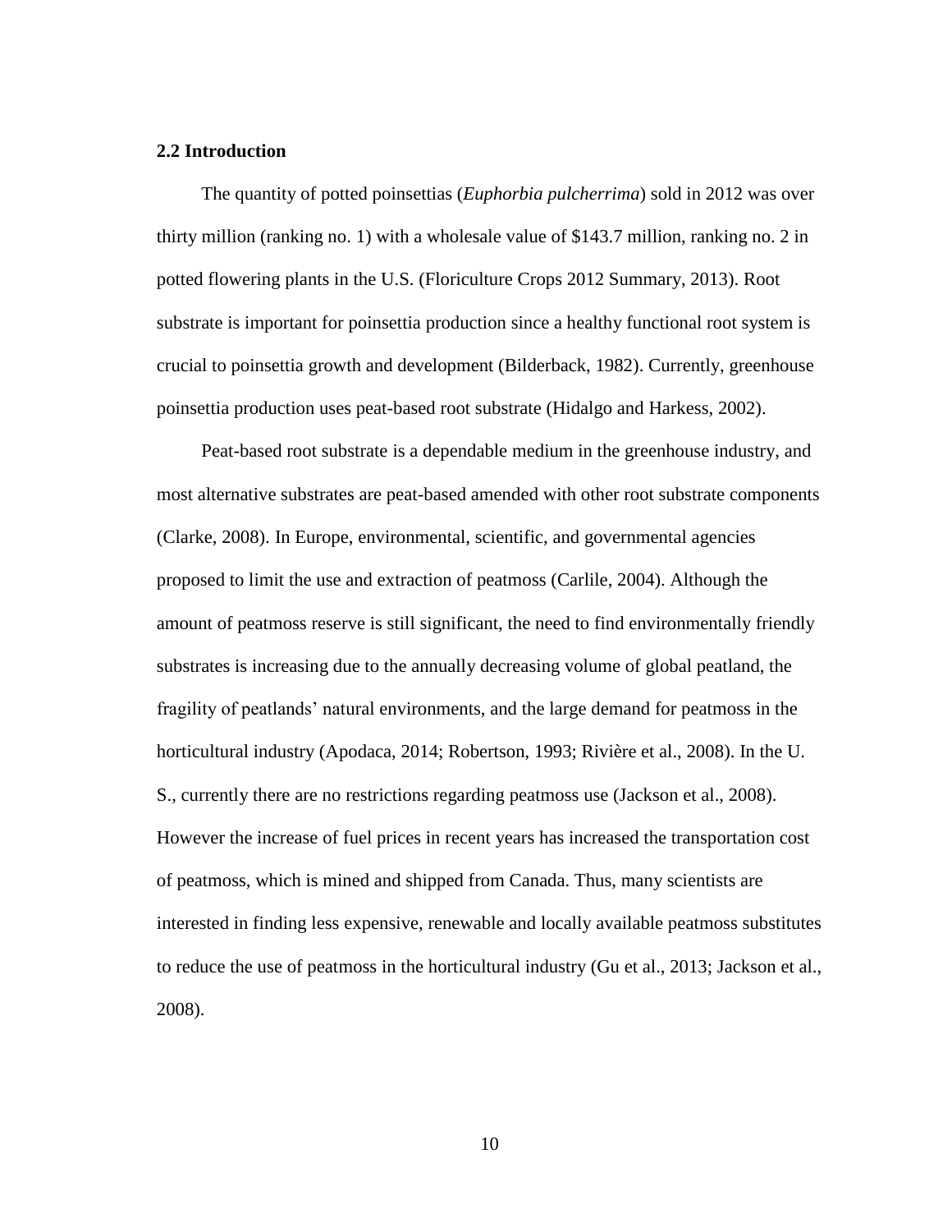## 2.2 Introduction

The quantity of potted poinsettias (*Euphorbia pulcherrima*) sold in 2012 was over thirty million (ranking no. 1) with a wholesale value of $143.7 million, ranking no. 2 in potted flowering plants in the U.S. (Floriculture Crops 2012 Summary, 2013). Root substrate is important for poinsettia production since a healthy functional root system is crucial to poinsettia growth and development (Bilderback, 1982). Currently, greenhouse poinsettia production uses peat-based root substrate (Hidalgo and Harkess, 2002).

Peat-based root substrate is a dependable medium in the greenhouse industry, and most alternative substrates are peat-based amended with other root substrate components (Clarke, 2008). In Europe, environmental, scientific, and governmental agencies proposed to limit the use and extraction of peatmoss (Carlile, 2004). Although the amount of peatmoss reserve is still significant, the need to find environmentally friendly substrates is increasing due to the annually decreasing volume of global peatland, the fragility of peatlands' natural environments, and the large demand for peatmoss in the horticultural industry (Apodaca, 2014; Robertson, 1993; Rivière et al., 2008). In the U. S., currently there are no restrictions regarding peatmoss use (Jackson et al., 2008). However the increase of fuel prices in recent years has increased the transportation cost of peatmoss, which is mined and shipped from Canada. Thus, many scientists are interested in finding less expensive, renewable and locally available peatmoss substitutes to reduce the use of peatmoss in the horticultural industry (Gu et al., 2013; Jackson et al., 2008).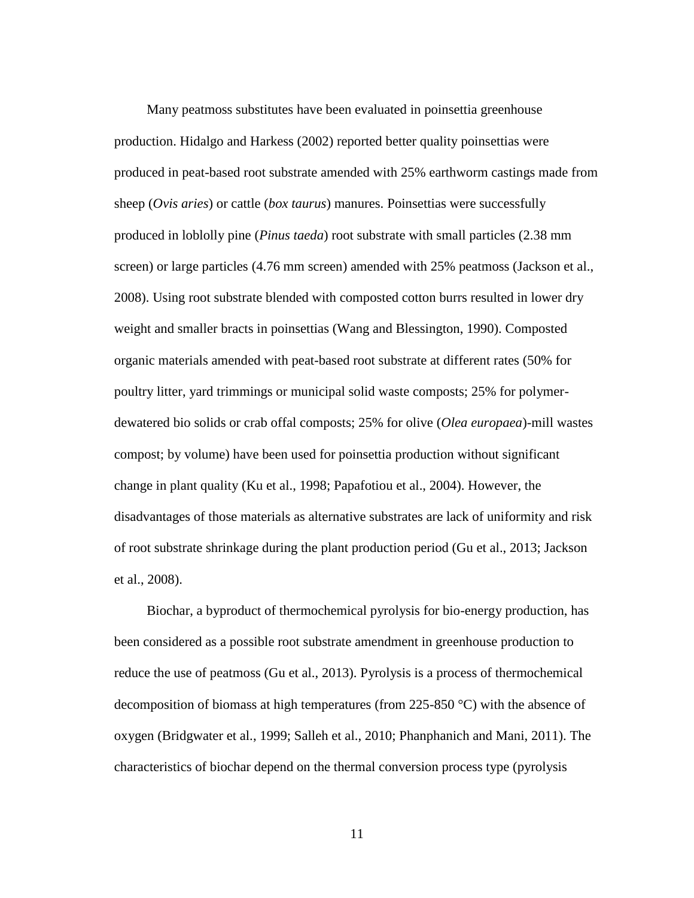Many peatmoss substitutes have been evaluated in poinsettia greenhouse production. Hidalgo and Harkess (2002) reported better quality poinsettias were produced in peat-based root substrate amended with 25% earthworm castings made from sheep (*Ovis aries*) or cattle (*box taurus*) manures. Poinsettias were successfully produced in loblolly pine (*Pinus taeda*) root substrate with small particles (2.38 mm screen) or large particles (4.76 mm screen) amended with 25% peatmoss (Jackson et al., 2008). Using root substrate blended with composted cotton burrs resulted in lower dry weight and smaller bracts in poinsettias (Wang and Blessington, 1990). Composted organic materials amended with peat-based root substrate at different rates (50% for poultry litter, yard trimmings or municipal solid waste composts; 25% for polymer-dewatered bio solids or crab offal composts; 25% for olive (*Olea europaea*)-mill wastes compost; by volume) have been used for poinsettia production without significant change in plant quality (Ku et al., 1998; Papafotiou et al., 2004). However, the disadvantages of those materials as alternative substrates are lack of uniformity and risk of root substrate shrinkage during the plant production period (Gu et al., 2013; Jackson et al., 2008).

Biochar, a byproduct of thermochemical pyrolysis for bio-energy production, has been considered as a possible root substrate amendment in greenhouse production to reduce the use of peatmoss (Gu et al., 2013). Pyrolysis is a process of thermochemical decomposition of biomass at high temperatures (from 225-850 °C) with the absence of oxygen (Bridgwater et al., 1999; Salleh et al., 2010; Phanphanich and Mani, 2011). The characteristics of biochar depend on the thermal conversion process type (pyrolysis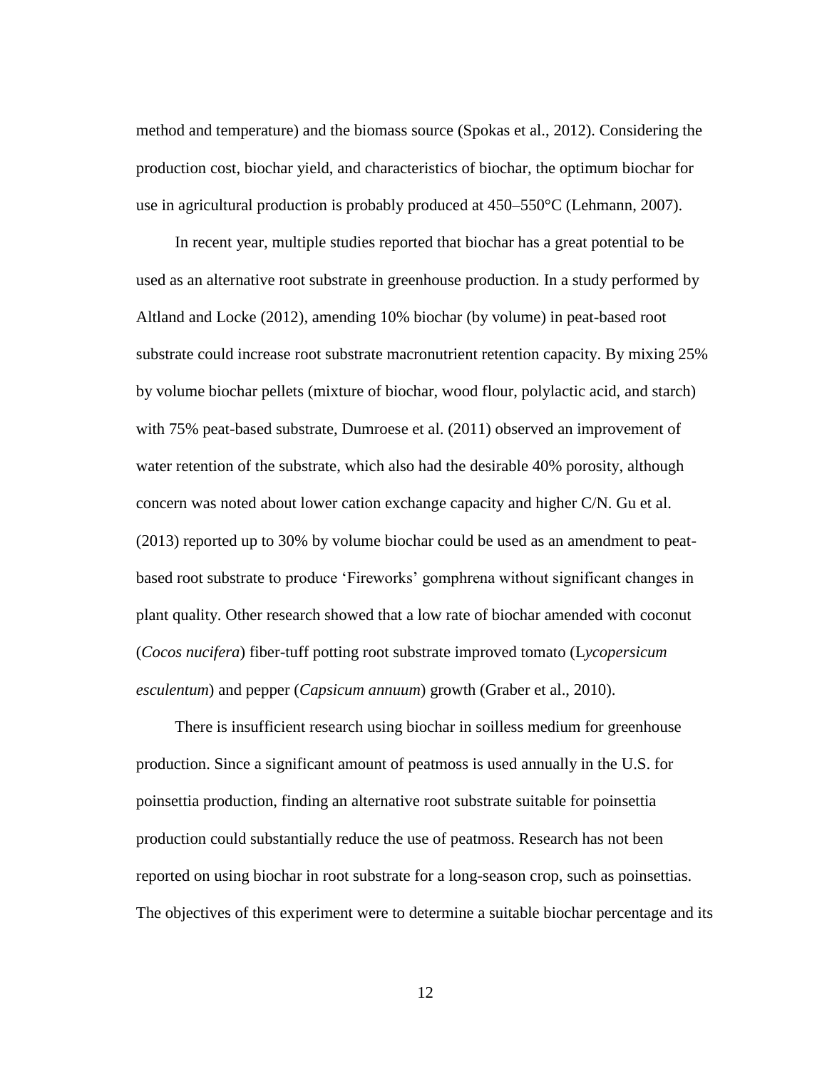method and temperature) and the biomass source (Spokas et al., 2012). Considering the production cost, biochar yield, and characteristics of biochar, the optimum biochar for use in agricultural production is probably produced at 450–550°C (Lehmann, 2007).

In recent year, multiple studies reported that biochar has a great potential to be used as an alternative root substrate in greenhouse production. In a study performed by Altland and Locke (2012), amending 10% biochar (by volume) in peat-based root substrate could increase root substrate macronutrient retention capacity. By mixing 25% by volume biochar pellets (mixture of biochar, wood flour, polylactic acid, and starch) with 75% peat-based substrate, Dumroese et al. (2011) observed an improvement of water retention of the substrate, which also had the desirable 40% porosity, although concern was noted about lower cation exchange capacity and higher C/N. Gu et al. (2013) reported up to 30% by volume biochar could be used as an amendment to peat-based root substrate to produce 'Fireworks' gomphrena without significant changes in plant quality. Other research showed that a low rate of biochar amended with coconut (*Cocos nucifera*) fiber-tuff potting root substrate improved tomato (L*ycopersicum esculentum*) and pepper (*Capsicum annuum*) growth (Graber et al., 2010).

There is insufficient research using biochar in soilless medium for greenhouse production. Since a significant amount of peatmoss is used annually in the U.S. for poinsettia production, finding an alternative root substrate suitable for poinsettia production could substantially reduce the use of peatmoss. Research has not been reported on using biochar in root substrate for a long-season crop, such as poinsettias. The objectives of this experiment were to determine a suitable biochar percentage and its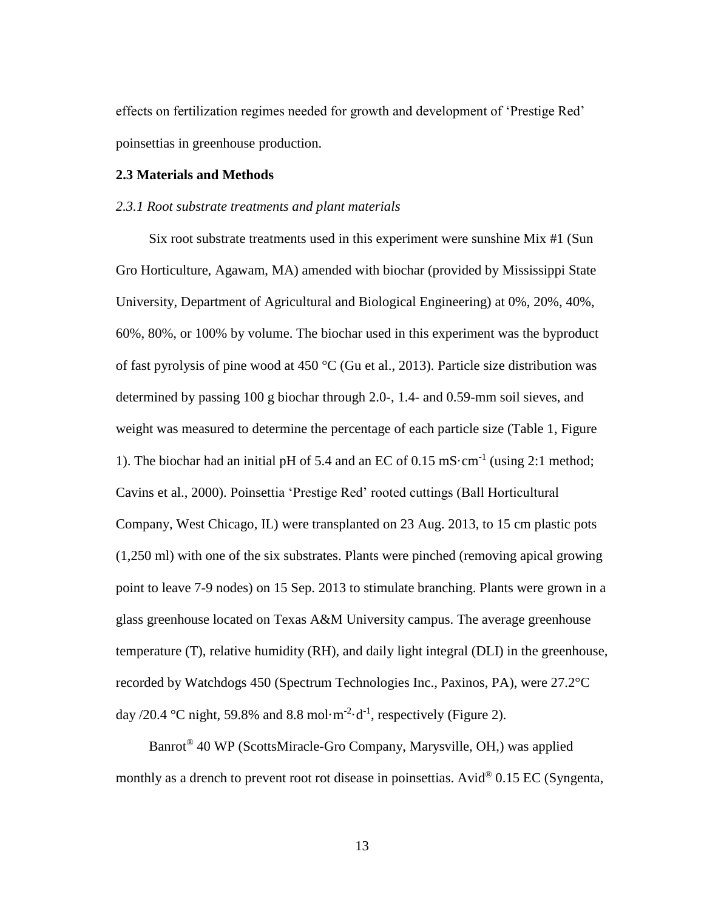effects on fertilization regimes needed for growth and development of 'Prestige Red' poinsettias in greenhouse production.

## 2.3 Materials and Methods

### *2.3.1 Root substrate treatments and plant materials*

Six root substrate treatments used in this experiment were sunshine Mix #1 (Sun Gro Horticulture, Agawam, MA) amended with biochar (provided by Mississippi State University, Department of Agricultural and Biological Engineering) at 0%, 20%, 40%, 60%, 80%, or 100% by volume. The biochar used in this experiment was the byproduct of fast pyrolysis of pine wood at 450 °C (Gu et al., 2013). Particle size distribution was determined by passing 100 g biochar through 2.0-, 1.4- and 0.59-mm soil sieves, and weight was measured to determine the percentage of each particle size (Table 1, Figure 1). The biochar had an initial pH of 5.4 and an EC of 0.15 $mS·cm^{-1}$ (using 2:1 method; Cavins et al., 2000). Poinsettia 'Prestige Red' rooted cuttings (Ball Horticultural Company, West Chicago, IL) were transplanted on 23 Aug. 2013, to 15 cm plastic pots (1,250 ml) with one of the six substrates. Plants were pinched (removing apical growing point to leave 7-9 nodes) on 15 Sep. 2013 to stimulate branching. Plants were grown in a glass greenhouse located on Texas A&M University campus. The average greenhouse temperature (T), relative humidity (RH), and daily light integral (DLI) in the greenhouse, recorded by Watchdogs 450 (Spectrum Technologies Inc., Paxinos, PA), were 27.2°C day /20.4 °C night, 59.8% and 8.8 $mol·m^{-2}·d^{-1}$, respectively (Figure 2).

Banrot® 40 WP (ScottsMiracle-Gro Company, Marysville, OH,) was applied monthly as a drench to prevent root rot disease in poinsettias. Avid® 0.15 EC (Syngenta,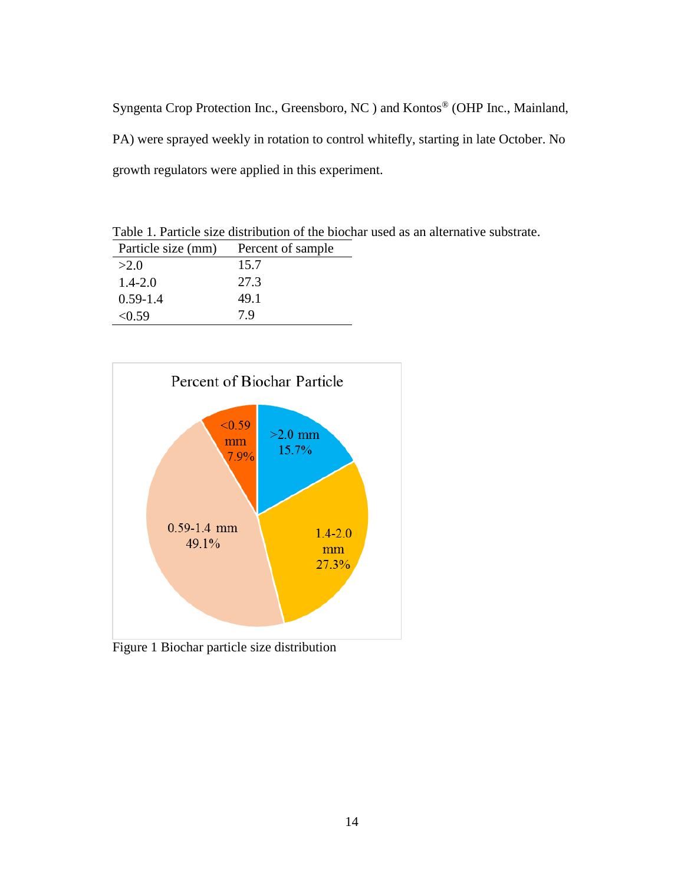Syngenta Crop Protection Inc., Greensboro, NC ) and Kontos® (OHP Inc., Mainland, PA) were sprayed weekly in rotation to control whitefly, starting in late October. No growth regulators were applied in this experiment.

Table 1. Particle size distribution of the biochar used as an alternative substrate.

| Particle size (mm) | Percent of sample |
|---|---|
| >2.0 | 15.7 |
| 1.4-2.0 | 27.3 |
| 0.59-1.4 | 49.1 |
| <0.59 | 7.9 |

Figure 1 Biochar particle size distribution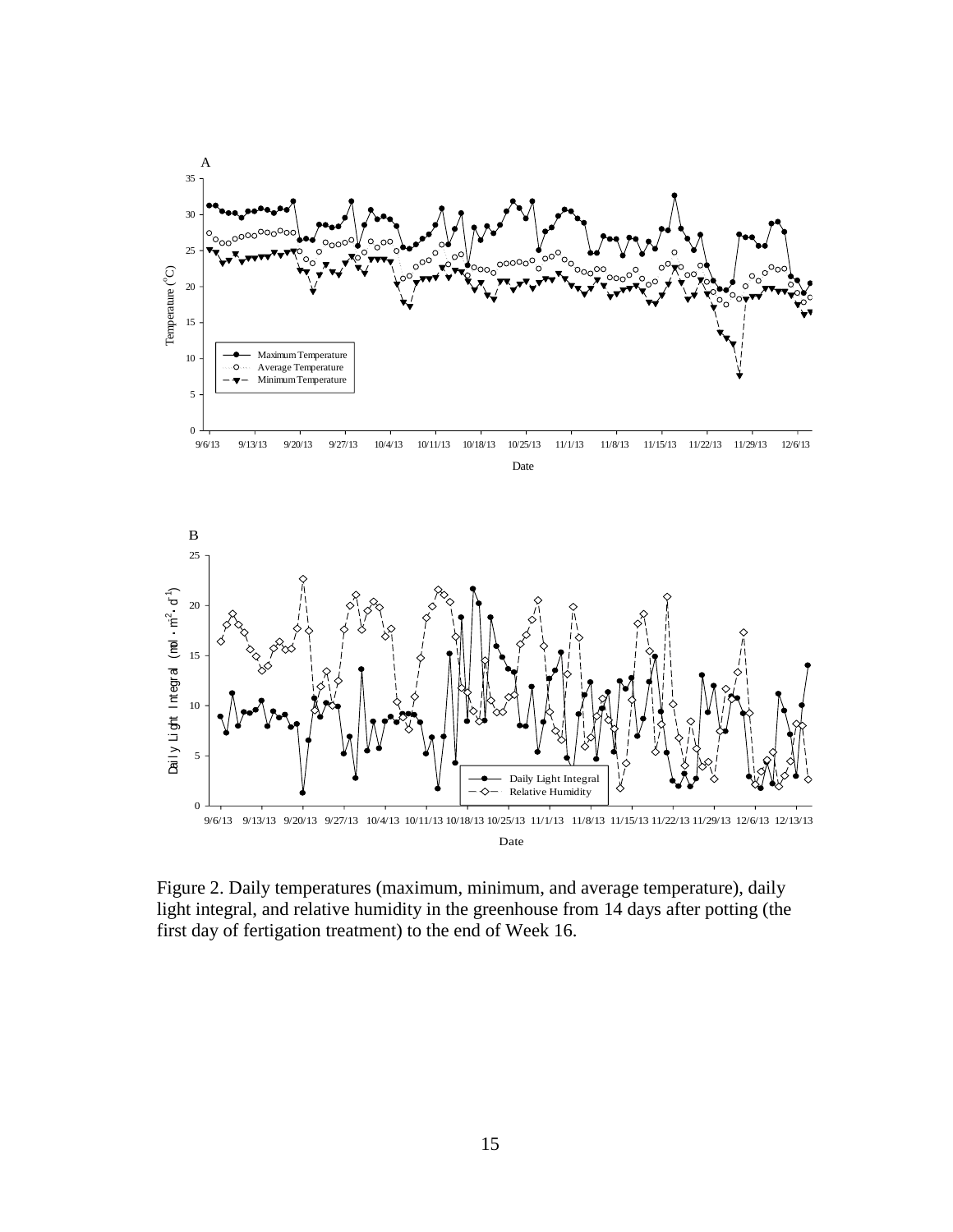Figure 2. Daily temperatures (maximum, minimum, and average temperature), daily light integral, and relative humidity in the greenhouse from 14 days after potting (the first day of fertigation treatment) to the end of Week 16.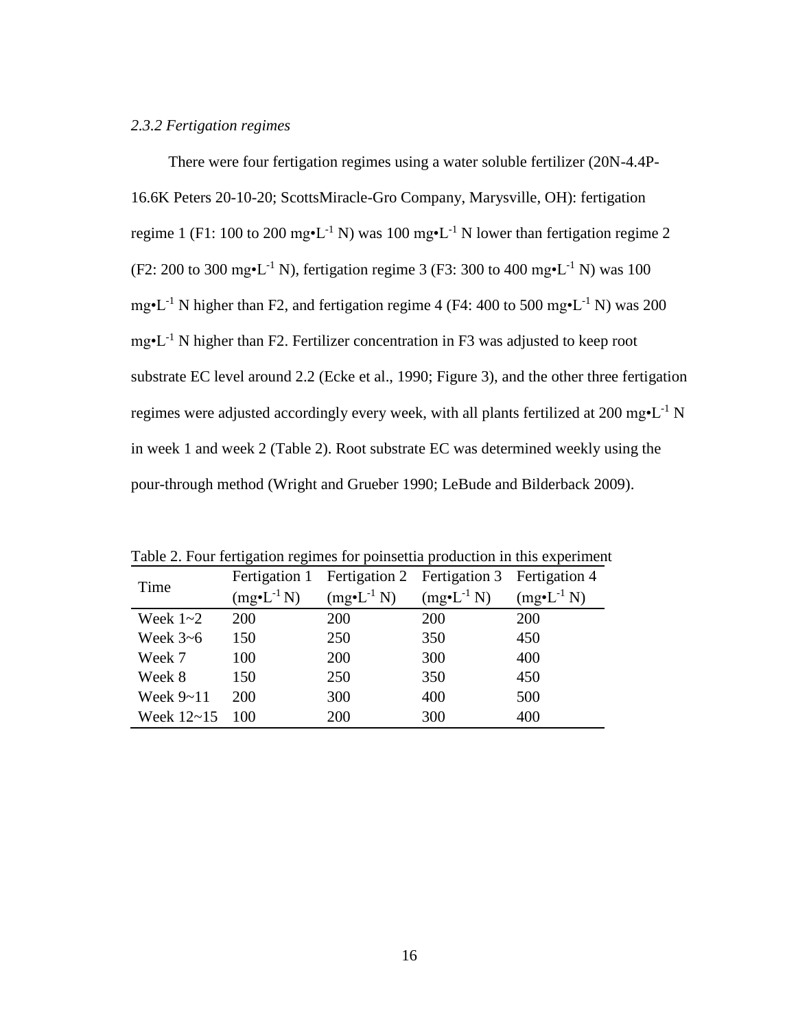### *2.3.2 Fertigation regimes*

There were four fertigation regimes using a water soluble fertilizer (20N-4.4P-16.6K Peters 20-10-20; ScottsMiracle-Gro Company, Marysville, OH): fertigation regime 1 (F1: 100 to 200 mg•L$^{-1}$ N) was 100 mg•L$^{-1}$ N lower than fertigation regime 2 (F2: 200 to 300 mg•L$^{-1}$ N), fertigation regime 3 (F3: 300 to 400 mg•L$^{-1}$ N) was 100 mg•L$^{-1}$ N higher than F2, and fertigation regime 4 (F4: 400 to 500 mg•L$^{-1}$ N) was 200 mg•L$^{-1}$ N higher than F2. Fertilizer concentration in F3 was adjusted to keep root substrate EC level around 2.2 (Ecke et al., 1990; Figure 3), and the other three fertigation regimes were adjusted accordingly every week, with all plants fertilized at 200 mg•L$^{-1}$ N in week 1 and week 2 (Table 2). Root substrate EC was determined weekly using the pour-through method (Wright and Grueber 1990; LeBude and Bilderback 2009).

Table 2. Four fertigation regimes for poinsettia production in this experiment

| Time | Fertigation 1 (mg•L$^{-1}$ N) | Fertigation 2 (mg•L$^{-1}$ N) | Fertigation 3 (mg•L$^{-1}$ N) | Fertigation 4 (mg•L$^{-1}$ N) |
|---|---|---|---|---|
| Week 1~2 | 200 | 200 | 200 | 200 |
| Week 3~6 | 150 | 250 | 350 | 450 |
| Week 7 | 100 | 200 | 300 | 400 |
| Week 8 | 150 | 250 | 350 | 450 |
| Week 9~11 | 200 | 300 | 400 | 500 |
| Week 12~15 | 100 | 200 | 300 | 400 |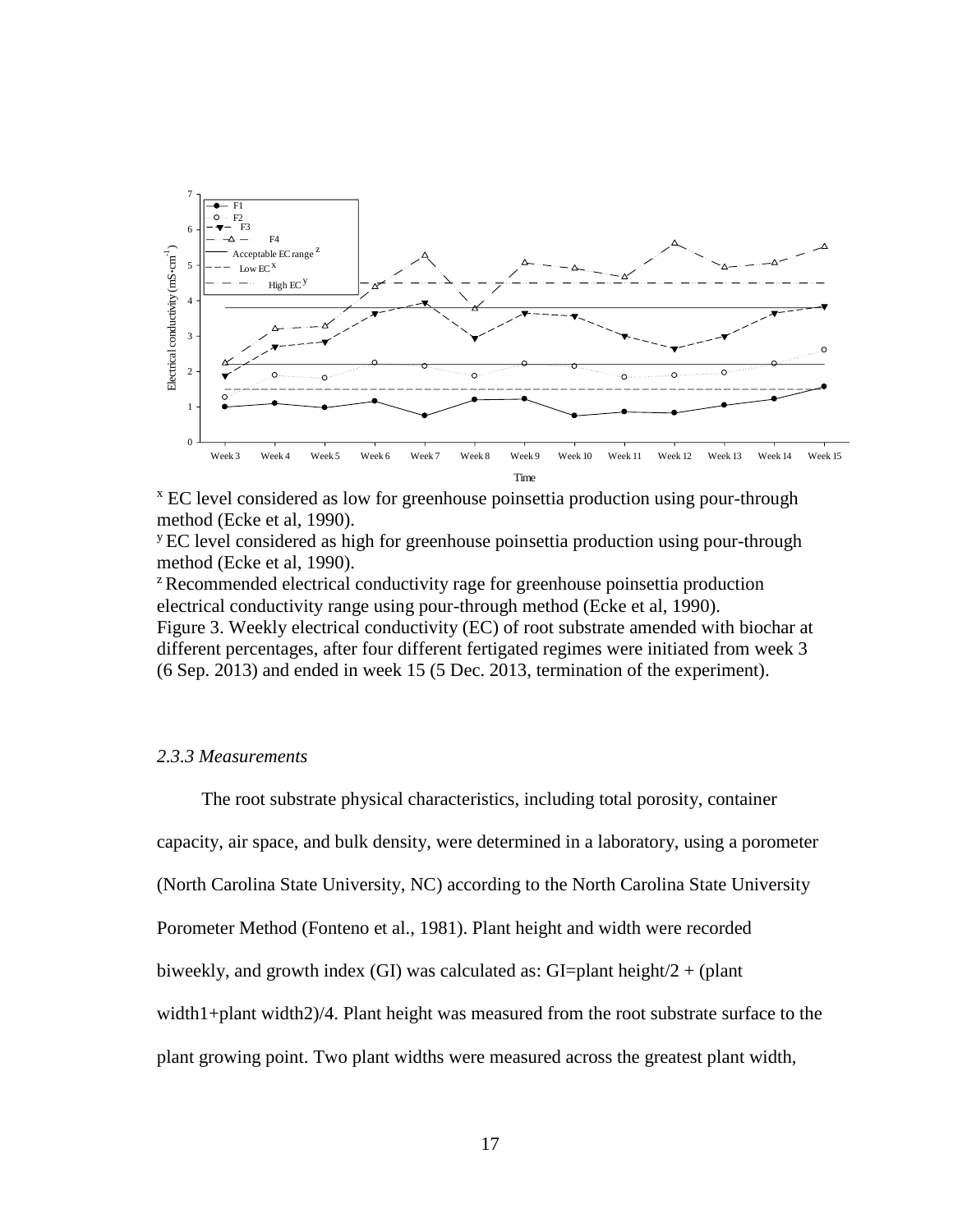[x] EC level considered as low for greenhouse poinsettia production using pour-through method (Ecke et al, 1990).

[y] EC level considered as high for greenhouse poinsettia production using pour-through method (Ecke et al, 1990).

[z] Recommended electrical conductivity rage for greenhouse poinsettia production electrical conductivity range using pour-through method (Ecke et al, 1990).

Figure 3. Weekly electrical conductivity (EC) of root substrate amended with biochar at different percentages, after four different fertigated regimes were initiated from week 3 (6 Sep. 2013) and ended in week 15 (5 Dec. 2013, termination of the experiment).

### *2.3.3 Measurements*

The root substrate physical characteristics, including total porosity, container capacity, air space, and bulk density, were determined in a laboratory, using a porometer (North Carolina State University, NC) according to the North Carolina State University Porometer Method (Fonteno et al., 1981). Plant height and width were recorded biweekly, and growth index (GI) was calculated as: GI=plant height/2 + (plant width1+plant width2)/4. Plant height was measured from the root substrate surface to the plant growing point. Two plant widths were measured across the greatest plant width,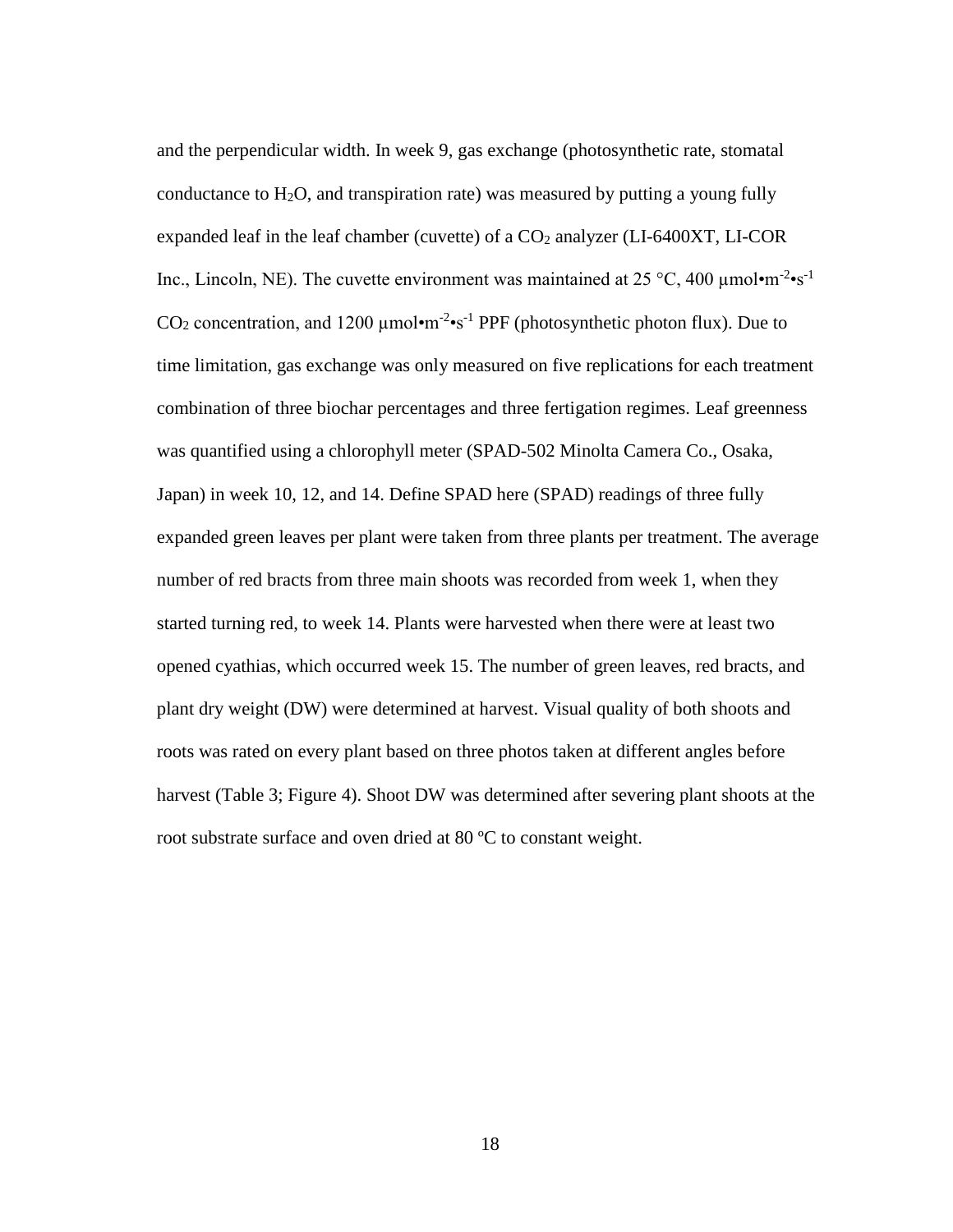and the perpendicular width. In week 9, gas exchange (photosynthetic rate, stomatal conductance to $H_2O$, and transpiration rate) was measured by putting a young fully expanded leaf in the leaf chamber (cuvette) of a $CO_2$ analyzer (LI-6400XT, LI-COR Inc., Lincoln, NE). The cuvette environment was maintained at 25 °C, 400 $\mu mol \cdot m^{-2} \cdot s^{-1}$ $CO_2$ concentration, and 1200 $\mu mol \cdot m^{-2} \cdot s^{-1}$ PPF (photosynthetic photon flux). Due to time limitation, gas exchange was only measured on five replications for each treatment combination of three biochar percentages and three fertigation regimes. Leaf greenness was quantified using a chlorophyll meter (SPAD-502 Minolta Camera Co., Osaka, Japan) in week 10, 12, and 14. Define SPAD here (SPAD) readings of three fully expanded green leaves per plant were taken from three plants per treatment. The average number of red bracts from three main shoots was recorded from week 1, when they started turning red, to week 14. Plants were harvested when there were at least two opened cyathias, which occurred week 15. The number of green leaves, red bracts, and plant dry weight (DW) were determined at harvest. Visual quality of both shoots and roots was rated on every plant based on three photos taken at different angles before harvest (Table 3; Figure 4). Shoot DW was determined after severing plant shoots at the root substrate surface and oven dried at 80 ºC to constant weight.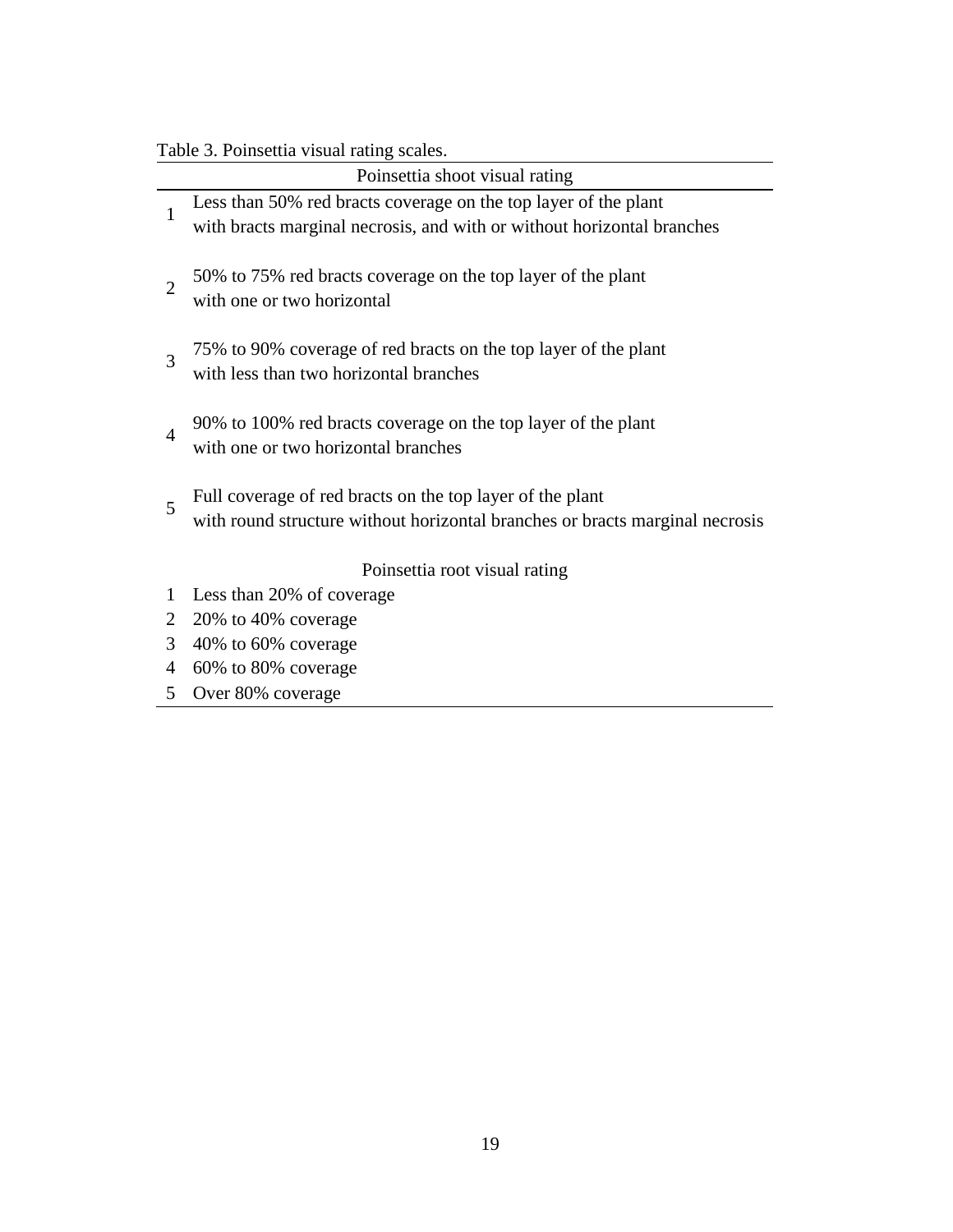Table 3. Poinsettia visual rating scales.

| | Poinsettia shoot visual rating |
|---|---|
| 1 | Less than 50% red bracts coverage on the top layer of the plant with bracts marginal necrosis, and with or without horizontal branches |
| 2 | 50% to 75% red bracts coverage on the top layer of the plant with one or two horizontal |
| 3 | 75% to 90% coverage of red bracts on the top layer of the plant with less than two horizontal branches |
| 4 | 90% to 100% red bracts coverage on the top layer of the plant with one or two horizontal branches |
| 5 | Full coverage of red bracts on the top layer of the plant with round structure without horizontal branches or bracts marginal necrosis |
| | **Poinsettia root visual rating** |
| 1 | Less than 20% of coverage |
| 2 | 20% to 40% coverage |
| 3 | 40% to 60% coverage |
| 4 | 60% to 80% coverage |
| 5 | Over 80% coverage |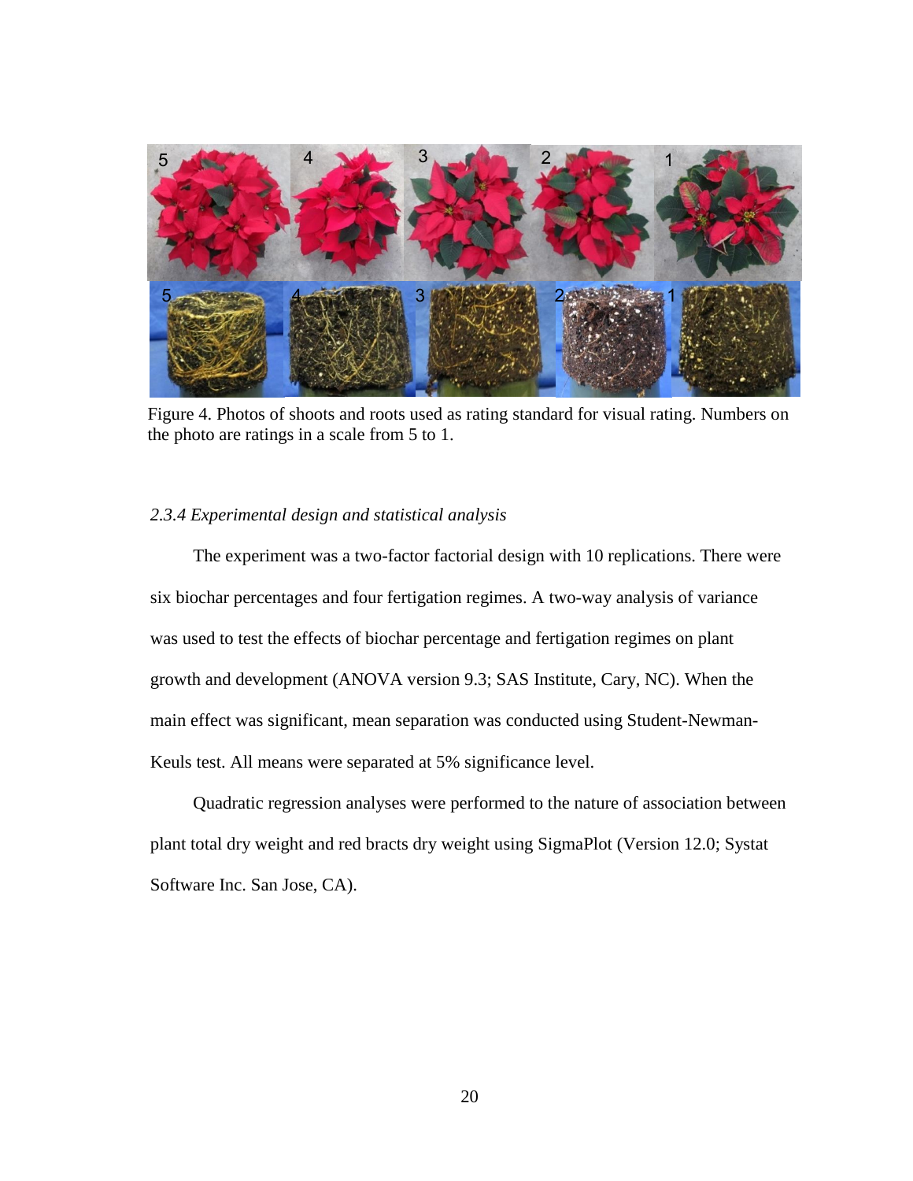Figure 4. Photos of shoots and roots used as rating standard for visual rating. Numbers on the photo are ratings in a scale from 5 to 1.

### *2.3.4 Experimental design and statistical analysis*

The experiment was a two-factor factorial design with 10 replications. There were six biochar percentages and four fertigation regimes. A two-way analysis of variance was used to test the effects of biochar percentage and fertigation regimes on plant growth and development (ANOVA version 9.3; SAS Institute, Cary, NC). When the main effect was significant, mean separation was conducted using Student-Newman-Keuls test. All means were separated at 5% significance level.

Quadratic regression analyses were performed to the nature of association between plant total dry weight and red bracts dry weight using SigmaPlot (Version 12.0; Systat Software Inc. San Jose, CA).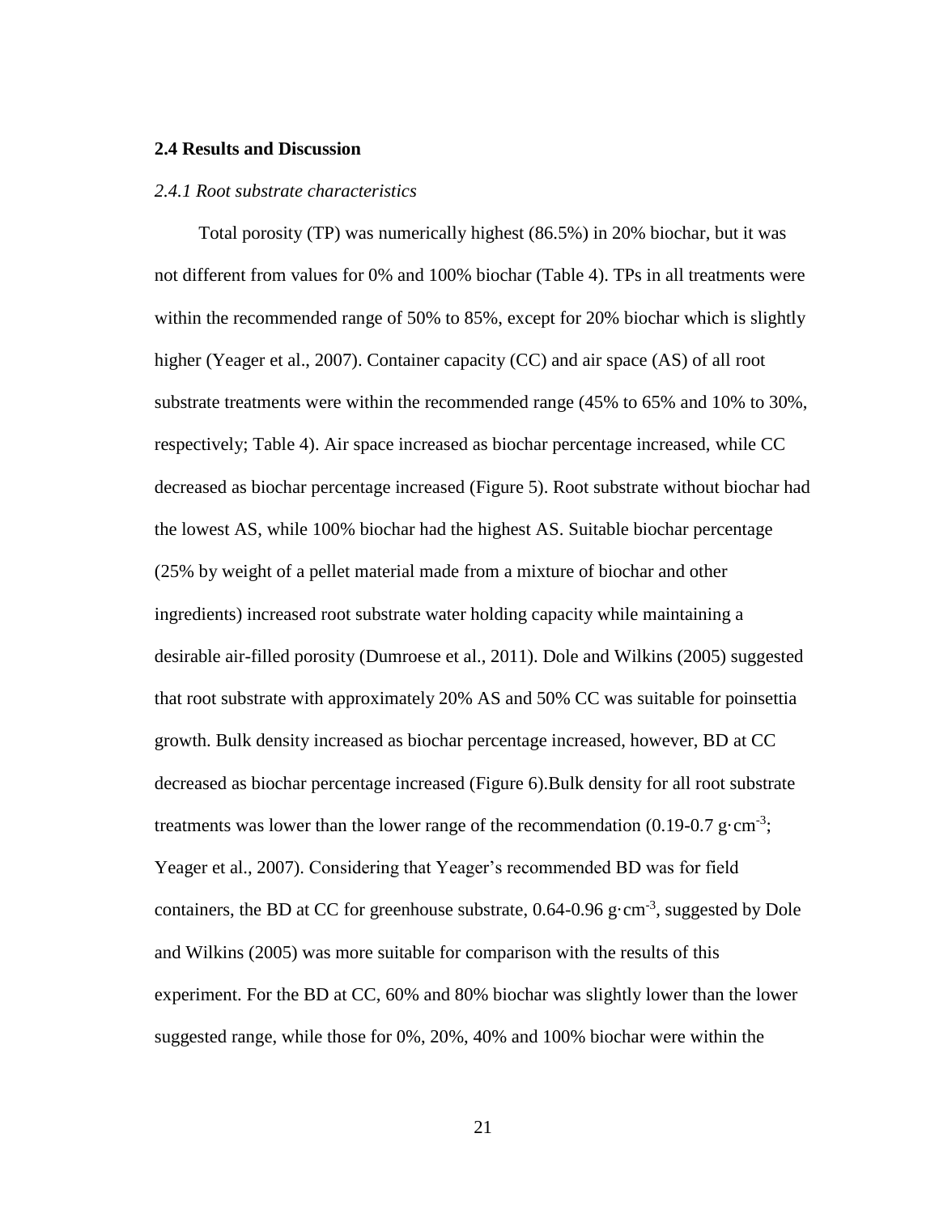## 2.4 Results and Discussion

### *2.4.1 Root substrate characteristics*

Total porosity (TP) was numerically highest (86.5%) in 20% biochar, but it was not different from values for 0% and 100% biochar (Table 4). TPs in all treatments were within the recommended range of 50% to 85%, except for 20% biochar which is slightly higher (Yeager et al., 2007). Container capacity (CC) and air space (AS) of all root substrate treatments were within the recommended range (45% to 65% and 10% to 30%, respectively; Table 4). Air space increased as biochar percentage increased, while CC decreased as biochar percentage increased (Figure 5). Root substrate without biochar had the lowest AS, while 100% biochar had the highest AS. Suitable biochar percentage (25% by weight of a pellet material made from a mixture of biochar and other ingredients) increased root substrate water holding capacity while maintaining a desirable air-filled porosity (Dumroese et al., 2011). Dole and Wilkins (2005) suggested that root substrate with approximately 20% AS and 50% CC was suitable for poinsettia growth. Bulk density increased as biochar percentage increased, however, BD at CC decreased as biochar percentage increased (Figure 6).Bulk density for all root substrate treatments was lower than the lower range of the recommendation (0.19-0.7 $g \cdot cm^{-3}$; Yeager et al., 2007). Considering that Yeager's recommended BD was for field containers, the BD at CC for greenhouse substrate, 0.64-0.96 $g \cdot cm^{-3}$, suggested by Dole and Wilkins (2005) was more suitable for comparison with the results of this experiment. For the BD at CC, 60% and 80% biochar was slightly lower than the lower suggested range, while those for 0%, 20%, 40% and 100% biochar were within the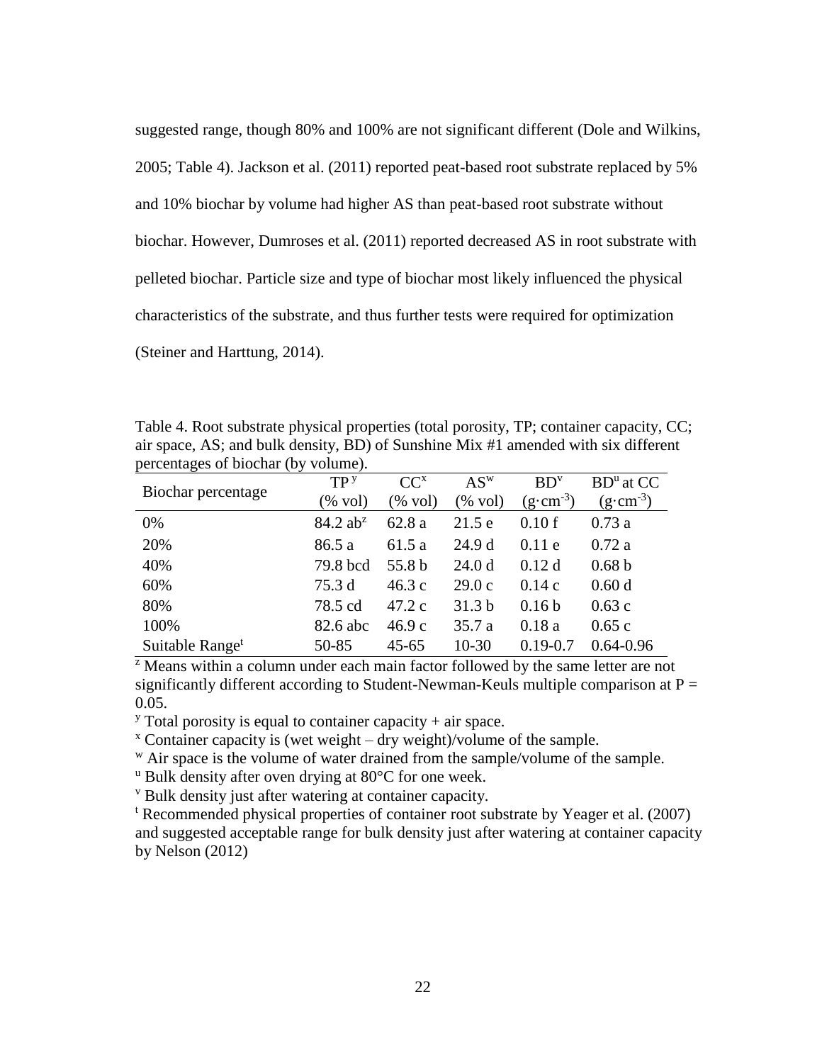suggested range, though 80% and 100% are not significant different (Dole and Wilkins, 2005; Table 4). Jackson et al. (2011) reported peat-based root substrate replaced by 5% and 10% biochar by volume had higher AS than peat-based root substrate without biochar. However, Dumroses et al. (2011) reported decreased AS in root substrate with pelleted biochar. Particle size and type of biochar most likely influenced the physical characteristics of the substrate, and thus further tests were required for optimization (Steiner and Harttung, 2014).

Table 4. Root substrate physical properties (total porosity, TP; container capacity, CC; air space, AS; and bulk density, BD) of Sunshine Mix #1 amended with six different percentages of biochar (by volume).

| Biochar percentage | TP[y] (% vol) | CC[x] (% vol) | AS[w] (% vol) | BD[v] ($g \cdot cm^{-3}$) | BD[u] at CC ($g \cdot cm^{-3}$) |
|---|---|---|---|---|---|
| 0% | 84.2 ab[z] | 62.8 a | 21.5 e | 0.10 f | 0.73 a |
| 20% | 86.5 a | 61.5 a | 24.9 d | 0.11 e | 0.72 a |
| 40% | 79.8 bcd | 55.8 b | 24.0 d | 0.12 d | 0.68 b |
| 60% | 75.3 d | 46.3 c | 29.0 c | 0.14 c | 0.60 d |
| 80% | 78.5 cd | 47.2 c | 31.3 b | 0.16 b | 0.63 c |
| 100% | 82.6 abc | 46.9 c | 35.7 a | 0.18 a | 0.65 c |
| Suitable Range[t] | 50-85 | 45-65 | 10-30 | 0.19-0.7 | 0.64-0.96 |

[z] Means within a column under each main factor followed by the same letter are not significantly different according to Student-Newman-Keuls multiple comparison at P = 0.05.

[y] Total porosity is equal to container capacity + air space.

[x] Container capacity is (wet weight – dry weight)/volume of the sample.

[w] Air space is the volume of water drained from the sample/volume of the sample.

[u] Bulk density after oven drying at 80°C for one week.

[v] Bulk density just after watering at container capacity.

[t] Recommended physical properties of container root substrate by Yeager et al. (2007) and suggested acceptable range for bulk density just after watering at container capacity by Nelson (2012)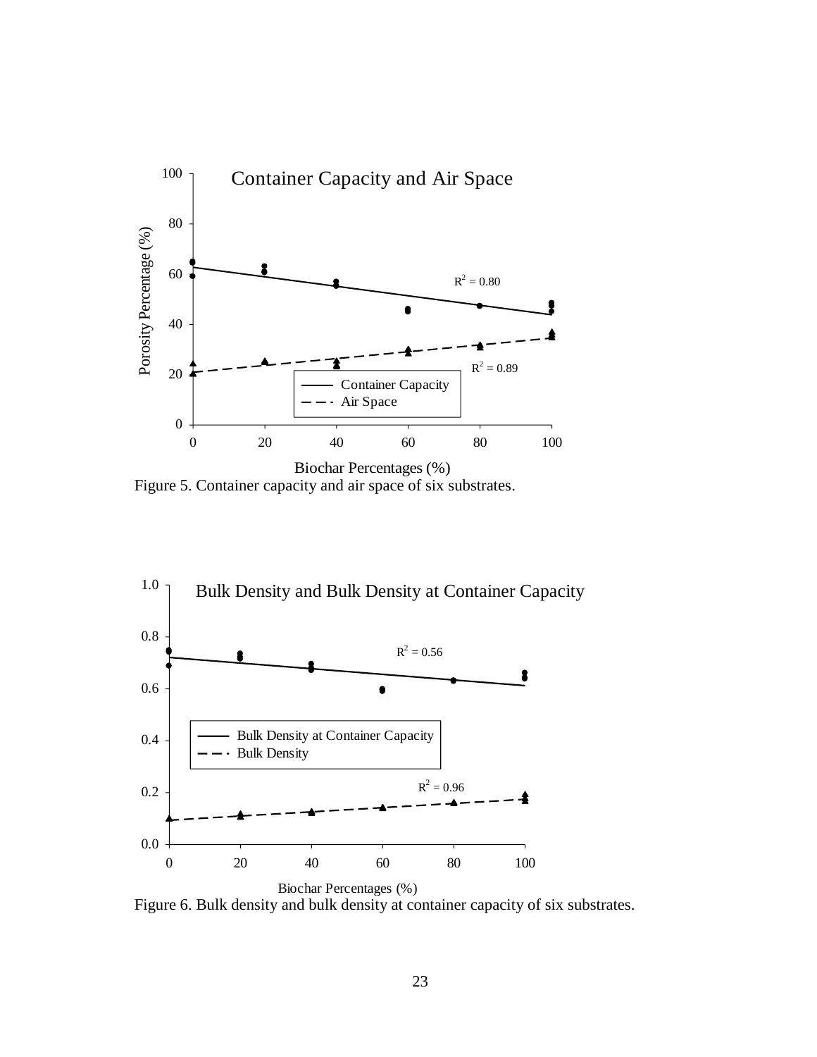Figure 5. Container capacity and air space of six substrates.

Figure 6. Bulk density and bulk density at container capacity of six substrates.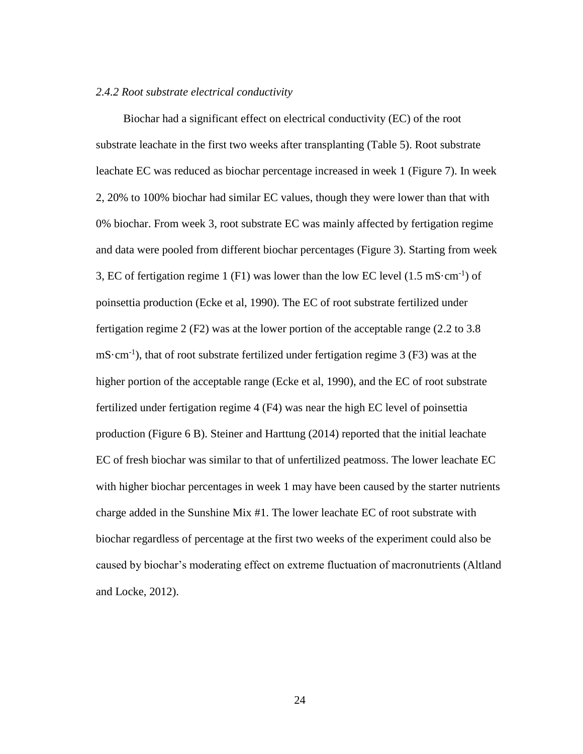### *2.4.2 Root substrate electrical conductivity*

Biochar had a significant effect on electrical conductivity (EC) of the root substrate leachate in the first two weeks after transplanting (Table 5). Root substrate leachate EC was reduced as biochar percentage increased in week 1 (Figure 7). In week 2, 20% to 100% biochar had similar EC values, though they were lower than that with 0% biochar. From week 3, root substrate EC was mainly affected by fertigation regime and data were pooled from different biochar percentages (Figure 3). Starting from week 3, EC of fertigation regime 1 (F1) was lower than the low EC level (1.5 $mS \cdot cm^{-1}$) of poinsettia production (Ecke et al, 1990). The EC of root substrate fertilized under fertigation regime 2 (F2) was at the lower portion of the acceptable range (2.2 to 3.8 $mS \cdot cm^{-1}$), that of root substrate fertilized under fertigation regime 3 (F3) was at the higher portion of the acceptable range (Ecke et al, 1990), and the EC of root substrate fertilized under fertigation regime 4 (F4) was near the high EC level of poinsettia production (Figure 6 B). Steiner and Harttung (2014) reported that the initial leachate EC of fresh biochar was similar to that of unfertilized peatmoss. The lower leachate EC with higher biochar percentages in week 1 may have been caused by the starter nutrients charge added in the Sunshine Mix #1. The lower leachate EC of root substrate with biochar regardless of percentage at the first two weeks of the experiment could also be caused by biochar's moderating effect on extreme fluctuation of macronutrients (Altland and Locke, 2012).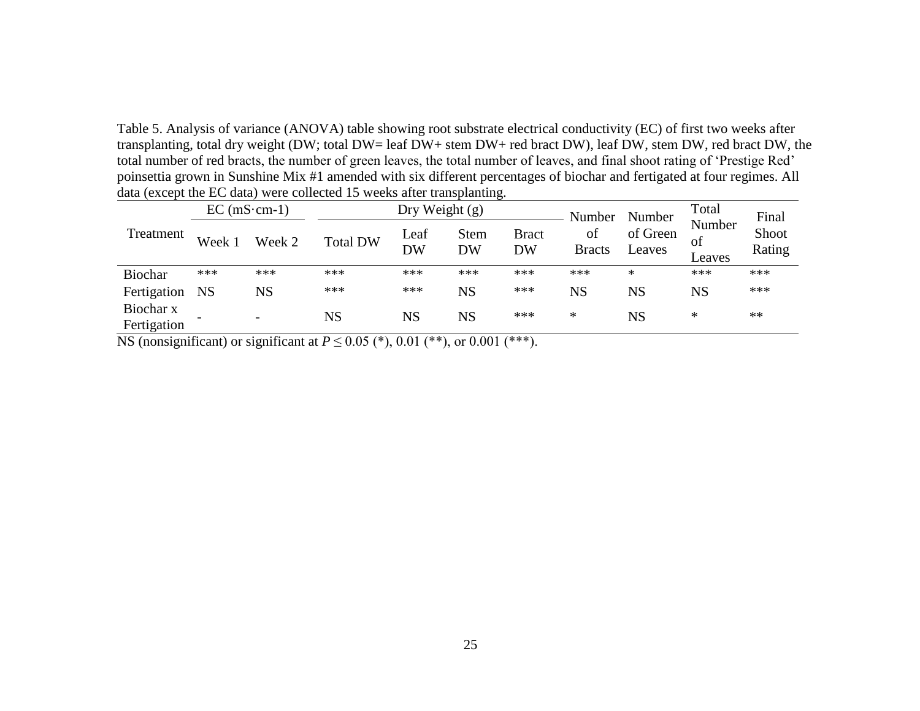Table 5. Analysis of variance (ANOVA) table showing root substrate electrical conductivity (EC) of first two weeks after transplanting, total dry weight (DW; total DW= leaf DW+ stem DW+ red bract DW), leaf DW, stem DW, red bract DW, the total number of red bracts, the number of green leaves, the total number of leaves, and final shoot rating of 'Prestige Red' poinsettia grown in Sunshine Mix #1 amended with six different percentages of biochar and fertigated at four regimes. All data (except the EC data) were collected 15 weeks after transplanting.

| Treatment | EC (mS·cm-1) | | Dry Weight (g) | | | | Number of Bracts | Number of Green Leaves | Total Number of Leaves | Final Shoot Rating |
|---|---|---|---|---|---|---|---|---|---|---|
| | Week 1 | Week 2 | Total DW | Leaf DW | Stem DW | Bract DW | | | | |
| Biochar | *** | *** | *** | *** | *** | *** | *** | * | *** | *** |
| Fertigation | NS | NS | *** | *** | NS | *** | NS | NS | NS | *** |
| Biochar x Fertigation | - | - | NS | NS | NS | *** | * | NS | * | ** |

NS (nonsignificant) or significant at $P \leq 0.05$ (*), 0.01 (**), or 0.001 (***).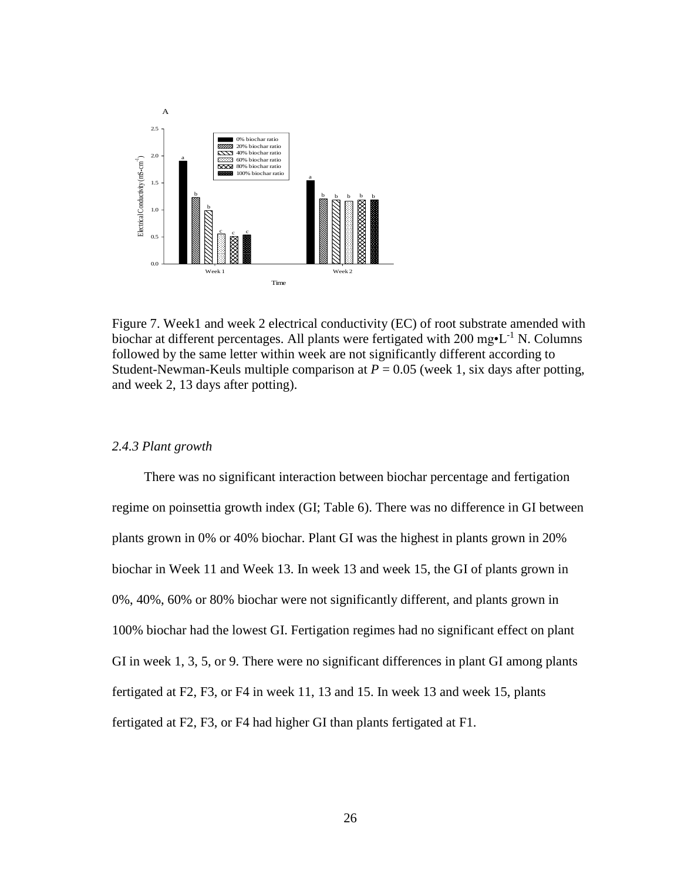Figure 7. Week1 and week 2 electrical conductivity (EC) of root substrate amended with biochar at different percentages. All plants were fertigated with 200 mg•$L^{-1}$ N. Columns followed by the same letter within week are not significantly different according to Student-Newman-Keuls multiple comparison at $P = 0.05$ (week 1, six days after potting, and week 2, 13 days after potting).

### *2.4.3 Plant growth*

There was no significant interaction between biochar percentage and fertigation regime on poinsettia growth index (GI; Table 6). There was no difference in GI between plants grown in 0% or 40% biochar. Plant GI was the highest in plants grown in 20% biochar in Week 11 and Week 13. In week 13 and week 15, the GI of plants grown in 0%, 40%, 60% or 80% biochar were not significantly different, and plants grown in 100% biochar had the lowest GI. Fertigation regimes had no significant effect on plant GI in week 1, 3, 5, or 9. There were no significant differences in plant GI among plants fertigated at F2, F3, or F4 in week 11, 13 and 15. In week 13 and week 15, plants fertigated at F2, F3, or F4 had higher GI than plants fertigated at F1.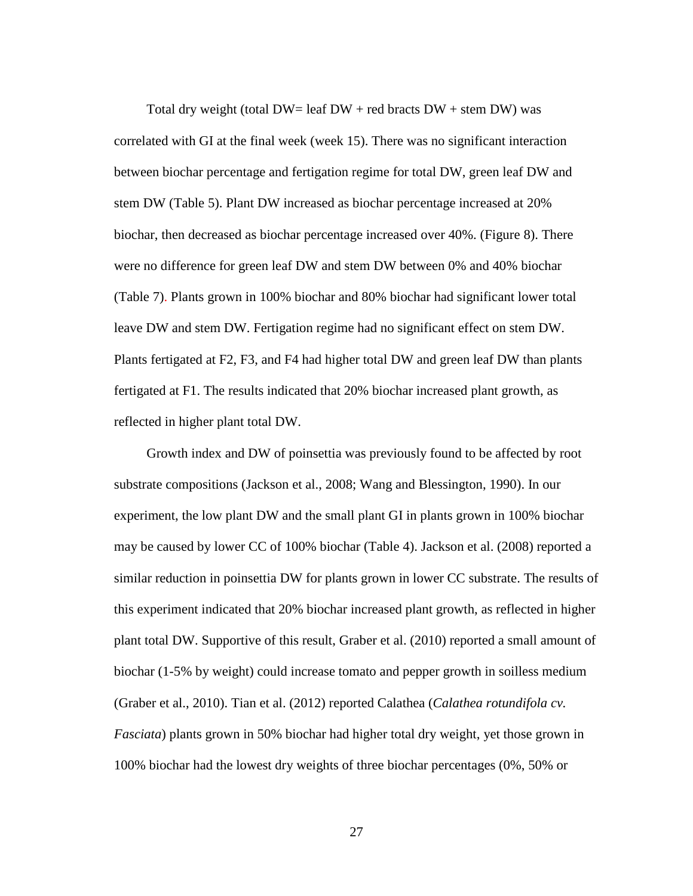Total dry weight (total DW= leaf DW + red bracts DW + stem DW) was correlated with GI at the final week (week 15). There was no significant interaction between biochar percentage and fertigation regime for total DW, green leaf DW and stem DW (Table 5). Plant DW increased as biochar percentage increased at 20% biochar, then decreased as biochar percentage increased over 40%. (Figure 8). There were no difference for green leaf DW and stem DW between 0% and 40% biochar (Table 7). Plants grown in 100% biochar and 80% biochar had significant lower total leave DW and stem DW. Fertigation regime had no significant effect on stem DW. Plants fertigated at F2, F3, and F4 had higher total DW and green leaf DW than plants fertigated at F1. The results indicated that 20% biochar increased plant growth, as reflected in higher plant total DW.

Growth index and DW of poinsettia was previously found to be affected by root substrate compositions (Jackson et al., 2008; Wang and Blessington, 1990). In our experiment, the low plant DW and the small plant GI in plants grown in 100% biochar may be caused by lower CC of 100% biochar (Table 4). Jackson et al. (2008) reported a similar reduction in poinsettia DW for plants grown in lower CC substrate. The results of this experiment indicated that 20% biochar increased plant growth, as reflected in higher plant total DW. Supportive of this result, Graber et al. (2010) reported a small amount of biochar (1-5% by weight) could increase tomato and pepper growth in soilless medium (Graber et al., 2010). Tian et al. (2012) reported Calathea (*Calathea rotundifola cv. Fasciata*) plants grown in 50% biochar had higher total dry weight, yet those grown in 100% biochar had the lowest dry weights of three biochar percentages (0%, 50% or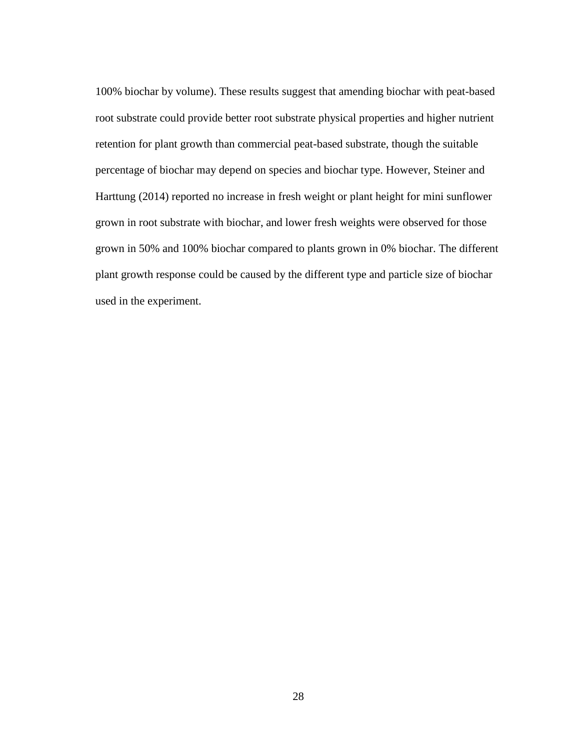100% biochar by volume). These results suggest that amending biochar with peat-based root substrate could provide better root substrate physical properties and higher nutrient retention for plant growth than commercial peat-based substrate, though the suitable percentage of biochar may depend on species and biochar type. However, Steiner and Harttung (2014) reported no increase in fresh weight or plant height for mini sunflower grown in root substrate with biochar, and lower fresh weights were observed for those grown in 50% and 100% biochar compared to plants grown in 0% biochar. The different plant growth response could be caused by the different type and particle size of biochar used in the experiment.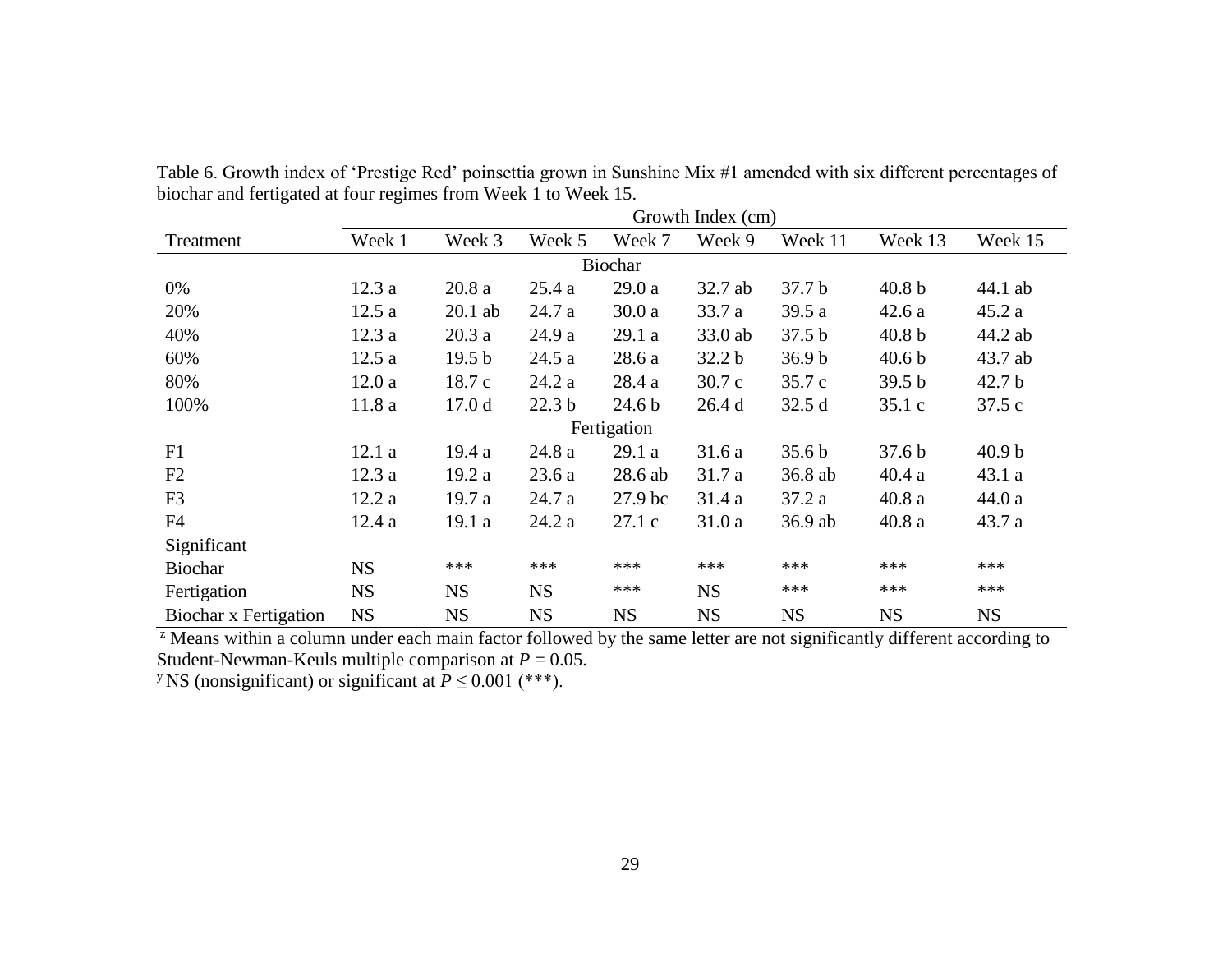Table 6. Growth index of 'Prestige Red' poinsettia grown in Sunshine Mix #1 amended with six different percentages of biochar and fertigated at four regimes from Week 1 to Week 15.

| Treatment | Growth Index (cm) | | | | | | | |
|---|---|---|---|---|---|---|---|---|
| | Week 1 | Week 3 | Week 5 | Week 7 | Week 9 | Week 11 | Week 13 | Week 15 |
| **Biochar** | | | | | | | | |
| 0% | 12.3 a | 20.8 a | 25.4 a | 29.0 a | 32.7 ab | 37.7 b | 40.8 b | 44.1 ab |
| 20% | 12.5 a | 20.1 ab | 24.7 a | 30.0 a | 33.7 a | 39.5 a | 42.6 a | 45.2 a |
| 40% | 12.3 a | 20.3 a | 24.9 a | 29.1 a | 33.0 ab | 37.5 b | 40.8 b | 44.2 ab |
| 60% | 12.5 a | 19.5 b | 24.5 a | 28.6 a | 32.2 b | 36.9 b | 40.6 b | 43.7 ab |
| 80% | 12.0 a | 18.7 c | 24.2 a | 28.4 a | 30.7 c | 35.7 c | 39.5 b | 42.7 b |
| 100% | 11.8 a | 17.0 d | 22.3 b | 24.6 b | 26.4 d | 32.5 d | 35.1 c | 37.5 c |
| **Fertigation** | | | | | | | | |
| F1 | 12.1 a | 19.4 a | 24.8 a | 29.1 a | 31.6 a | 35.6 b | 37.6 b | 40.9 b |
| F2 | 12.3 a | 19.2 a | 23.6 a | 28.6 ab | 31.7 a | 36.8 ab | 40.4 a | 43.1 a |
| F3 | 12.2 a | 19.7 a | 24.7 a | 27.9 bc | 31.4 a | 37.2 a | 40.8 a | 44.0 a |
| F4 | 12.4 a | 19.1 a | 24.2 a | 27.1 c | 31.0 a | 36.9 ab | 40.8 a | 43.7 a |
| Significant | | | | | | | | |
| Biochar | NS | *** | *** | *** | *** | *** | *** | *** |
| Fertigation | NS | NS | NS | *** | NS | *** | *** | *** |
| Biochar x Fertigation | NS | NS | NS | NS | NS | NS | NS | NS |

[z] Means within a column under each main factor followed by the same letter are not significantly different according to Student-Newman-Keuls multiple comparison at $P = 0.05$.

[y] NS (nonsignificant) or significant at $P \leq 0.001$ (***).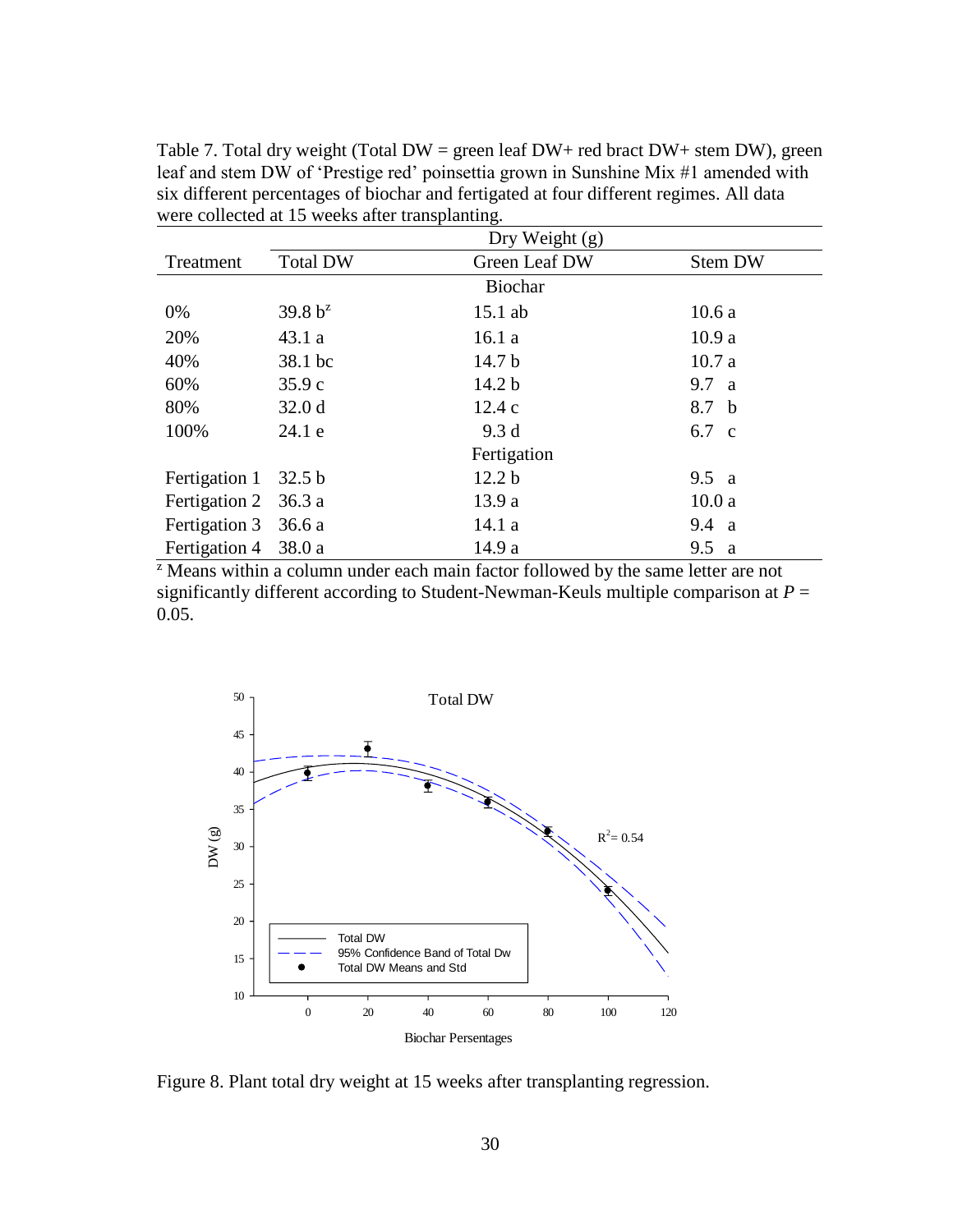Table 7. Total dry weight (Total DW = green leaf DW+ red bract DW+ stem DW), green leaf and stem DW of 'Prestige red' poinsettia grown in Sunshine Mix #1 amended with six different percentages of biochar and fertigated at four different regimes. All data were collected at 15 weeks after transplanting.

| | Dry Weight (g) | | |
|---|---|---|---|
| Treatment | Total DW | Green Leaf DW | Stem DW |
| | | Biochar | |
| 0% | 39.8 b[z] | 15.1 ab | 10.6 a |
| 20% | 43.1 a | 16.1 a | 10.9 a |
| 40% | 38.1 bc | 14.7 b | 10.7 a |
| 60% | 35.9 c | 14.2 b | 9.7 a |
| 80% | 32.0 d | 12.4 c | 8.7 b |
| 100% | 24.1 e | 9.3 d | 6.7 c |
| | | Fertigation | |
| Fertigation 1 | 32.5 b | 12.2 b | 9.5 a |
| Fertigation 2 | 36.3 a | 13.9 a | 10.0 a |
| Fertigation 3 | 36.6 a | 14.1 a | 9.4 a |
| Fertigation 4 | 38.0 a | 14.9 a | 9.5 a |

[z] Means within a column under each main factor followed by the same letter are not significantly different according to Student-Newman-Keuls multiple comparison at *P* = 0.05.

Figure 8. Plant total dry weight at 15 weeks after transplanting regression.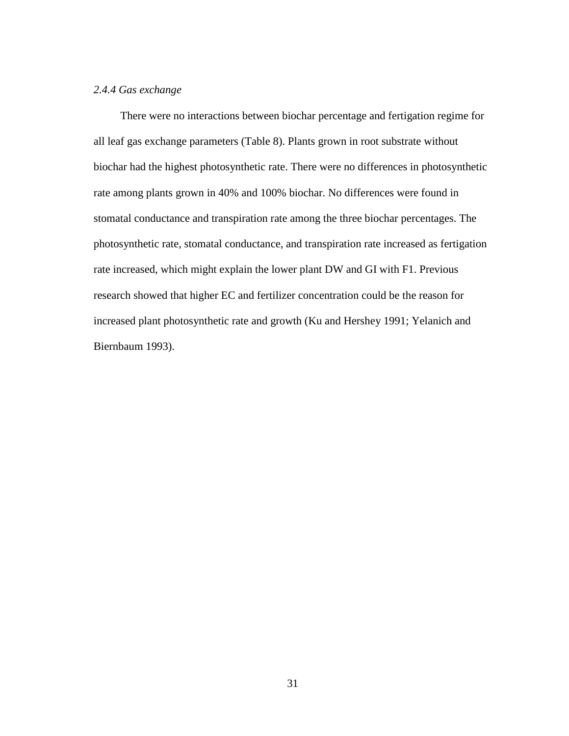### *2.4.4 Gas exchange*

There were no interactions between biochar percentage and fertigation regime for all leaf gas exchange parameters (Table 8). Plants grown in root substrate without biochar had the highest photosynthetic rate. There were no differences in photosynthetic rate among plants grown in 40% and 100% biochar. No differences were found in stomatal conductance and transpiration rate among the three biochar percentages. The photosynthetic rate, stomatal conductance, and transpiration rate increased as fertigation rate increased, which might explain the lower plant DW and GI with F1. Previous research showed that higher EC and fertilizer concentration could be the reason for increased plant photosynthetic rate and growth (Ku and Hershey 1991; Yelanich and Biernbaum 1993).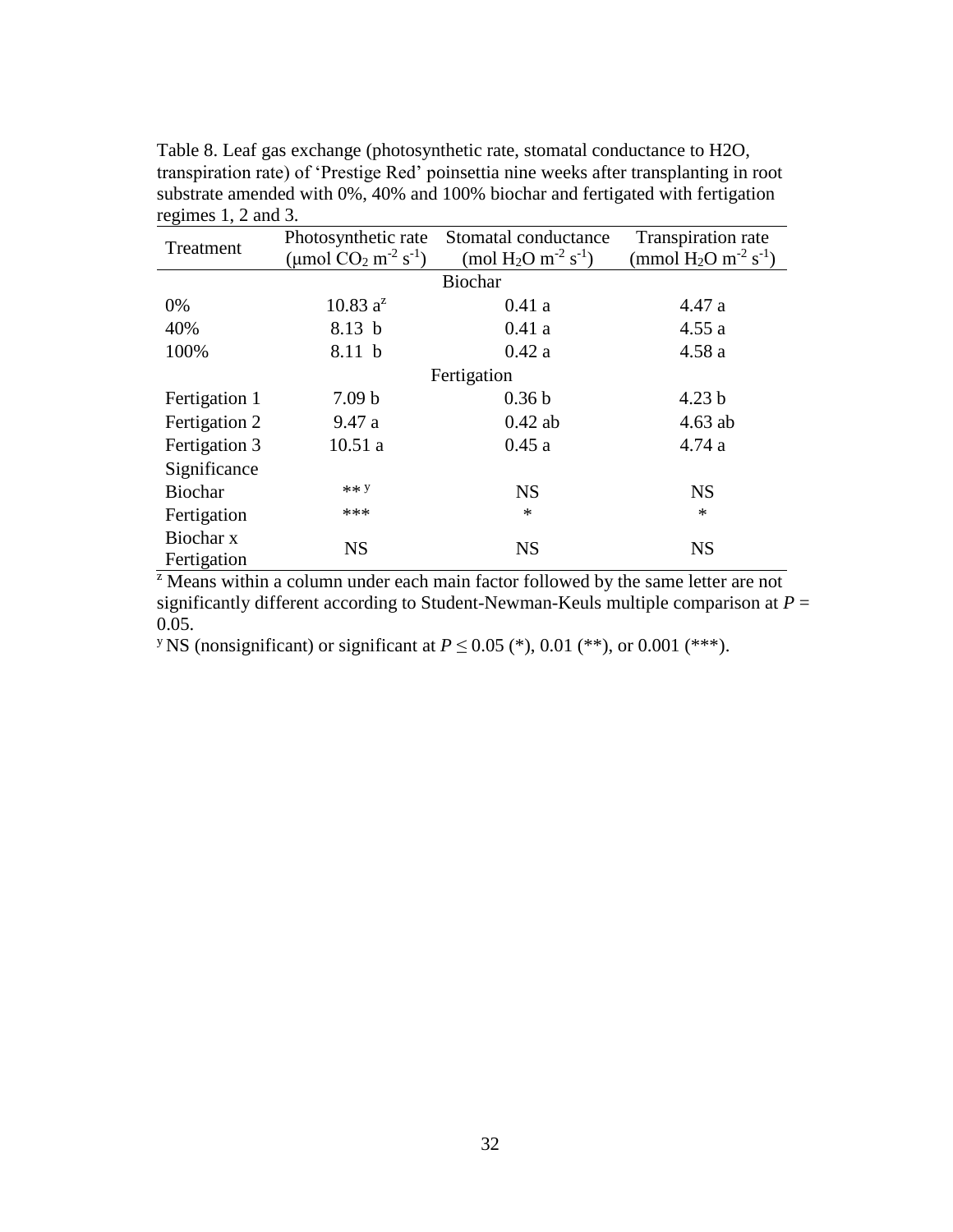Table 8. Leaf gas exchange (photosynthetic rate, stomatal conductance to H2O, transpiration rate) of 'Prestige Red' poinsettia nine weeks after transplanting in root substrate amended with 0%, 40% and 100% biochar and fertigated with fertigation regimes 1, 2 and 3.

| Treatment | Photosynthetic rate (μmol $CO_2$ $m^{-2}$ $s^{-1}$) | Stomatal conductance (mol $H_2O$ $m^{-2}$ $s^{-1}$) | Transpiration rate (mmol $H_2O$ $m^{-2}$ $s^{-1}$) |
|---|---|---|---|
| | Biochar | | |
| 0% | 10.83 a[z] | 0.41 a | 4.47 a |
| 40% | 8.13 b | 0.41 a | 4.55 a |
| 100% | 8.11 b | 0.42 a | 4.58 a |
| | Fertigation | | |
| Fertigation 1 | 7.09 b | 0.36 b | 4.23 b |
| Fertigation 2 | 9.47 a | 0.42 ab | 4.63 ab |
| Fertigation 3 | 10.51 a | 0.45 a | 4.74 a |
| Significance | | | |
| Biochar | ** [y] | NS | NS |
| Fertigation | *** | * | * |
| Biochar x Fertigation | NS | NS | NS |

[z] Means within a column under each main factor followed by the same letter are not significantly different according to Student-Newman-Keuls multiple comparison at $P$ = 0.05.

[y] NS (nonsignificant) or significant at $P \leq 0.05$ (*), 0.01 (**), or 0.001 (***).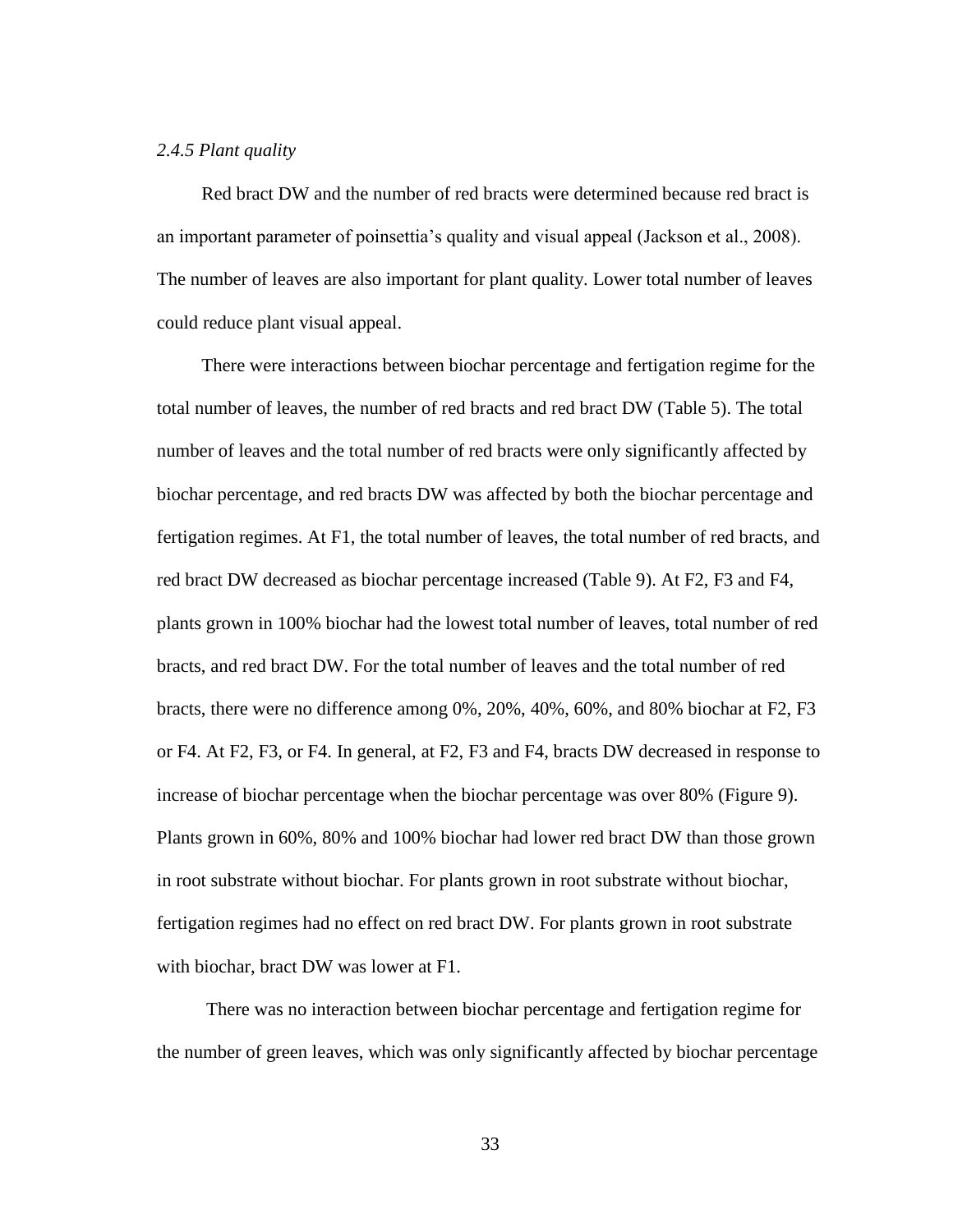*2.4.5 Plant quality*

Red bract DW and the number of red bracts were determined because red bract is an important parameter of poinsettia's quality and visual appeal (Jackson et al., 2008). The number of leaves are also important for plant quality. Lower total number of leaves could reduce plant visual appeal.

There were interactions between biochar percentage and fertigation regime for the total number of leaves, the number of red bracts and red bract DW (Table 5). The total number of leaves and the total number of red bracts were only significantly affected by biochar percentage, and red bracts DW was affected by both the biochar percentage and fertigation regimes. At F1, the total number of leaves, the total number of red bracts, and red bract DW decreased as biochar percentage increased (Table 9). At F2, F3 and F4, plants grown in 100% biochar had the lowest total number of leaves, total number of red bracts, and red bract DW. For the total number of leaves and the total number of red bracts, there were no difference among 0%, 20%, 40%, 60%, and 80% biochar at F2, F3 or F4. At F2, F3, or F4. In general, at F2, F3 and F4, bracts DW decreased in response to increase of biochar percentage when the biochar percentage was over 80% (Figure 9). Plants grown in 60%, 80% and 100% biochar had lower red bract DW than those grown in root substrate without biochar. For plants grown in root substrate without biochar, fertigation regimes had no effect on red bract DW. For plants grown in root substrate with biochar, bract DW was lower at F1.

There was no interaction between biochar percentage and fertigation regime for the number of green leaves, which was only significantly affected by biochar percentage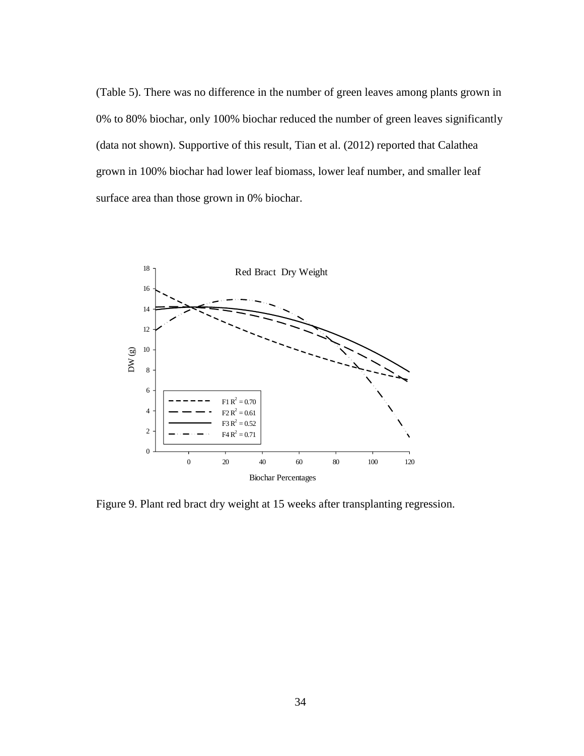(Table 5). There was no difference in the number of green leaves among plants grown in 0% to 80% biochar, only 100% biochar reduced the number of green leaves significantly (data not shown). Supportive of this result, Tian et al. (2012) reported that Calathea grown in 100% biochar had lower leaf biomass, lower leaf number, and smaller leaf surface area than those grown in 0% biochar.

Figure 9. Plant red bract dry weight at 15 weeks after transplanting regression.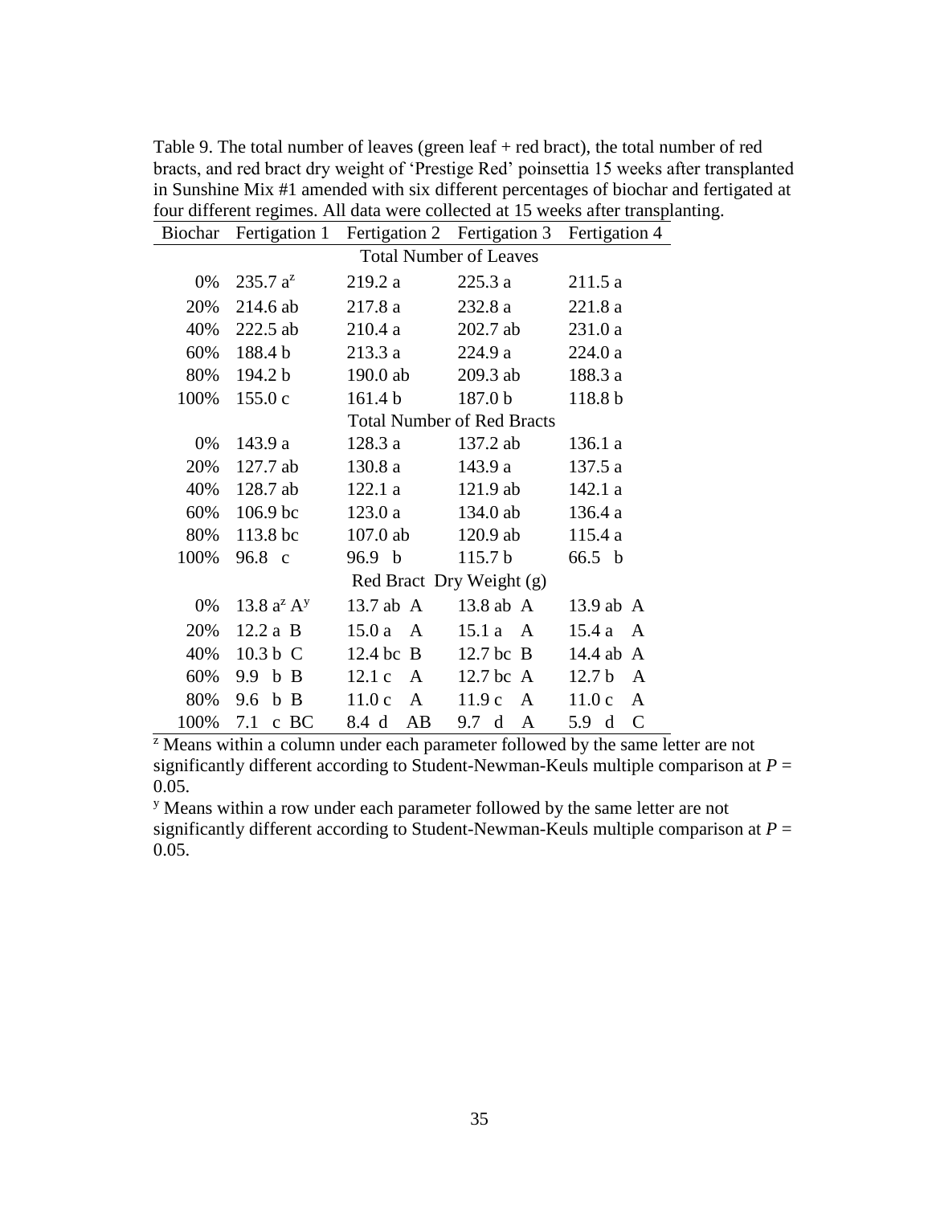Table 9. The total number of leaves (green leaf + red bract), the total number of red bracts, and red bract dry weight of 'Prestige Red' poinsettia 15 weeks after transplanted in Sunshine Mix #1 amended with six different percentages of biochar and fertigated at four different regimes. All data were collected at 15 weeks after transplanting.

| Biochar | Fertigation 1 | Fertigation 2 | Fertigation 3 | Fertigation 4 |
|---|---|---|---|---|
| | | Total Number of Leaves | | |
| 0% | 235.7 a[z] | 219.2 a | 225.3 a | 211.5 a |
| 20% | 214.6 ab | 217.8 a | 232.8 a | 221.8 a |
| 40% | 222.5 ab | 210.4 a | 202.7 ab | 231.0 a |
| 60% | 188.4 b | 213.3 a | 224.9 a | 224.0 a |
| 80% | 194.2 b | 190.0 ab | 209.3 ab | 188.3 a |
| 100% | 155.0 c | 161.4 b | 187.0 b | 118.8 b |
| | | Total Number of Red Bracts | | |
| 0% | 143.9 a | 128.3 a | 137.2 ab | 136.1 a |
| 20% | 127.7 ab | 130.8 a | 143.9 a | 137.5 a |
| 40% | 128.7 ab | 122.1 a | 121.9 ab | 142.1 a |
| 60% | 106.9 bc | 123.0 a | 134.0 ab | 136.4 a |
| 80% | 113.8 bc | 107.0 ab | 120.9 ab | 115.4 a |
| 100% | 96.8 c | 96.9 b | 115.7 b | 66.5 b |
| | | Red Bract Dry Weight (g) | | |
| 0% | 13.8 a[z] A[y] | 13.7 ab A | 13.8 ab A | 13.9 ab A |
| 20% | 12.2 a B | 15.0 a A | 15.1 a A | 15.4 a A |
| 40% | 10.3 b C | 12.4 bc B | 12.7 bc B | 14.4 ab A |
| 60% | 9.9 b B | 12.1 c A | 12.7 bc A | 12.7 b A |
| 80% | 9.6 b B | 11.0 c A | 11.9 c A | 11.0 c A |
| 100% | 7.1 c BC | 8.4 d AB | 9.7 d A | 5.9 d C |

[z] Means within a column under each parameter followed by the same letter are not significantly different according to Student-Newman-Keuls multiple comparison at $P$ = 0.05.

[y] Means within a row under each parameter followed by the same letter are not significantly different according to Student-Newman-Keuls multiple comparison at $P$ = 0.05.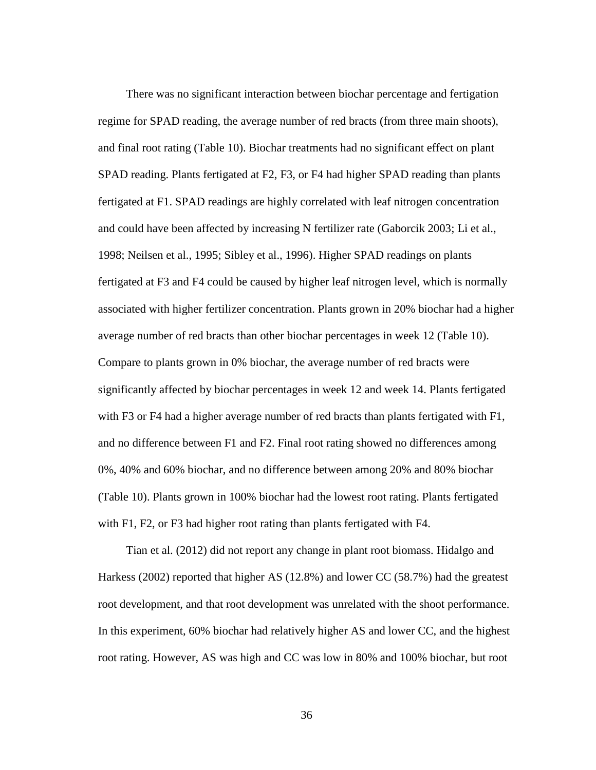There was no significant interaction between biochar percentage and fertigation regime for SPAD reading, the average number of red bracts (from three main shoots), and final root rating (Table 10). Biochar treatments had no significant effect on plant SPAD reading. Plants fertigated at F2, F3, or F4 had higher SPAD reading than plants fertigated at F1. SPAD readings are highly correlated with leaf nitrogen concentration and could have been affected by increasing N fertilizer rate (Gaborcik 2003; Li et al., 1998; Neilsen et al., 1995; Sibley et al., 1996). Higher SPAD readings on plants fertigated at F3 and F4 could be caused by higher leaf nitrogen level, which is normally associated with higher fertilizer concentration. Plants grown in 20% biochar had a higher average number of red bracts than other biochar percentages in week 12 (Table 10). Compare to plants grown in 0% biochar, the average number of red bracts were significantly affected by biochar percentages in week 12 and week 14. Plants fertigated with F3 or F4 had a higher average number of red bracts than plants fertigated with F1, and no difference between F1 and F2. Final root rating showed no differences among 0%, 40% and 60% biochar, and no difference between among 20% and 80% biochar (Table 10). Plants grown in 100% biochar had the lowest root rating. Plants fertigated with F1, F2, or F3 had higher root rating than plants fertigated with F4.

Tian et al. (2012) did not report any change in plant root biomass. Hidalgo and Harkess (2002) reported that higher AS (12.8%) and lower CC (58.7%) had the greatest root development, and that root development was unrelated with the shoot performance. In this experiment, 60% biochar had relatively higher AS and lower CC, and the highest root rating. However, AS was high and CC was low in 80% and 100% biochar, but root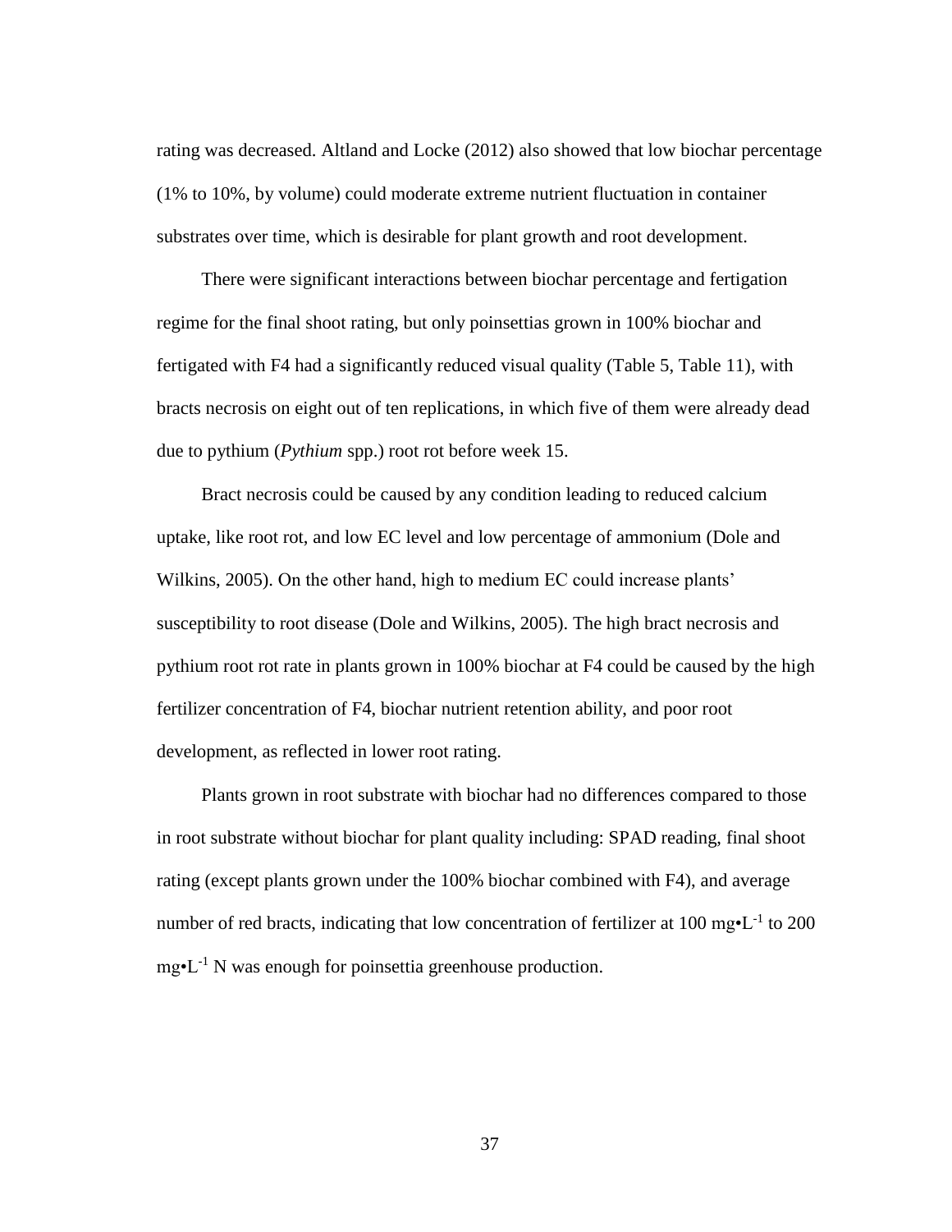rating was decreased. Altland and Locke (2012) also showed that low biochar percentage (1% to 10%, by volume) could moderate extreme nutrient fluctuation in container substrates over time, which is desirable for plant growth and root development.

There were significant interactions between biochar percentage and fertigation regime for the final shoot rating, but only poinsettias grown in 100% biochar and fertigated with F4 had a significantly reduced visual quality (Table 5, Table 11), with bracts necrosis on eight out of ten replications, in which five of them were already dead due to pythium (*Pythium* spp.) root rot before week 15.

Bract necrosis could be caused by any condition leading to reduced calcium uptake, like root rot, and low EC level and low percentage of ammonium (Dole and Wilkins, 2005). On the other hand, high to medium EC could increase plants' susceptibility to root disease (Dole and Wilkins, 2005). The high bract necrosis and pythium root rot rate in plants grown in 100% biochar at F4 could be caused by the high fertilizer concentration of F4, biochar nutrient retention ability, and poor root development, as reflected in lower root rating.

Plants grown in root substrate with biochar had no differences compared to those in root substrate without biochar for plant quality including: SPAD reading, final shoot rating (except plants grown under the 100% biochar combined with F4), and average number of red bracts, indicating that low concentration of fertilizer at 100 $mg \cdot L^{-1}$ to 200 $mg \cdot L^{-1}$ N was enough for poinsettia greenhouse production.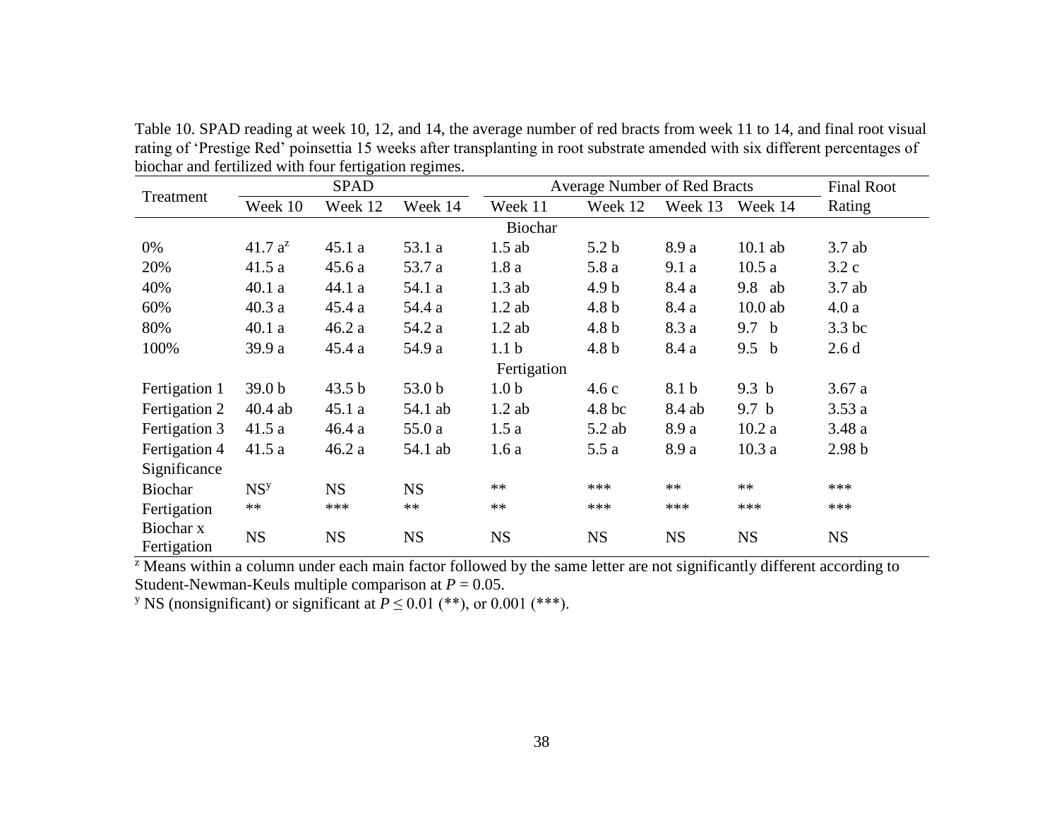Table 10. SPAD reading at week 10, 12, and 14, the average number of red bracts from week 11 to 14, and final root visual rating of 'Prestige Red' poinsettia 15 weeks after transplanting in root substrate amended with six different percentages of biochar and fertilized with four fertigation regimes.

| Treatment | SPAD | | | Average Number of Red Bracts | | | | Final Root Rating |
|---|---|---|---|---|---|---|---|---|
| | Week 10 | Week 12 | Week 14 | Week 11 | Week 12 | Week 13 | Week 14 | |
| | | | | Biochar | | | | |
| 0% | 41.7 a[z] | 45.1 a | 53.1 a | 1.5 ab | 5.2 b | 8.9 a | 10.1 ab | 3.7 ab |
| 20% | 41.5 a | 45.6 a | 53.7 a | 1.8 a | 5.8 a | 9.1 a | 10.5 a | 3.2 c |
| 40% | 40.1 a | 44.1 a | 54.1 a | 1.3 ab | 4.9 b | 8.4 a | 9.8 ab | 3.7 ab |
| 60% | 40.3 a | 45.4 a | 54.4 a | 1.2 ab | 4.8 b | 8.4 a | 10.0 ab | 4.0 a |
| 80% | 40.1 a | 46.2 a | 54.2 a | 1.2 ab | 4.8 b | 8.3 a | 9.7 b | 3.3 bc |
| 100% | 39.9 a | 45.4 a | 54.9 a | 1.1 b | 4.8 b | 8.4 a | 9.5 b | 2.6 d |
| | | | | Fertigation | | | | |
| Fertigation 1 | 39.0 b | 43.5 b | 53.0 b | 1.0 b | 4.6 c | 8.1 b | 9.3 b | 3.67 a |
| Fertigation 2 | 40.4 ab | 45.1 a | 54.1 ab | 1.2 ab | 4.8 bc | 8.4 ab | 9.7 b | 3.53 a |
| Fertigation 3 | 41.5 a | 46.4 a | 55.0 a | 1.5 a | 5.2 ab | 8.9 a | 10.2 a | 3.48 a |
| Fertigation 4 | 41.5 a | 46.2 a | 54.1 ab | 1.6 a | 5.5 a | 8.9 a | 10.3 a | 2.98 b |
| Significance | | | | | | | | |
| Biochar | NS[y] | NS | NS | ** | *** | ** | ** | *** |
| Fertigation | ** | *** | ** | ** | *** | *** | *** | *** |
| Biochar x Fertigation | NS | NS | NS | NS | NS | NS | NS | NS |

[z] Means within a column under each main factor followed by the same letter are not significantly different according to Student-Newman-Keuls multiple comparison at $P = 0.05$.

[y] NS (nonsignificant) or significant at $P \leq 0.01$ (**), or 0.001 (***).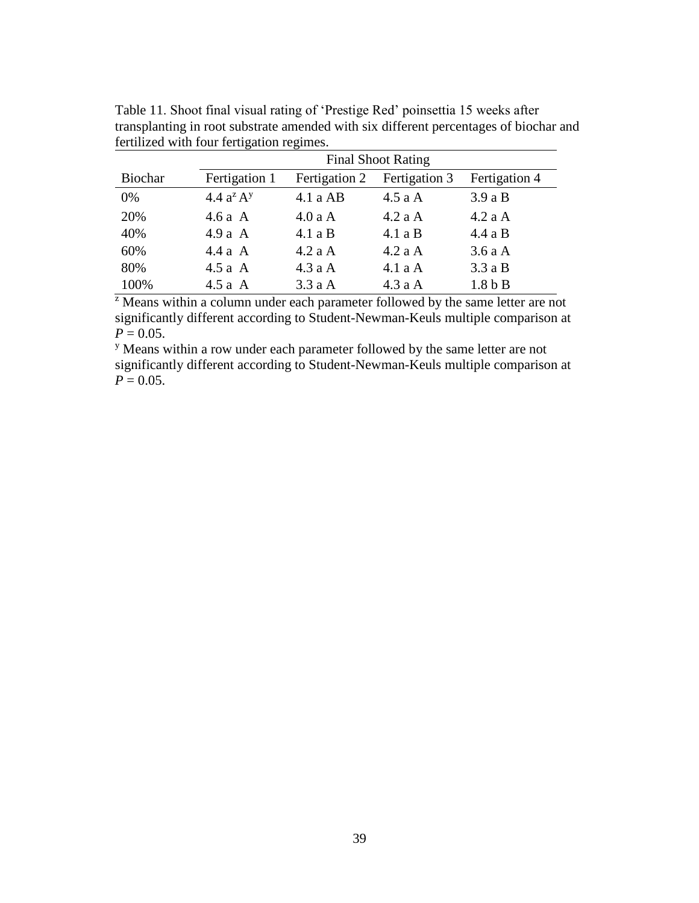Table 11. Shoot final visual rating of 'Prestige Red' poinsettia 15 weeks after transplanting in root substrate amended with six different percentages of biochar and fertilized with four fertigation regimes.

| | Final Shoot Rating | | | |
|---|---|---|---|---|
| Biochar | Fertigation 1 | Fertigation 2 | Fertigation 3 | Fertigation 4 |
| 0% | 4.4 a[z] A[y] | 4.1 a AB | 4.5 a A | 3.9 a B |
| 20% | 4.6 a A | 4.0 a A | 4.2 a A | 4.2 a A |
| 40% | 4.9 a A | 4.1 a B | 4.1 a B | 4.4 a B |
| 60% | 4.4 a A | 4.2 a A | 4.2 a A | 3.6 a A |
| 80% | 4.5 a A | 4.3 a A | 4.1 a A | 3.3 a B |
| 100% | 4.5 a A | 3.3 a A | 4.3 a A | 1.8 b B |

[z] Means within a column under each parameter followed by the same letter are not significantly different according to Student-Newman-Keuls multiple comparison at $P = 0.05$.

[y] Means within a row under each parameter followed by the same letter are not significantly different according to Student-Newman-Keuls multiple comparison at $P = 0.05$.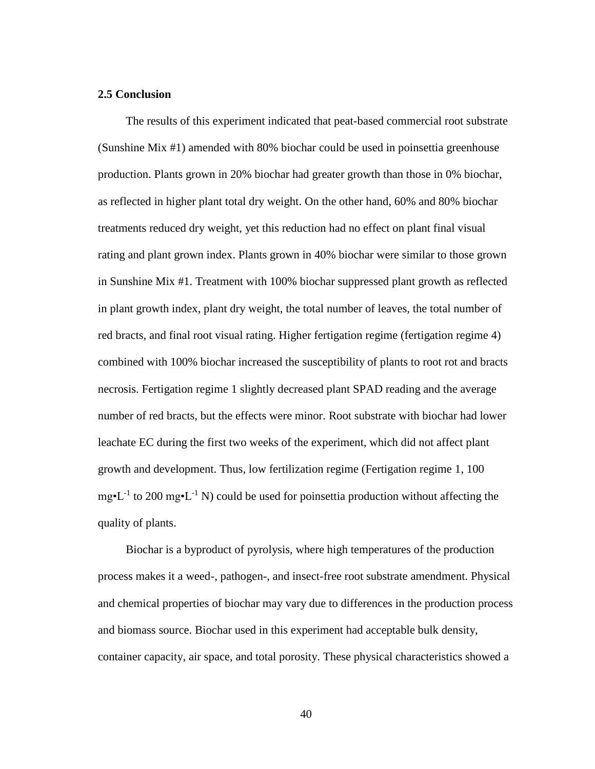## 2.5 Conclusion

The results of this experiment indicated that peat-based commercial root substrate (Sunshine Mix #1) amended with 80% biochar could be used in poinsettia greenhouse production. Plants grown in 20% biochar had greater growth than those in 0% biochar, as reflected in higher plant total dry weight. On the other hand, 60% and 80% biochar treatments reduced dry weight, yet this reduction had no effect on plant final visual rating and plant grown index. Plants grown in 40% biochar were similar to those grown in Sunshine Mix #1. Treatment with 100% biochar suppressed plant growth as reflected in plant growth index, plant dry weight, the total number of leaves, the total number of red bracts, and final root visual rating. Higher fertigation regime (fertigation regime 4) combined with 100% biochar increased the susceptibility of plants to root rot and bracts necrosis. Fertigation regime 1 slightly decreased plant SPAD reading and the average number of red bracts, but the effects were minor. Root substrate with biochar had lower leachate EC during the first two weeks of the experiment, which did not affect plant growth and development. Thus, low fertilization regime (Fertigation regime 1, 100 $mg{\bullet}L^{-1}$ to 200 $mg{\bullet}L^{-1}$ N) could be used for poinsettia production without affecting the quality of plants.

Biochar is a byproduct of pyrolysis, where high temperatures of the production process makes it a weed-, pathogen-, and insect-free root substrate amendment. Physical and chemical properties of biochar may vary due to differences in the production process and biomass source. Biochar used in this experiment had acceptable bulk density, container capacity, air space, and total porosity. These physical characteristics showed a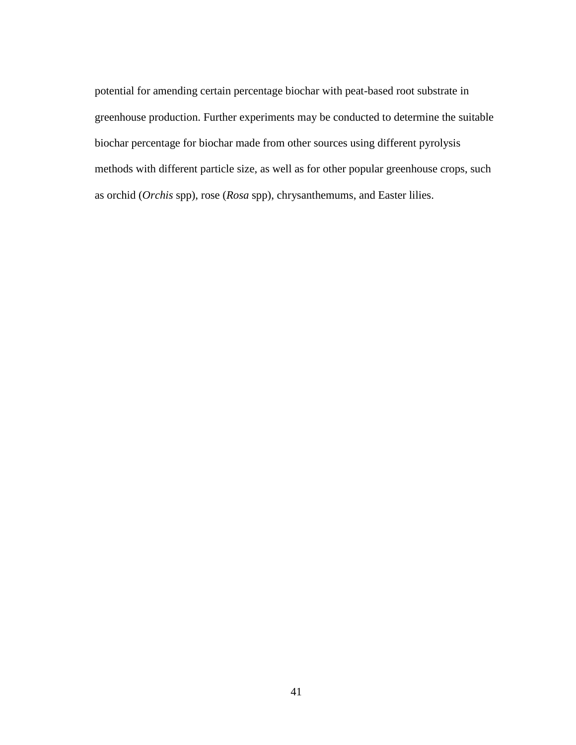potential for amending certain percentage biochar with peat-based root substrate in greenhouse production. Further experiments may be conducted to determine the suitable biochar percentage for biochar made from other sources using different pyrolysis methods with different particle size, as well as for other popular greenhouse crops, such as orchid (*Orchis* spp), rose (*Rosa* spp), chrysanthemums, and Easter lilies.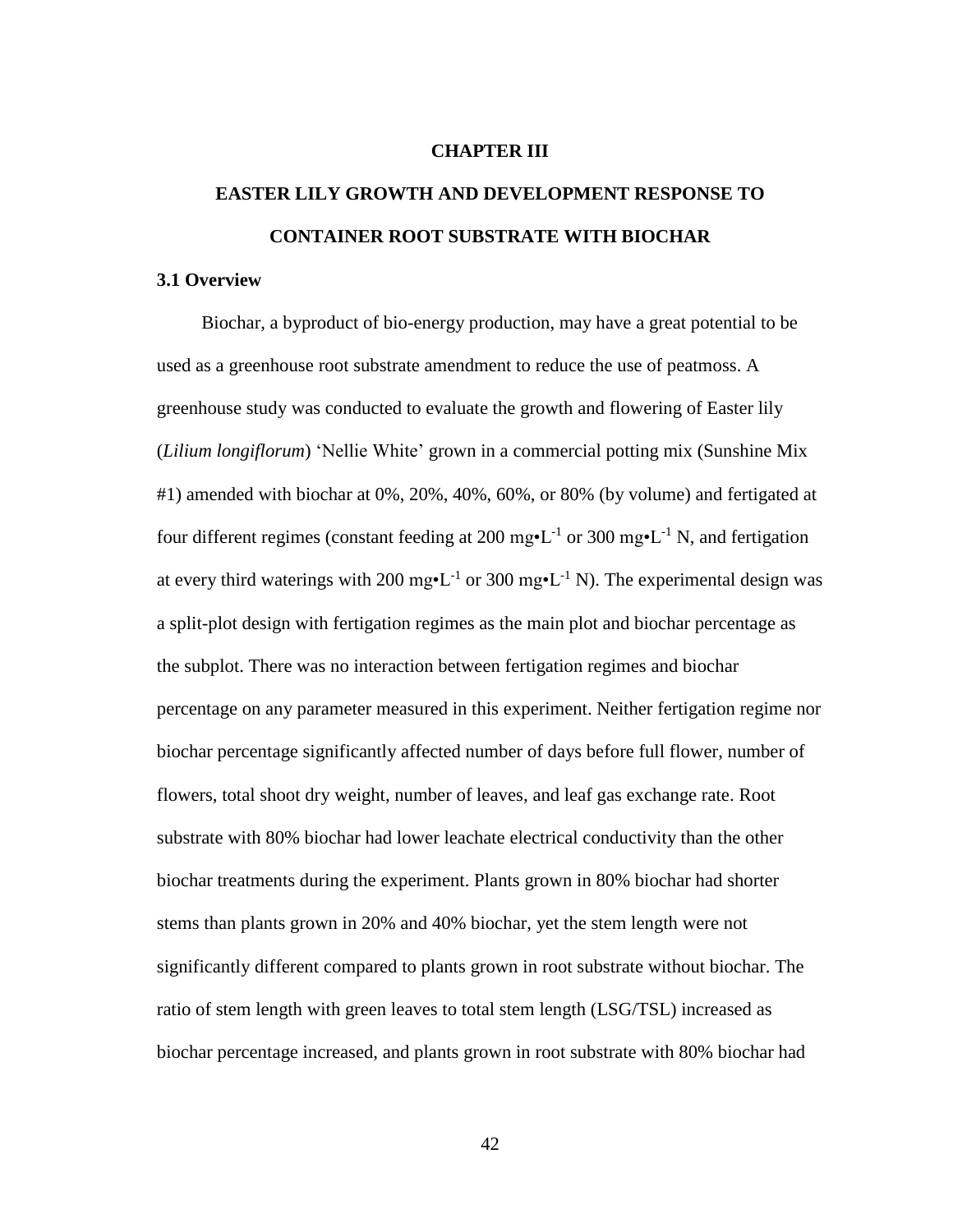# CHAPTER III

# EASTER LILY GROWTH AND DEVELOPMENT RESPONSE TO CONTAINER ROOT SUBSTRATE WITH BIOCHAR

## 3.1 Overview

Biochar, a byproduct of bio-energy production, may have a great potential to be used as a greenhouse root substrate amendment to reduce the use of peatmoss. A greenhouse study was conducted to evaluate the growth and flowering of Easter lily (*Lilium longiflorum*) 'Nellie White' grown in a commercial potting mix (Sunshine Mix #1) amended with biochar at 0%, 20%, 40%, 60%, or 80% (by volume) and fertigated at four different regimes (constant feeding at 200 mg•L$^{-1}$ or 300 mg•L$^{-1}$ N, and fertigation at every third waterings with 200 mg•L$^{-1}$ or 300 mg•L$^{-1}$ N). The experimental design was a split-plot design with fertigation regimes as the main plot and biochar percentage as the subplot. There was no interaction between fertigation regimes and biochar percentage on any parameter measured in this experiment. Neither fertigation regime nor biochar percentage significantly affected number of days before full flower, number of flowers, total shoot dry weight, number of leaves, and leaf gas exchange rate. Root substrate with 80% biochar had lower leachate electrical conductivity than the other biochar treatments during the experiment. Plants grown in 80% biochar had shorter stems than plants grown in 20% and 40% biochar, yet the stem length were not significantly different compared to plants grown in root substrate without biochar. The ratio of stem length with green leaves to total stem length (LSG/TSL) increased as biochar percentage increased, and plants grown in root substrate with 80% biochar had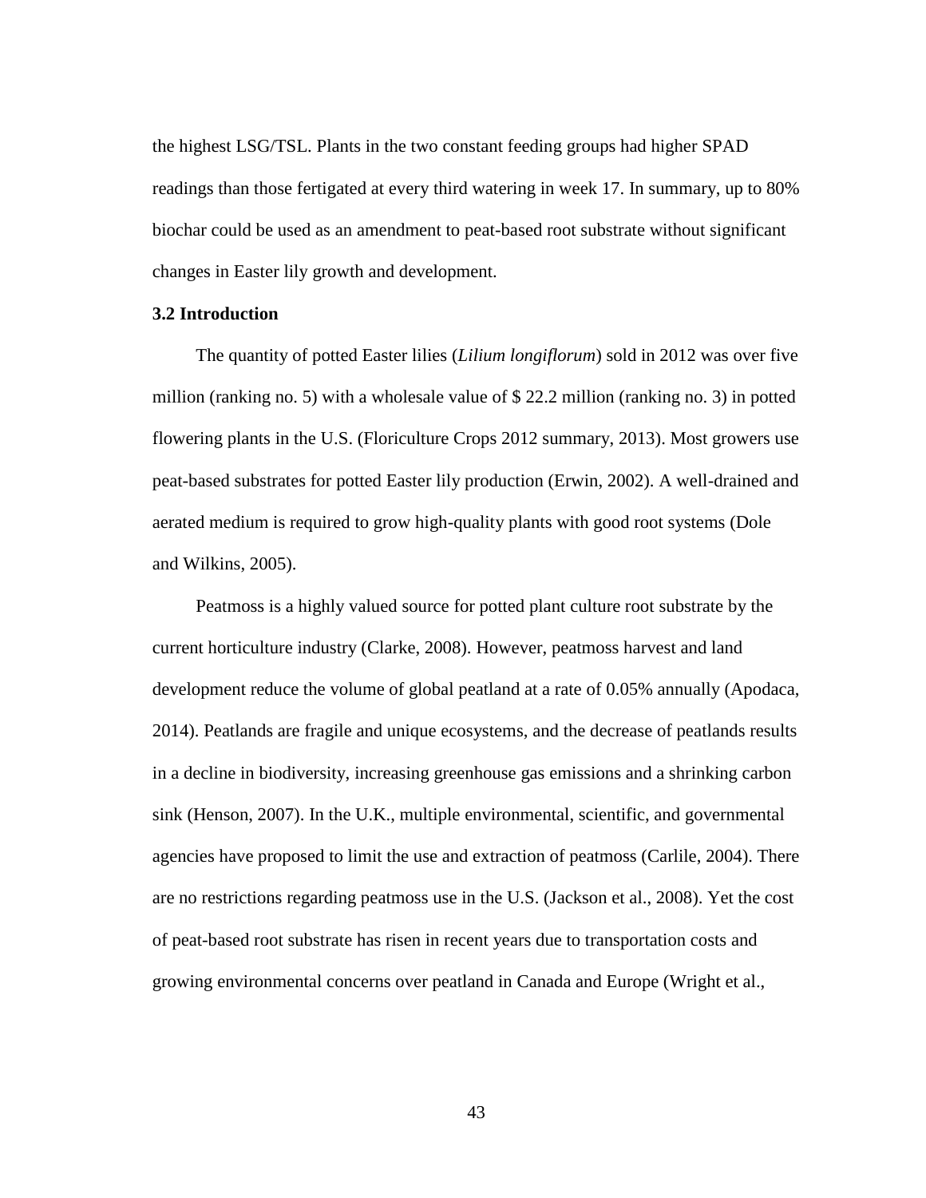the highest LSG/TSL. Plants in the two constant feeding groups had higher SPAD readings than those fertigated at every third watering in week 17. In summary, up to 80% biochar could be used as an amendment to peat-based root substrate without significant changes in Easter lily growth and development.

### 3.2 Introduction

The quantity of potted Easter lilies (*Lilium longiflorum*) sold in 2012 was over five million (ranking no. 5) with a wholesale value of $ 22.2 million (ranking no. 3) in potted flowering plants in the U.S. (Floriculture Crops 2012 summary, 2013). Most growers use peat-based substrates for potted Easter lily production (Erwin, 2002). A well-drained and aerated medium is required to grow high-quality plants with good root systems (Dole and Wilkins, 2005).

Peatmoss is a highly valued source for potted plant culture root substrate by the current horticulture industry (Clarke, 2008). However, peatmoss harvest and land development reduce the volume of global peatland at a rate of 0.05% annually (Apodaca, 2014). Peatlands are fragile and unique ecosystems, and the decrease of peatlands results in a decline in biodiversity, increasing greenhouse gas emissions and a shrinking carbon sink (Henson, 2007). In the U.K., multiple environmental, scientific, and governmental agencies have proposed to limit the use and extraction of peatmoss (Carlile, 2004). There are no restrictions regarding peatmoss use in the U.S. (Jackson et al., 2008). Yet the cost of peat-based root substrate has risen in recent years due to transportation costs and growing environmental concerns over peatland in Canada and Europe (Wright et al.,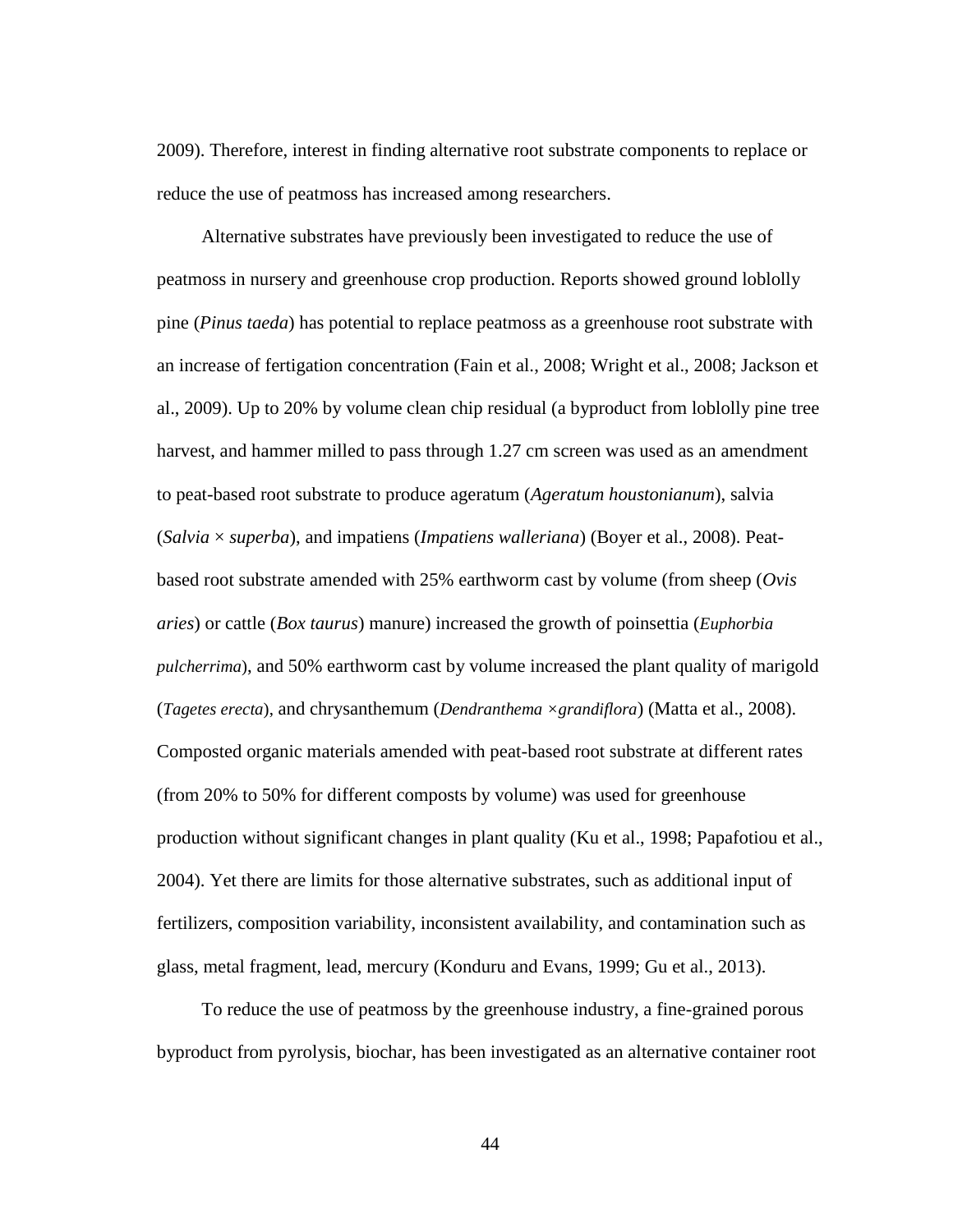2009). Therefore, interest in finding alternative root substrate components to replace or reduce the use of peatmoss has increased among researchers.

Alternative substrates have previously been investigated to reduce the use of peatmoss in nursery and greenhouse crop production. Reports showed ground loblolly pine (*Pinus taeda*) has potential to replace peatmoss as a greenhouse root substrate with an increase of fertigation concentration (Fain et al., 2008; Wright et al., 2008; Jackson et al., 2009). Up to 20% by volume clean chip residual (a byproduct from loblolly pine tree harvest, and hammer milled to pass through 1.27 cm screen was used as an amendment to peat-based root substrate to produce ageratum (*Ageratum houstonianum*), salvia (*Salvia* × *superba*), and impatiens (*Impatiens walleriana*) (Boyer et al., 2008). Peat-based root substrate amended with 25% earthworm cast by volume (from sheep (*Ovis aries*) or cattle (*Box taurus*) manure) increased the growth of poinsettia (*Euphorbia pulcherrima*), and 50% earthworm cast by volume increased the plant quality of marigold (*Tagetes erecta*), and chrysanthemum (*Dendranthema* ×*grandiflora*) (Matta et al., 2008). Composted organic materials amended with peat-based root substrate at different rates (from 20% to 50% for different composts by volume) was used for greenhouse production without significant changes in plant quality (Ku et al., 1998; Papafotiou et al., 2004). Yet there are limits for those alternative substrates, such as additional input of fertilizers, composition variability, inconsistent availability, and contamination such as glass, metal fragment, lead, mercury (Konduru and Evans, 1999; Gu et al., 2013).

To reduce the use of peatmoss by the greenhouse industry, a fine-grained porous byproduct from pyrolysis, biochar, has been investigated as an alternative container root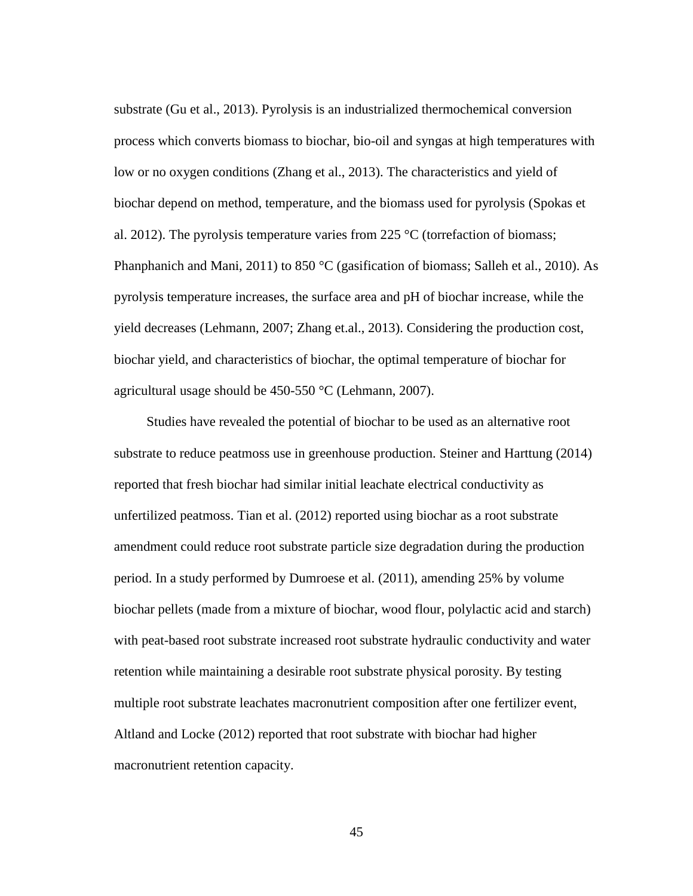substrate (Gu et al., 2013). Pyrolysis is an industrialized thermochemical conversion process which converts biomass to biochar, bio-oil and syngas at high temperatures with low or no oxygen conditions (Zhang et al., 2013). The characteristics and yield of biochar depend on method, temperature, and the biomass used for pyrolysis (Spokas et al. 2012). The pyrolysis temperature varies from 225 °C (torrefaction of biomass; Phanphanich and Mani, 2011) to 850 °C (gasification of biomass; Salleh et al., 2010). As pyrolysis temperature increases, the surface area and pH of biochar increase, while the yield decreases (Lehmann, 2007; Zhang et.al., 2013). Considering the production cost, biochar yield, and characteristics of biochar, the optimal temperature of biochar for agricultural usage should be 450-550 °C (Lehmann, 2007).

Studies have revealed the potential of biochar to be used as an alternative root substrate to reduce peatmoss use in greenhouse production. Steiner and Harttung (2014) reported that fresh biochar had similar initial leachate electrical conductivity as unfertilized peatmoss. Tian et al. (2012) reported using biochar as a root substrate amendment could reduce root substrate particle size degradation during the production period. In a study performed by Dumroese et al. (2011), amending 25% by volume biochar pellets (made from a mixture of biochar, wood flour, polylactic acid and starch) with peat-based root substrate increased root substrate hydraulic conductivity and water retention while maintaining a desirable root substrate physical porosity. By testing multiple root substrate leachates macronutrient composition after one fertilizer event, Altland and Locke (2012) reported that root substrate with biochar had higher macronutrient retention capacity.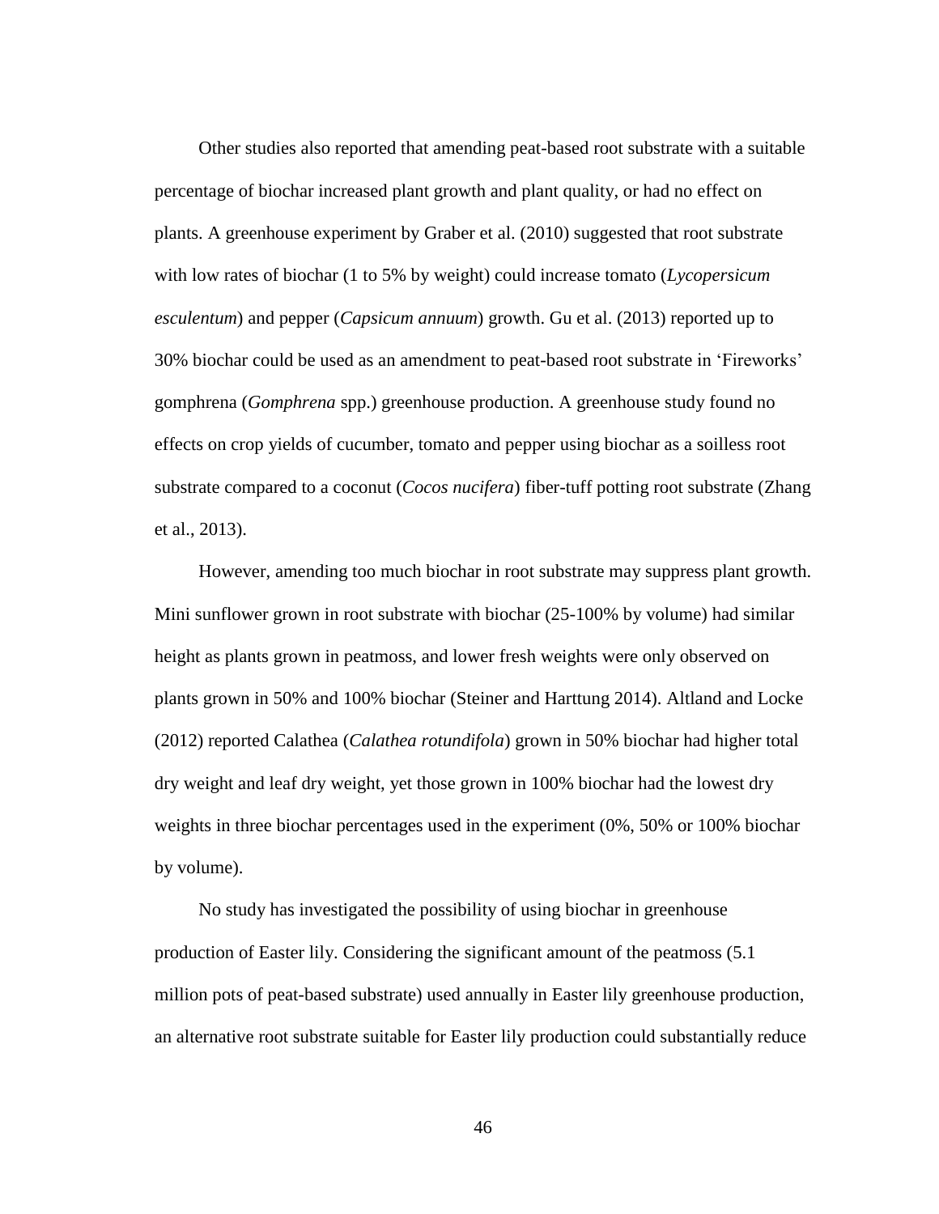Other studies also reported that amending peat-based root substrate with a suitable percentage of biochar increased plant growth and plant quality, or had no effect on plants. A greenhouse experiment by Graber et al. (2010) suggested that root substrate with low rates of biochar (1 to 5% by weight) could increase tomato (*Lycopersicum esculentum*) and pepper (*Capsicum annuum*) growth. Gu et al. (2013) reported up to 30% biochar could be used as an amendment to peat-based root substrate in 'Fireworks' gomphrena (*Gomphrena* spp.) greenhouse production. A greenhouse study found no effects on crop yields of cucumber, tomato and pepper using biochar as a soilless root substrate compared to a coconut (*Cocos nucifera*) fiber-tuff potting root substrate (Zhang et al., 2013).

However, amending too much biochar in root substrate may suppress plant growth. Mini sunflower grown in root substrate with biochar (25-100% by volume) had similar height as plants grown in peatmoss, and lower fresh weights were only observed on plants grown in 50% and 100% biochar (Steiner and Harttung 2014). Altland and Locke (2012) reported Calathea (*Calathea rotundifola*) grown in 50% biochar had higher total dry weight and leaf dry weight, yet those grown in 100% biochar had the lowest dry weights in three biochar percentages used in the experiment (0%, 50% or 100% biochar by volume).

No study has investigated the possibility of using biochar in greenhouse production of Easter lily. Considering the significant amount of the peatmoss (5.1 million pots of peat-based substrate) used annually in Easter lily greenhouse production, an alternative root substrate suitable for Easter lily production could substantially reduce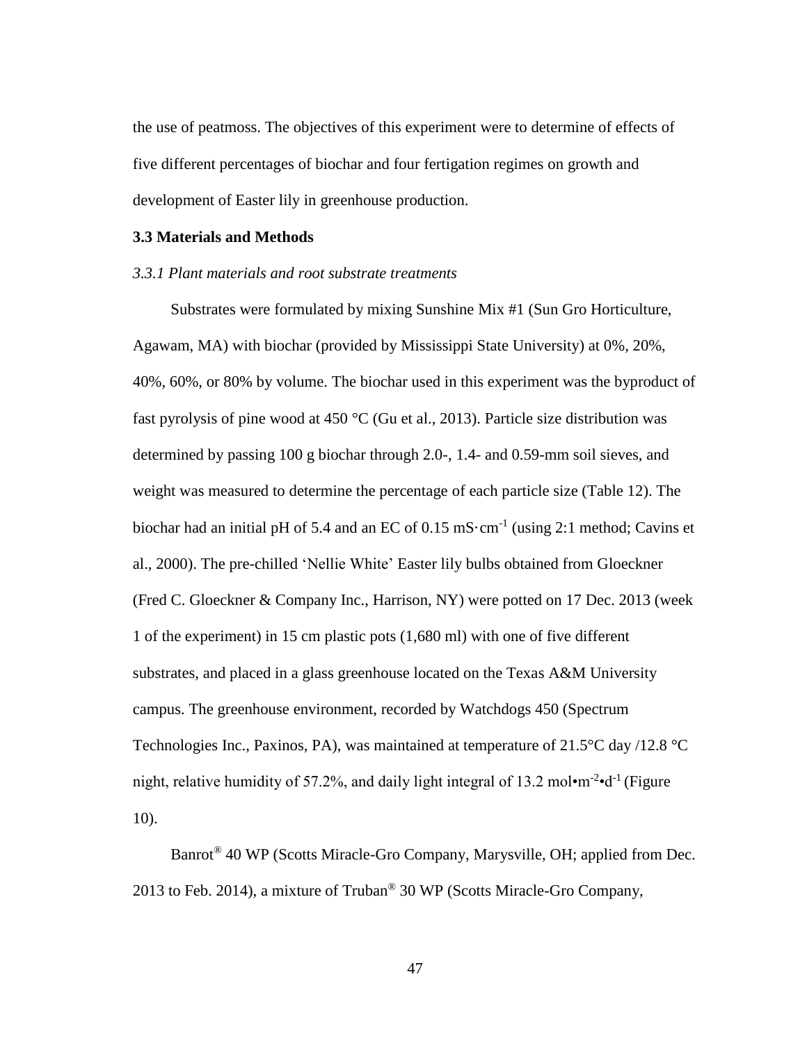the use of peatmoss. The objectives of this experiment were to determine of effects of five different percentages of biochar and four fertigation regimes on growth and development of Easter lily in greenhouse production.

### 3.3 Materials and Methods

#### *3.3.1 Plant materials and root substrate treatments*

Substrates were formulated by mixing Sunshine Mix #1 (Sun Gro Horticulture, Agawam, MA) with biochar (provided by Mississippi State University) at 0%, 20%, 40%, 60%, or 80% by volume. The biochar used in this experiment was the byproduct of fast pyrolysis of pine wood at 450 °C (Gu et al., 2013). Particle size distribution was determined by passing 100 g biochar through 2.0-, 1.4- and 0.59-mm soil sieves, and weight was measured to determine the percentage of each particle size (Table 12). The biochar had an initial pH of 5.4 and an EC of 0.15 $mS \cdot cm^{-1}$ (using 2:1 method; Cavins et al., 2000). The pre-chilled 'Nellie White' Easter lily bulbs obtained from Gloeckner (Fred C. Gloeckner & Company Inc., Harrison, NY) were potted on 17 Dec. 2013 (week 1 of the experiment) in 15 cm plastic pots (1,680 ml) with one of five different substrates, and placed in a glass greenhouse located on the Texas A&M University campus. The greenhouse environment, recorded by Watchdogs 450 (Spectrum Technologies Inc., Paxinos, PA), was maintained at temperature of 21.5°C day /12.8 °C night, relative humidity of 57.2%, and daily light integral of 13.2 $mol \cdot m^{-2} \cdot d^{-1}$ (Figure 10).

Banrot® 40 WP (Scotts Miracle-Gro Company, Marysville, OH; applied from Dec. 2013 to Feb. 2014), a mixture of Truban® 30 WP (Scotts Miracle-Gro Company,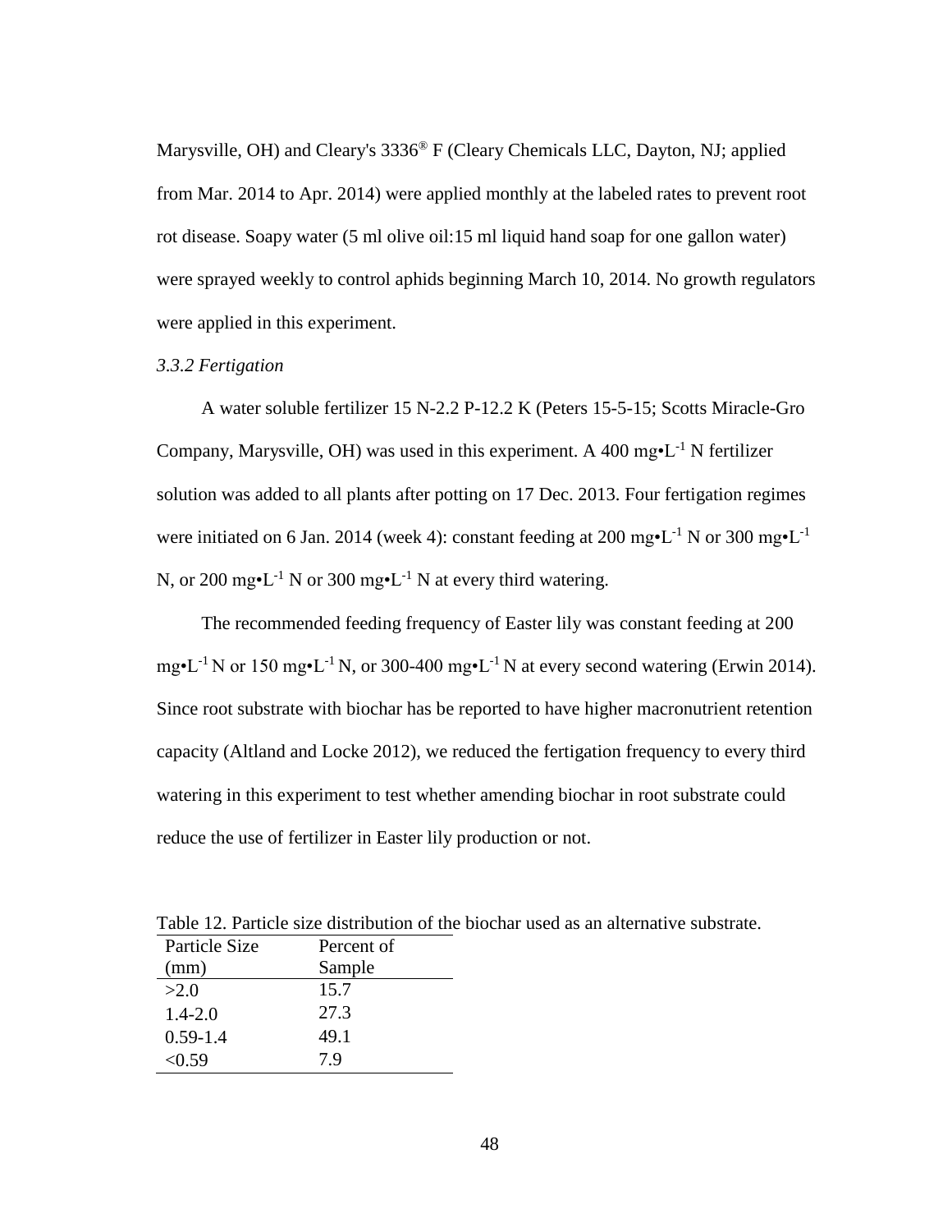Marysville, OH) and Cleary's 3336® F (Cleary Chemicals LLC, Dayton, NJ; applied from Mar. 2014 to Apr. 2014) were applied monthly at the labeled rates to prevent root rot disease. Soapy water (5 ml olive oil:15 ml liquid hand soap for one gallon water) were sprayed weekly to control aphids beginning March 10, 2014. No growth regulators were applied in this experiment.

### *3.3.2 Fertigation*

A water soluble fertilizer 15 N-2.2 P-12.2 K (Peters 15-5-15; Scotts Miracle-Gro Company, Marysville, OH) was used in this experiment. A 400 mg•$L^{-1}$ N fertilizer solution was added to all plants after potting on 17 Dec. 2013. Four fertigation regimes were initiated on 6 Jan. 2014 (week 4): constant feeding at 200 mg•$L^{-1}$ N or 300 mg•$L^{-1}$ N, or 200 mg•$L^{-1}$ N or 300 mg•$L^{-1}$ N at every third watering.

The recommended feeding frequency of Easter lily was constant feeding at 200 mg•$L^{-1}$ N or 150 mg•$L^{-1}$ N, or 300-400 mg•$L^{-1}$ N at every second watering (Erwin 2014). Since root substrate with biochar has be reported to have higher macronutrient retention capacity (Altland and Locke 2012), we reduced the fertigation frequency to every third watering in this experiment to test whether amending biochar in root substrate could reduce the use of fertilizer in Easter lily production or not.

Table 12. Particle size distribution of the biochar used as an alternative substrate.

| Particle Size (mm) | Percent of Sample |
|---|---|
| >2.0 | 15.7 |
| 1.4-2.0 | 27.3 |
| 0.59-1.4 | 49.1 |
| <0.59 | 7.9 |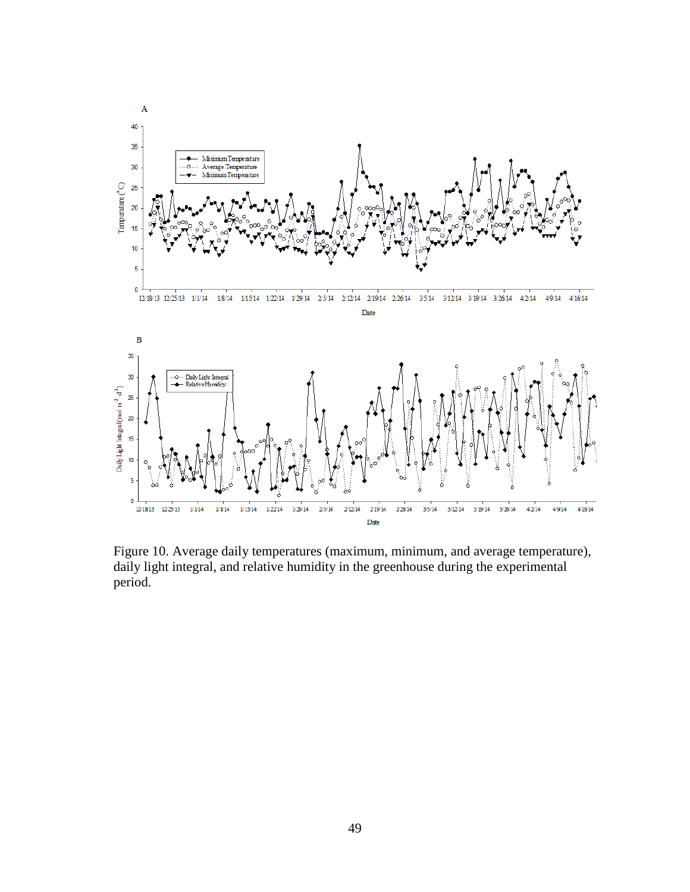Figure 10. Average daily temperatures (maximum, minimum, and average temperature), daily light integral, and relative humidity in the greenhouse during the experimental period.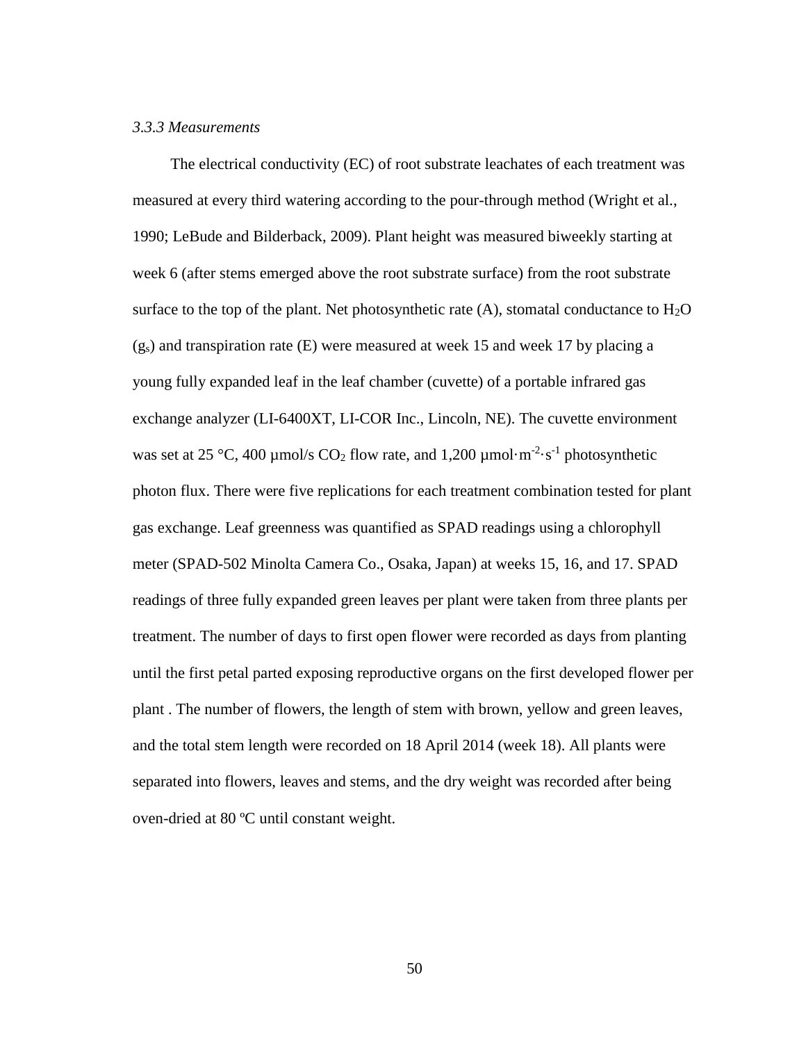### *3.3.3 Measurements*

The electrical conductivity (EC) of root substrate leachates of each treatment was measured at every third watering according to the pour-through method (Wright et al., 1990; LeBude and Bilderback, 2009). Plant height was measured biweekly starting at week 6 (after stems emerged above the root substrate surface) from the root substrate surface to the top of the plant. Net photosynthetic rate (A), stomatal conductance to $H_2O$ ($g_s$) and transpiration rate (E) were measured at week 15 and week 17 by placing a young fully expanded leaf in the leaf chamber (cuvette) of a portable infrared gas exchange analyzer (LI-6400XT, LI-COR Inc., Lincoln, NE). The cuvette environment was set at 25 °C, 400 µmol/s $CO_2$ flow rate, and 1,200 $\mu mol \cdot m^{-2} \cdot s^{-1}$ photosynthetic photon flux. There were five replications for each treatment combination tested for plant gas exchange. Leaf greenness was quantified as SPAD readings using a chlorophyll meter (SPAD-502 Minolta Camera Co., Osaka, Japan) at weeks 15, 16, and 17. SPAD readings of three fully expanded green leaves per plant were taken from three plants per treatment. The number of days to first open flower were recorded as days from planting until the first petal parted exposing reproductive organs on the first developed flower per plant . The number of flowers, the length of stem with brown, yellow and green leaves, and the total stem length were recorded on 18 April 2014 (week 18). All plants were separated into flowers, leaves and stems, and the dry weight was recorded after being oven-dried at 80 ºC until constant weight.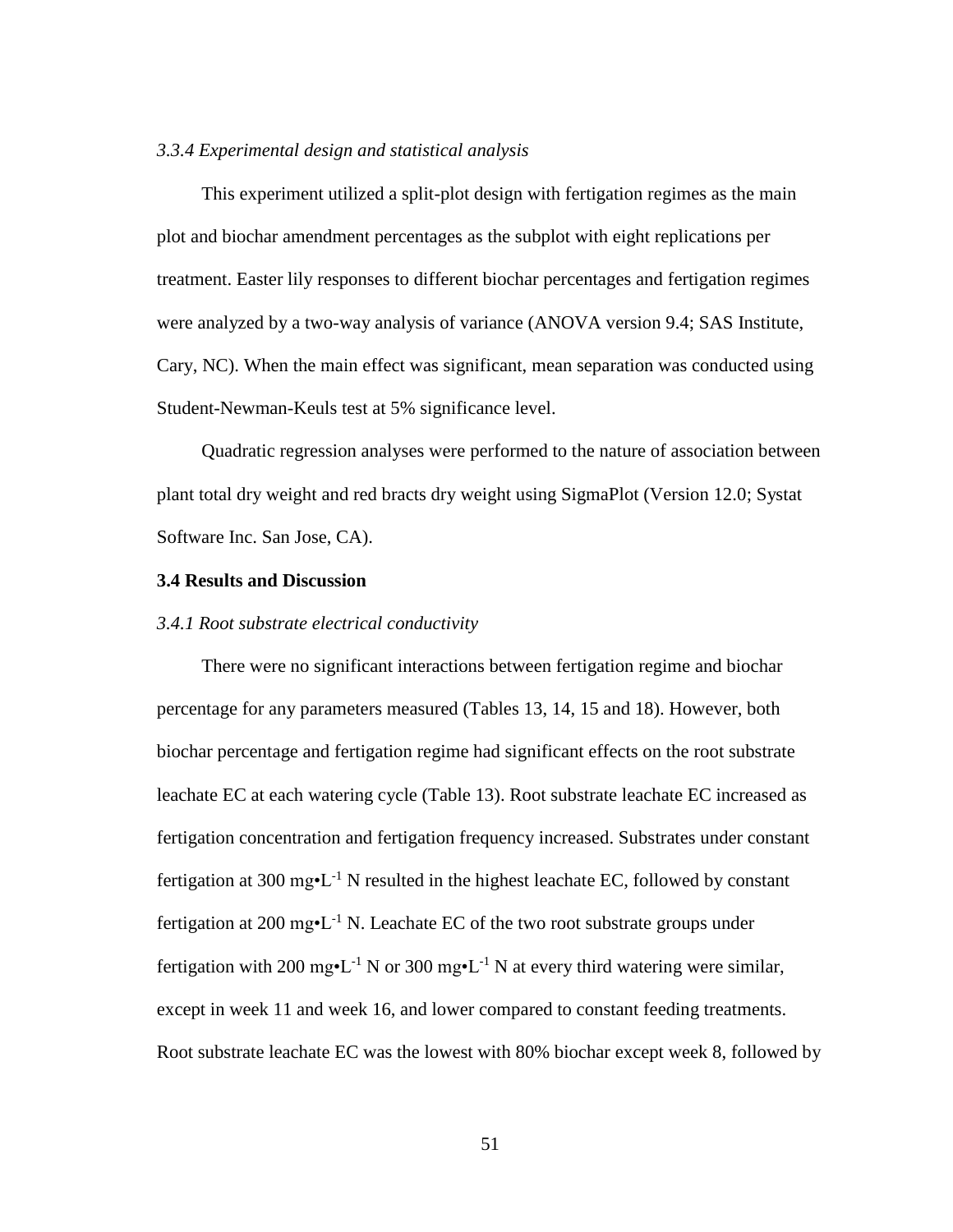*3.3.4 Experimental design and statistical analysis*

This experiment utilized a split-plot design with fertigation regimes as the main plot and biochar amendment percentages as the subplot with eight replications per treatment. Easter lily responses to different biochar percentages and fertigation regimes were analyzed by a two-way analysis of variance (ANOVA version 9.4; SAS Institute, Cary, NC). When the main effect was significant, mean separation was conducted using Student-Newman-Keuls test at 5% significance level.

Quadratic regression analyses were performed to the nature of association between plant total dry weight and red bracts dry weight using SigmaPlot (Version 12.0; Systat Software Inc. San Jose, CA).

## 3.4 Results and Discussion

*3.4.1 Root substrate electrical conductivity*

There were no significant interactions between fertigation regime and biochar percentage for any parameters measured (Tables 13, 14, 15 and 18). However, both biochar percentage and fertigation regime had significant effects on the root substrate leachate EC at each watering cycle (Table 13). Root substrate leachate EC increased as fertigation concentration and fertigation frequency increased. Substrates under constant fertigation at 300 mg•$L^{-1}$ N resulted in the highest leachate EC, followed by constant fertigation at 200 mg•$L^{-1}$ N. Leachate EC of the two root substrate groups under fertigation with 200 mg•$L^{-1}$ N or 300 mg•$L^{-1}$ N at every third watering were similar, except in week 11 and week 16, and lower compared to constant feeding treatments. Root substrate leachate EC was the lowest with 80% biochar except week 8, followed by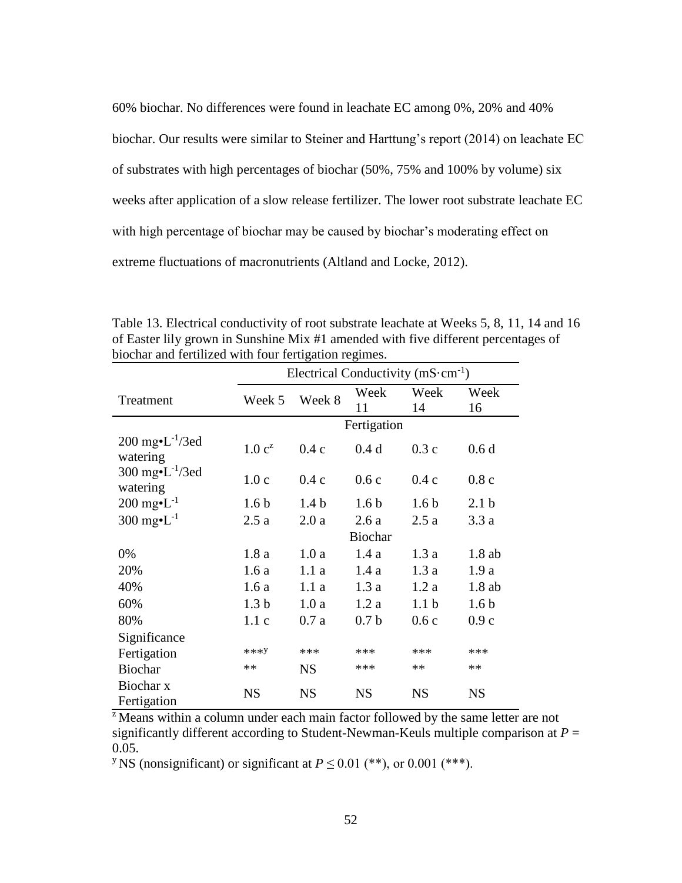60% biochar. No differences were found in leachate EC among 0%, 20% and 40% biochar. Our results were similar to Steiner and Harttung's report (2014) on leachate EC of substrates with high percentages of biochar (50%, 75% and 100% by volume) six weeks after application of a slow release fertilizer. The lower root substrate leachate EC with high percentage of biochar may be caused by biochar's moderating effect on extreme fluctuations of macronutrients (Altland and Locke, 2012).

Table 13. Electrical conductivity of root substrate leachate at Weeks 5, 8, 11, 14 and 16 of Easter lily grown in Sunshine Mix #1 amended with five different percentages of biochar and fertilized with four fertigation regimes.

| Treatment | Electrical Conductivity ($mS \cdot cm^{-1}$) | | | | |
|---|---|---|---|---|---|
| | Week 5 | Week 8 | Week 11 | Week 14 | Week 16 |
| | Fertigation | | | | |
| 200 $mg \bullet L^{-1}$/3ed watering | 1.0 c[z] | 0.4 c | 0.4 d | 0.3 c | 0.6 d |
| 300 $mg \bullet L^{-1}$/3ed watering | 1.0 c | 0.4 c | 0.6 c | 0.4 c | 0.8 c |
| 200 $mg \bullet L^{-1}$ | 1.6 b | 1.4 b | 1.6 b | 1.6 b | 2.1 b |
| 300 $mg \bullet L^{-1}$ | 2.5 a | 2.0 a | 2.6 a | 2.5 a | 3.3 a |
| | Biochar | | | | |
| 0% | 1.8 a | 1.0 a | 1.4 a | 1.3 a | 1.8 ab |
| 20% | 1.6 a | 1.1 a | 1.4 a | 1.3 a | 1.9 a |
| 40% | 1.6 a | 1.1 a | 1.3 a | 1.2 a | 1.8 ab |
| 60% | 1.3 b | 1.0 a | 1.2 a | 1.1 b | 1.6 b |
| 80% | 1.1 c | 0.7 a | 0.7 b | 0.6 c | 0.9 c |
| Significance | | | | | |
| Fertigation | ***[y] | *** | *** | *** | *** |
| Biochar | ** | NS | *** | ** | ** |
| Biochar x Fertigation | NS | NS | NS | NS | NS |

[z] Means within a column under each main factor followed by the same letter are not significantly different according to Student-Newman-Keuls multiple comparison at $P = 0.05$.

[y] NS (nonsignificant) or significant at $P \leq 0.01$ (**), or 0.001 (***).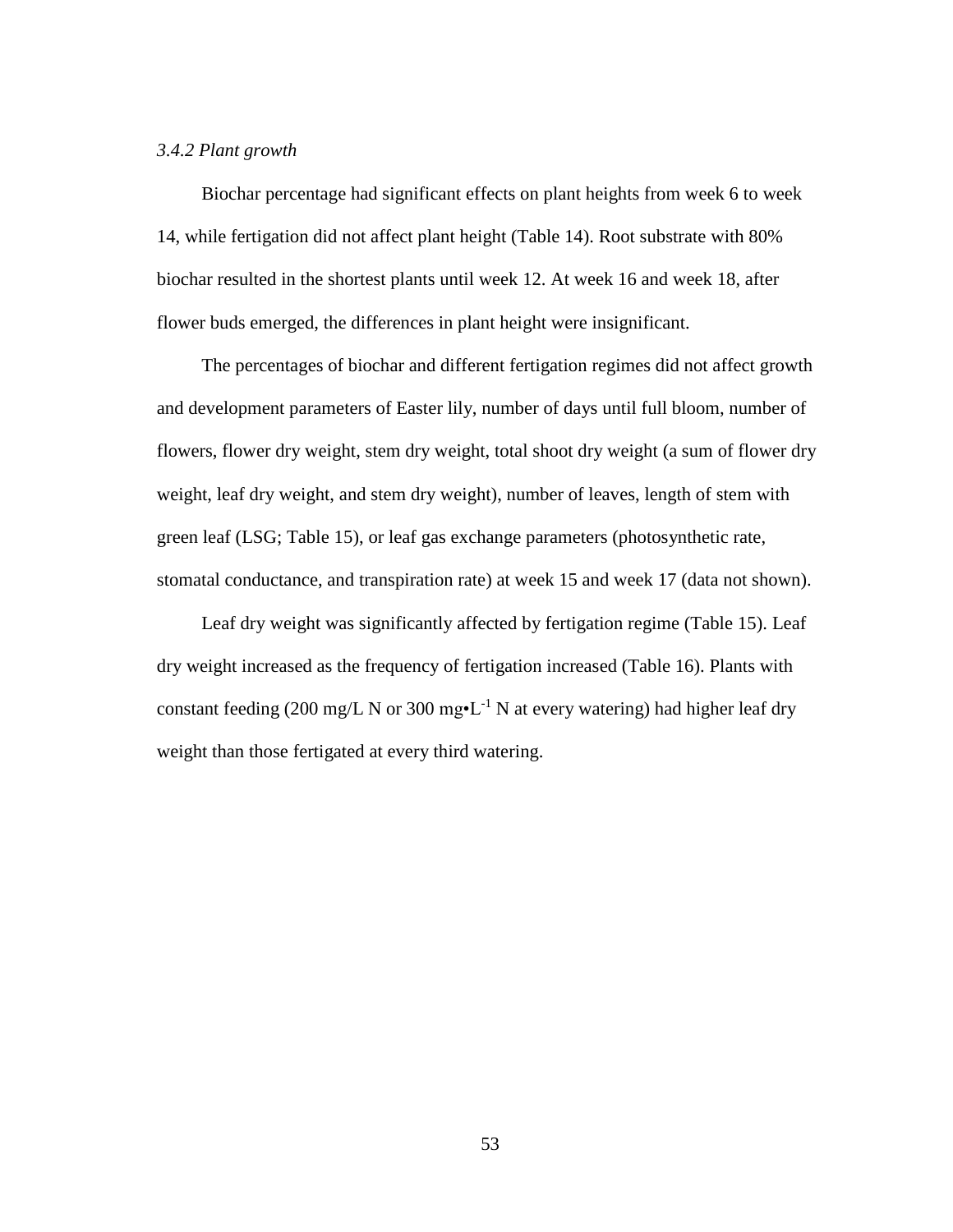### *3.4.2 Plant growth*

Biochar percentage had significant effects on plant heights from week 6 to week 14, while fertigation did not affect plant height (Table 14). Root substrate with 80% biochar resulted in the shortest plants until week 12. At week 16 and week 18, after flower buds emerged, the differences in plant height were insignificant.

The percentages of biochar and different fertigation regimes did not affect growth and development parameters of Easter lily, number of days until full bloom, number of flowers, flower dry weight, stem dry weight, total shoot dry weight (a sum of flower dry weight, leaf dry weight, and stem dry weight), number of leaves, length of stem with green leaf (LSG; Table 15), or leaf gas exchange parameters (photosynthetic rate, stomatal conductance, and transpiration rate) at week 15 and week 17 (data not shown).

Leaf dry weight was significantly affected by fertigation regime (Table 15). Leaf dry weight increased as the frequency of fertigation increased (Table 16). Plants with constant feeding (200 mg/L N or 300 mg•$L^{-1}$ N at every watering) had higher leaf dry weight than those fertigated at every third watering.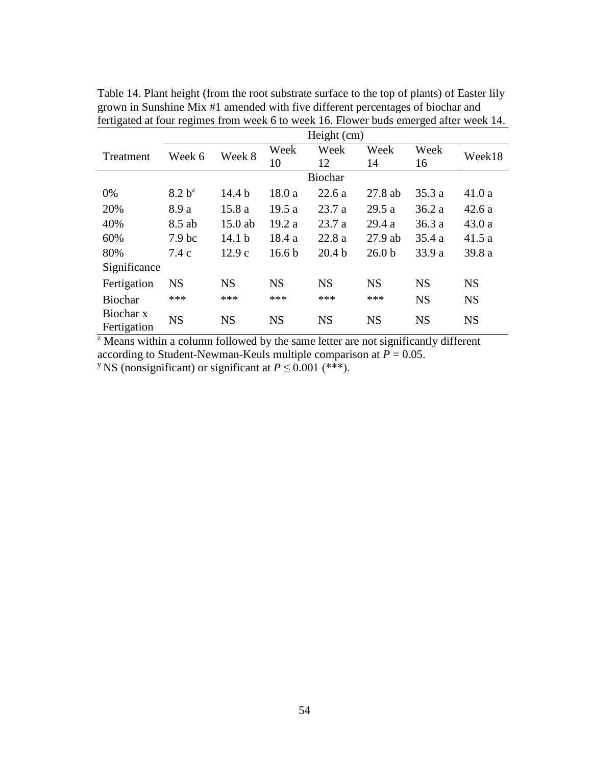Table 14. Plant height (from the root substrate surface to the top of plants) of Easter lily grown in Sunshine Mix #1 amended with five different percentages of biochar and fertigated at four regimes from week 6 to week 16. Flower buds emerged after week 14.

| Treatment | Height (cm) | | | | | | |
|---|---|---|---|---|---|---|---|
| | Week 6 | Week 8 | Week 10 | Week 12 | Week 14 | Week 16 | Week18 |
| | | | | Biochar | | | |
| 0% | 8.2 b[z] | 14.4 b | 18.0 a | 22.6 a | 27.8 ab | 35.3 a | 41.0 a |
| 20% | 8.9 a | 15.8 a | 19.5 a | 23.7 a | 29.5 a | 36.2 a | 42.6 a |
| 40% | 8.5 ab | 15.0 ab | 19.2 a | 23.7 a | 29.4 a | 36.3 a | 43.0 a |
| 60% | 7.9 bc | 14.1 b | 18.4 a | 22.8 a | 27.9 ab | 35.4 a | 41.5 a |
| 80% | 7.4 c | 12.9 c | 16.6 b | 20.4 b | 26.0 b | 33.9 a | 39.8 a |
| Significance | | | | | | | |
| Fertigation | NS | NS | NS | NS | NS | NS | NS |
| Biochar | *** | *** | *** | *** | *** | NS | NS |
| Biochar x Fertigation | NS | NS | NS | NS | NS | NS | NS |

[z] Means within a column followed by the same letter are not significantly different according to Student-Newman-Keuls multiple comparison at $P = 0.05$.

[y] NS (nonsignificant) or significant at $P \leq 0.001$ (***).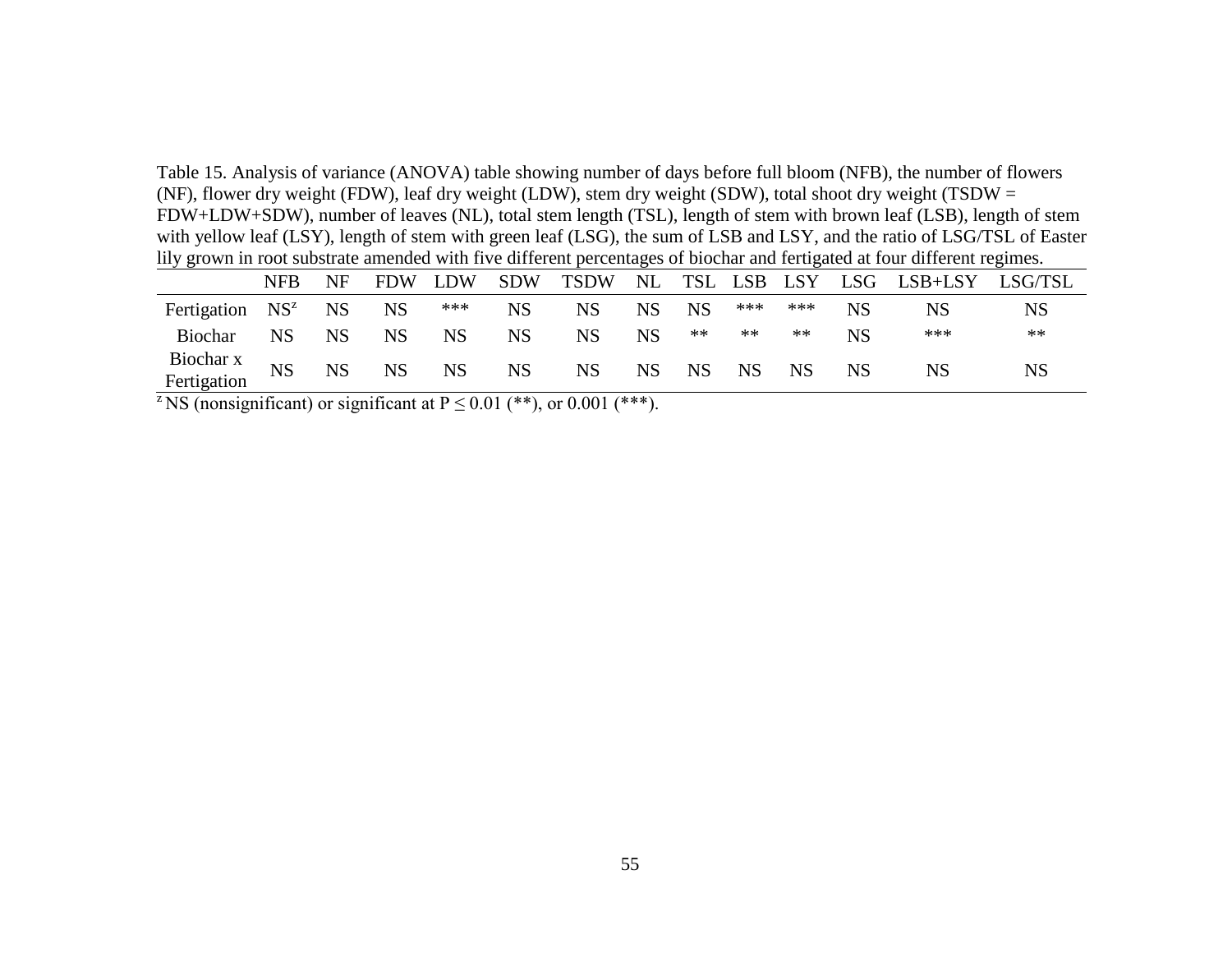Table 15. Analysis of variance (ANOVA) table showing number of days before full bloom (NFB), the number of flowers (NF), flower dry weight (FDW), leaf dry weight (LDW), stem dry weight (SDW), total shoot dry weight (TSDW = FDW+LDW+SDW), number of leaves (NL), total stem length (TSL), length of stem with brown leaf (LSB), length of stem with yellow leaf (LSY), length of stem with green leaf (LSG), the sum of LSB and LSY, and the ratio of LSG/TSL of Easter lily grown in root substrate amended with five different percentages of biochar and fertigated at four different regimes.

| | NFB | NF | FDW | LDW | SDW | TSDW | NL | TSL | LSB | LSY | LSG | LSB+LSY | LSG/TSL |
|---|---|---|---|---|---|---|---|---|---|---|---|---|---|
| Fertigation | NS[z] | NS | NS | *** | NS | NS | NS | NS | *** | *** | NS | NS | NS |
| Biochar | NS | NS | NS | NS | NS | NS | NS | ** | ** | ** | NS | *** | ** |
| Biochar x Fertigation | NS | NS | NS | NS | NS | NS | NS | NS | NS | NS | NS | NS | NS |

[z] NS (nonsignificant) or significant at $P \leq 0.01$ (**), or 0.001 (***).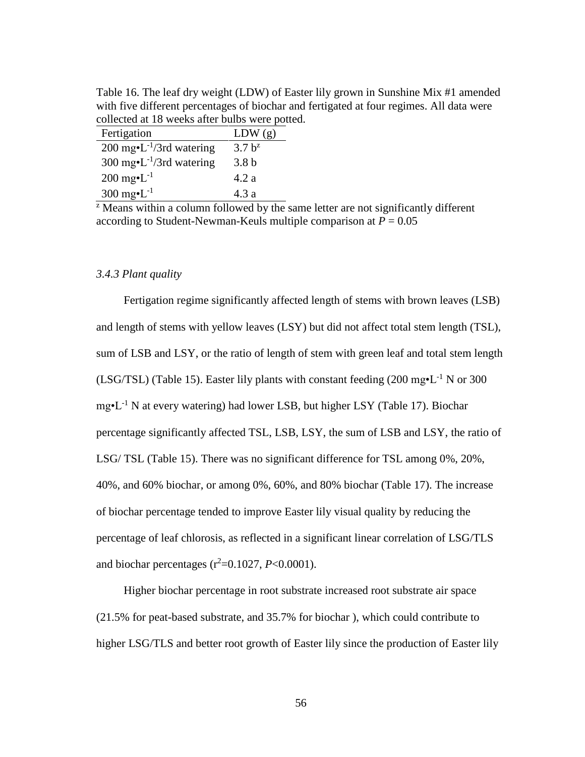Table 16. The leaf dry weight (LDW) of Easter lily grown in Sunshine Mix #1 amended with five different percentages of biochar and fertigated at four regimes. All data were collected at 18 weeks after bulbs were potted.

| Fertigation | LDW (g) |
|---|---|
| 200 $mg{\bullet}L^{-1}$/3rd watering | 3.7 b[z] |
| 300 $mg{\bullet}L^{-1}$/3rd watering | 3.8 b |
| 200 $mg{\bullet}L^{-1}$ | 4.2 a |
| 300 $mg{\bullet}L^{-1}$ | 4.3 a |

[z] Means within a column followed by the same letter are not significantly different according to Student-Newman-Keuls multiple comparison at $P = 0.05$

### *3.4.3 Plant quality*

Fertigation regime significantly affected length of stems with brown leaves (LSB) and length of stems with yellow leaves (LSY) but did not affect total stem length (TSL), sum of LSB and LSY, or the ratio of length of stem with green leaf and total stem length (LSG/TSL) (Table 15). Easter lily plants with constant feeding (200 $mg{\bullet}L^{-1}$ N or 300 $mg{\bullet}L^{-1}$ N at every watering) had lower LSB, but higher LSY (Table 17). Biochar percentage significantly affected TSL, LSB, LSY, the sum of LSB and LSY, the ratio of LSG/ TSL (Table 15). There was no significant difference for TSL among 0%, 20%, 40%, and 60% biochar, or among 0%, 60%, and 80% biochar (Table 17). The increase of biochar percentage tended to improve Easter lily visual quality by reducing the percentage of leaf chlorosis, as reflected in a significant linear correlation of LSG/TLS and biochar percentages ($r^2$=0.1027, $P$<0.0001).

Higher biochar percentage in root substrate increased root substrate air space (21.5% for peat-based substrate, and 35.7% for biochar ), which could contribute to higher LSG/TLS and better root growth of Easter lily since the production of Easter lily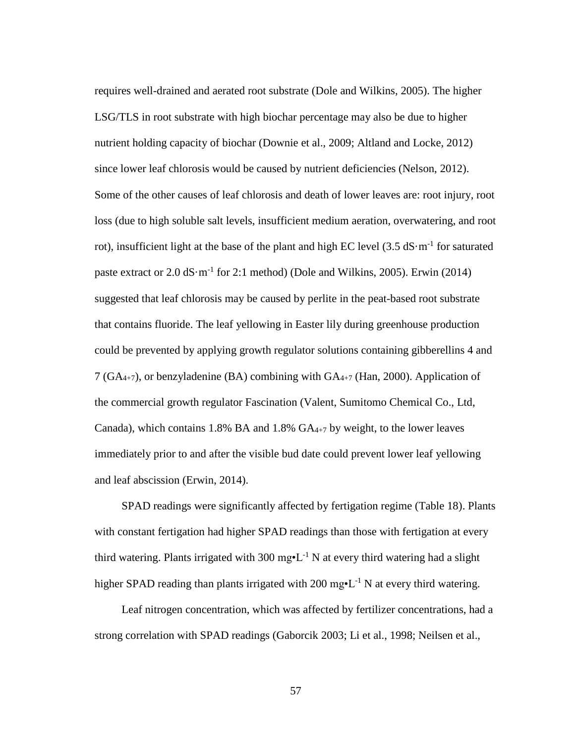requires well-drained and aerated root substrate (Dole and Wilkins, 2005). The higher LSG/TLS in root substrate with high biochar percentage may also be due to higher nutrient holding capacity of biochar (Downie et al., 2009; Altland and Locke, 2012) since lower leaf chlorosis would be caused by nutrient deficiencies (Nelson, 2012). Some of the other causes of leaf chlorosis and death of lower leaves are: root injury, root loss (due to high soluble salt levels, insufficient medium aeration, overwatering, and root rot), insufficient light at the base of the plant and high EC level (3.5 $dS{\cdot}m^{-1}$ for saturated paste extract or 2.0 $dS{\cdot}m^{-1}$ for 2:1 method) (Dole and Wilkins, 2005). Erwin (2014) suggested that leaf chlorosis may be caused by perlite in the peat-based root substrate that contains fluoride. The leaf yellowing in Easter lily during greenhouse production could be prevented by applying growth regulator solutions containing gibberellins 4 and 7 ($GA_{4+7}$), or benzyladenine (BA) combining with $GA_{4+7}$ (Han, 2000). Application of the commercial growth regulator Fascination (Valent, Sumitomo Chemical Co., Ltd, Canada), which contains 1.8% BA and 1.8% $GA_{4+7}$ by weight, to the lower leaves immediately prior to and after the visible bud date could prevent lower leaf yellowing and leaf abscission (Erwin, 2014).

SPAD readings were significantly affected by fertigation regime (Table 18). Plants with constant fertigation had higher SPAD readings than those with fertigation at every third watering. Plants irrigated with 300 $mg{\bullet}L^{-1}$ N at every third watering had a slight higher SPAD reading than plants irrigated with 200 $mg{\bullet}L^{-1}$ N at every third watering.

Leaf nitrogen concentration, which was affected by fertilizer concentrations, had a strong correlation with SPAD readings (Gaborcik 2003; Li et al., 1998; Neilsen et al.,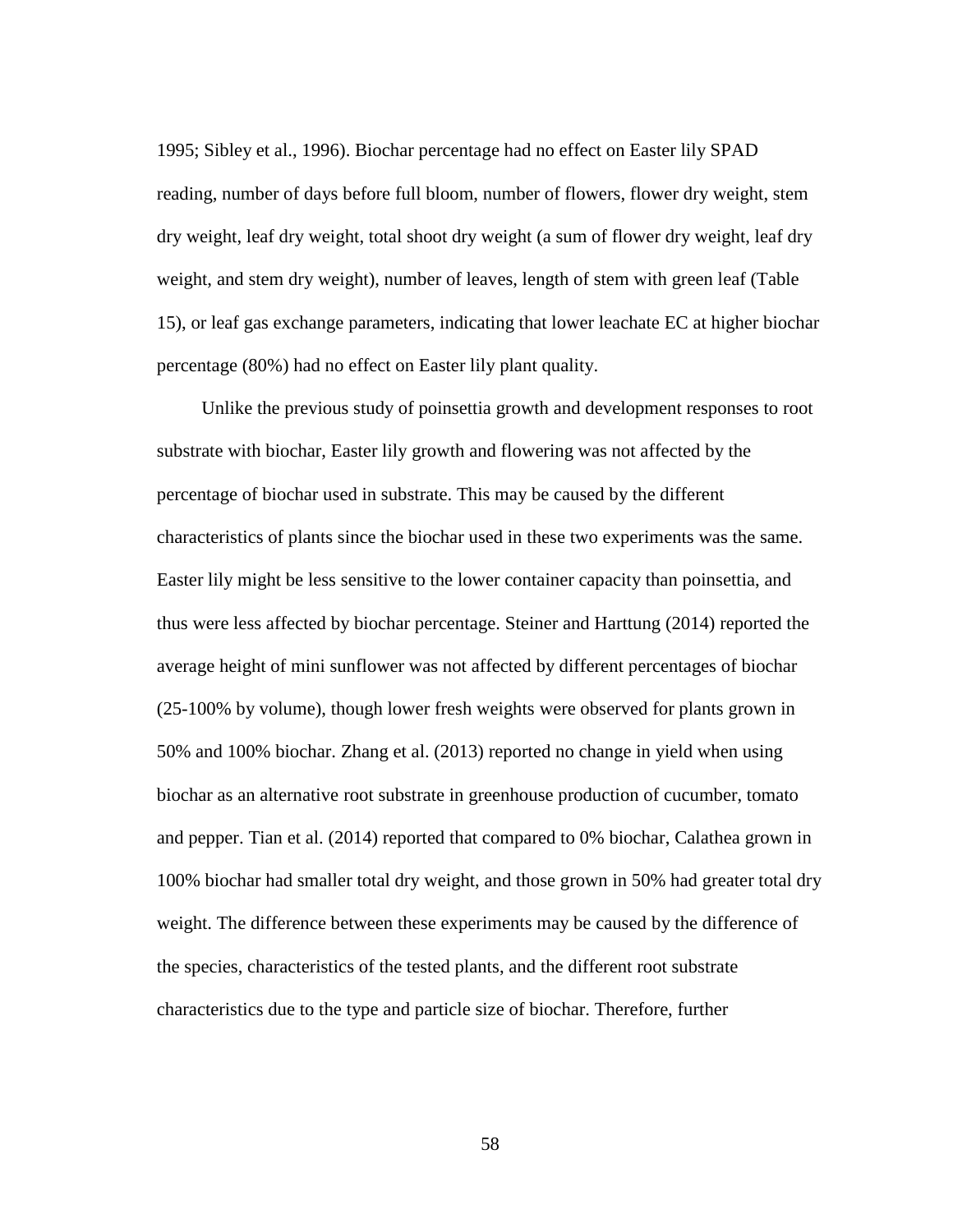1995; Sibley et al., 1996). Biochar percentage had no effect on Easter lily SPAD reading, number of days before full bloom, number of flowers, flower dry weight, stem dry weight, leaf dry weight, total shoot dry weight (a sum of flower dry weight, leaf dry weight, and stem dry weight), number of leaves, length of stem with green leaf (Table 15), or leaf gas exchange parameters, indicating that lower leachate EC at higher biochar percentage (80%) had no effect on Easter lily plant quality.

Unlike the previous study of poinsettia growth and development responses to root substrate with biochar, Easter lily growth and flowering was not affected by the percentage of biochar used in substrate. This may be caused by the different characteristics of plants since the biochar used in these two experiments was the same. Easter lily might be less sensitive to the lower container capacity than poinsettia, and thus were less affected by biochar percentage. Steiner and Harttung (2014) reported the average height of mini sunflower was not affected by different percentages of biochar (25-100% by volume), though lower fresh weights were observed for plants grown in 50% and 100% biochar. Zhang et al. (2013) reported no change in yield when using biochar as an alternative root substrate in greenhouse production of cucumber, tomato and pepper. Tian et al. (2014) reported that compared to 0% biochar, Calathea grown in 100% biochar had smaller total dry weight, and those grown in 50% had greater total dry weight. The difference between these experiments may be caused by the difference of the species, characteristics of the tested plants, and the different root substrate characteristics due to the type and particle size of biochar. Therefore, further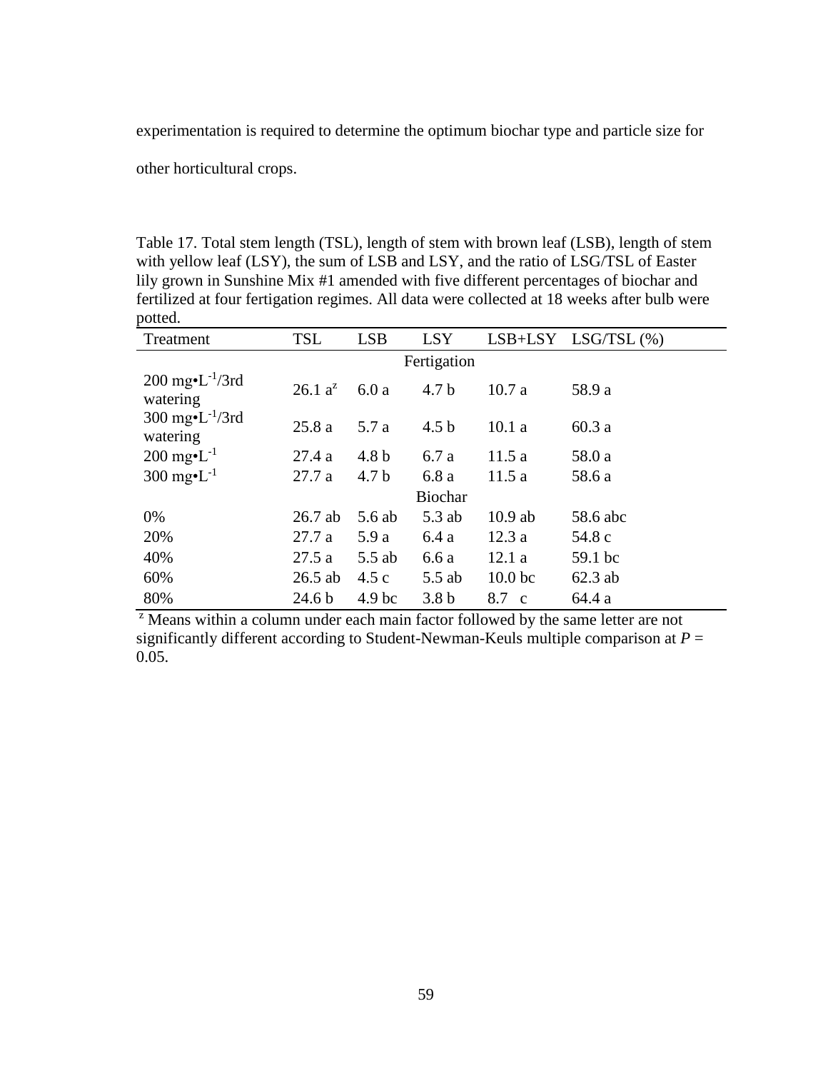experimentation is required to determine the optimum biochar type and particle size for other horticultural crops.

Table 17. Total stem length (TSL), length of stem with brown leaf (LSB), length of stem with yellow leaf (LSY), the sum of LSB and LSY, and the ratio of LSG/TSL of Easter lily grown in Sunshine Mix #1 amended with five different percentages of biochar and fertilized at four fertigation regimes. All data were collected at 18 weeks after bulb were potted.

| Treatment | TSL | LSB | LSY | LSB+LSY | LSG/TSL (%) |
|---|---|---|---|---|---|
| | | | Fertigation | | |
| 200 mg•L$^{-1}$/3rd watering | 26.1 a[z] | 6.0 a | 4.7 b | 10.7 a | 58.9 a |
| 300 mg•L$^{-1}$/3rd watering | 25.8 a | 5.7 a | 4.5 b | 10.1 a | 60.3 a |
| 200 mg•L$^{-1}$ | 27.4 a | 4.8 b | 6.7 a | 11.5 a | 58.0 a |
| 300 mg•L$^{-1}$ | 27.7 a | 4.7 b | 6.8 a | 11.5 a | 58.6 a |
| | | | Biochar | | |
| 0% | 26.7 ab | 5.6 ab | 5.3 ab | 10.9 ab | 58.6 abc |
| 20% | 27.7 a | 5.9 a | 6.4 a | 12.3 a | 54.8 c |
| 40% | 27.5 a | 5.5 ab | 6.6 a | 12.1 a | 59.1 bc |
| 60% | 26.5 ab | 4.5 c | 5.5 ab | 10.0 bc | 62.3 ab |
| 80% | 24.6 b | 4.9 bc | 3.8 b | 8.7 c | 64.4 a |

[z] Means within a column under each main factor followed by the same letter are not significantly different according to Student-Newman-Keuls multiple comparison at $P$ = 0.05.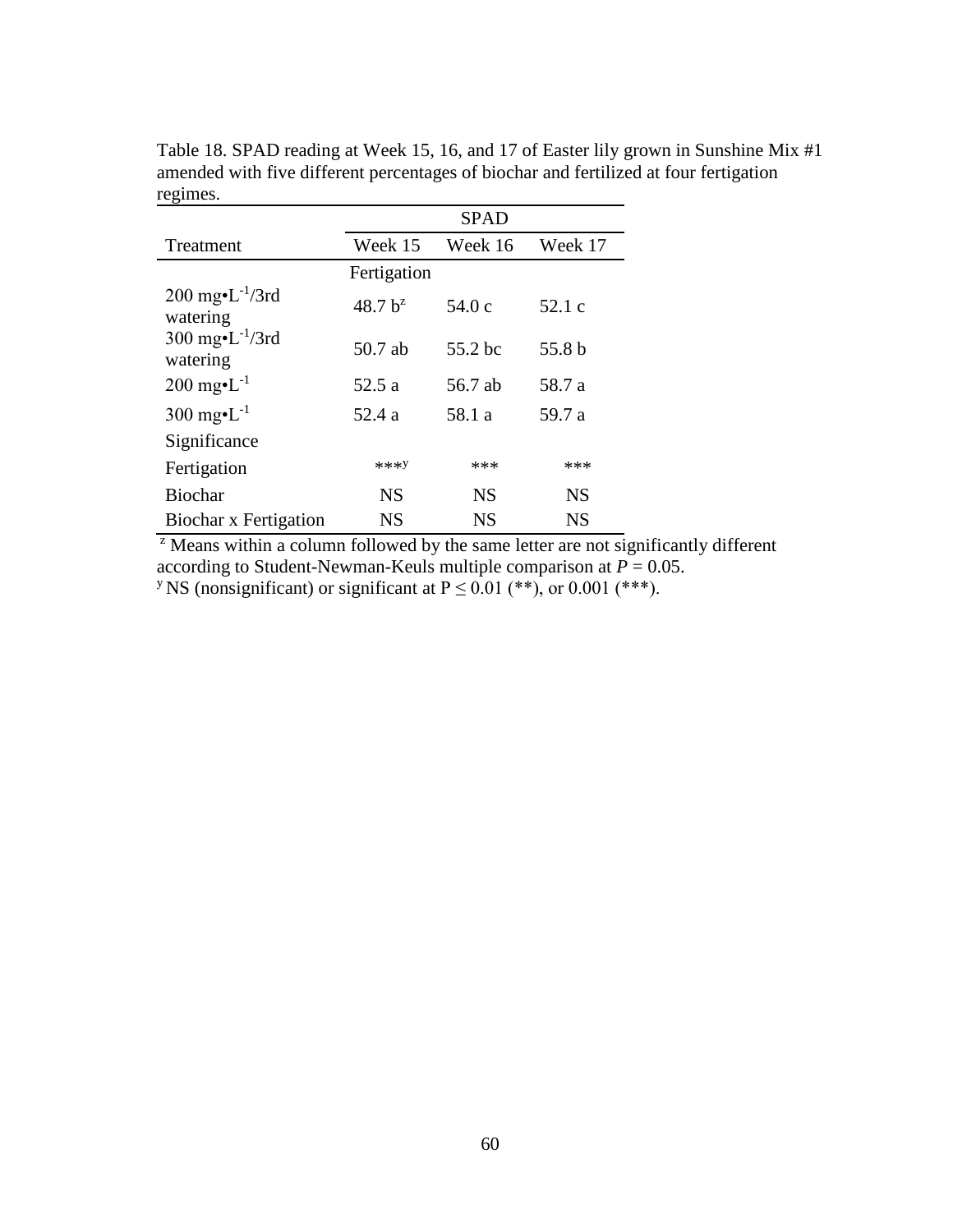Table 18. SPAD reading at Week 15, 16, and 17 of Easter lily grown in Sunshine Mix #1 amended with five different percentages of biochar and fertilized at four fertigation regimes.

| | SPAD | | |
|---|---|---|---|
| Treatment | Week 15 | Week 16 | Week 17 |
| | Fertigation | | |
| 200 mg•L$^{-1}$/3rd watering | 48.7 b[z] | 54.0 c | 52.1 c |
| 300 mg•L$^{-1}$/3rd watering | 50.7 ab | 55.2 bc | 55.8 b |
| 200 mg•L$^{-1}$ | 52.5 a | 56.7 ab | 58.7 a |
| 300 mg•L$^{-1}$ | 52.4 a | 58.1 a | 59.7 a |
| Significance | | | |
| Fertigation | ***[y] | *** | *** |
| Biochar | NS | NS | NS |
| Biochar x Fertigation | NS | NS | NS |

[z] Means within a column followed by the same letter are not significantly different according to Student-Newman-Keuls multiple comparison at $P = 0.05$.

[y] NS (nonsignificant) or significant at $P \leq 0.01$ (**), or 0.001 (***).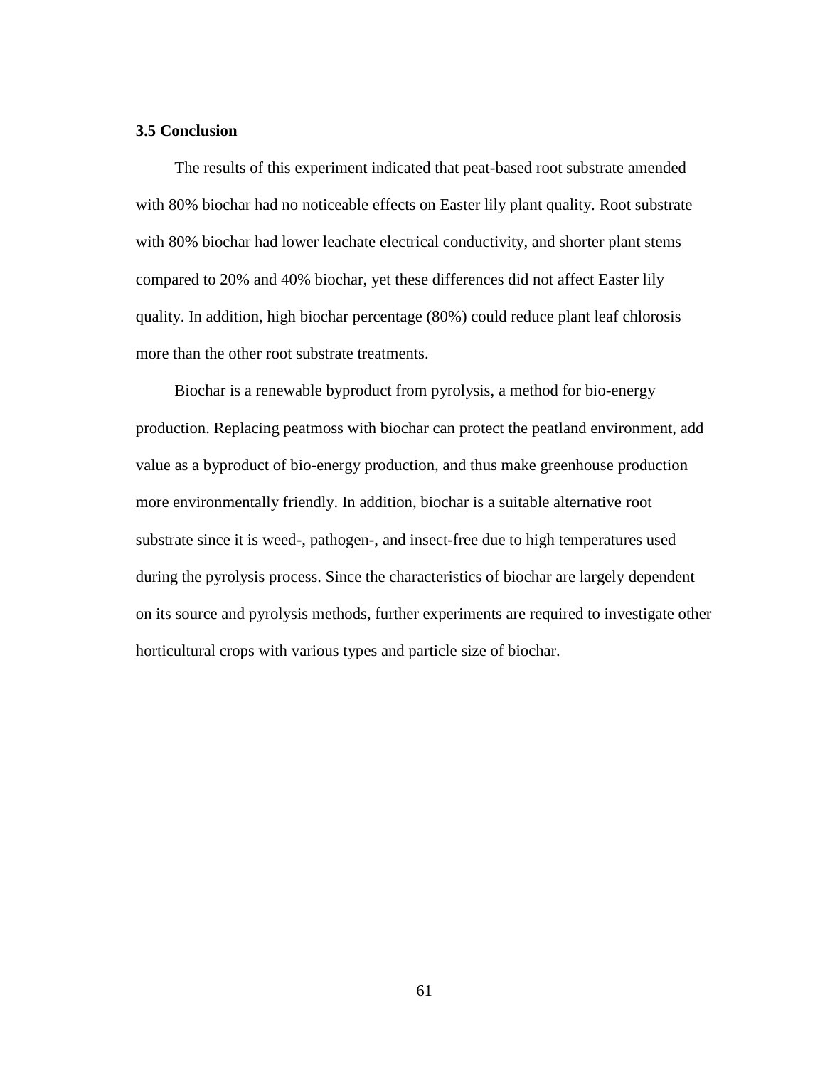### 3.5 Conclusion

The results of this experiment indicated that peat-based root substrate amended with 80% biochar had no noticeable effects on Easter lily plant quality. Root substrate with 80% biochar had lower leachate electrical conductivity, and shorter plant stems compared to 20% and 40% biochar, yet these differences did not affect Easter lily quality. In addition, high biochar percentage (80%) could reduce plant leaf chlorosis more than the other root substrate treatments.

Biochar is a renewable byproduct from pyrolysis, a method for bio-energy production. Replacing peatmoss with biochar can protect the peatland environment, add value as a byproduct of bio-energy production, and thus make greenhouse production more environmentally friendly. In addition, biochar is a suitable alternative root substrate since it is weed-, pathogen-, and insect-free due to high temperatures used during the pyrolysis process. Since the characteristics of biochar are largely dependent on its source and pyrolysis methods, further experiments are required to investigate other horticultural crops with various types and particle size of biochar.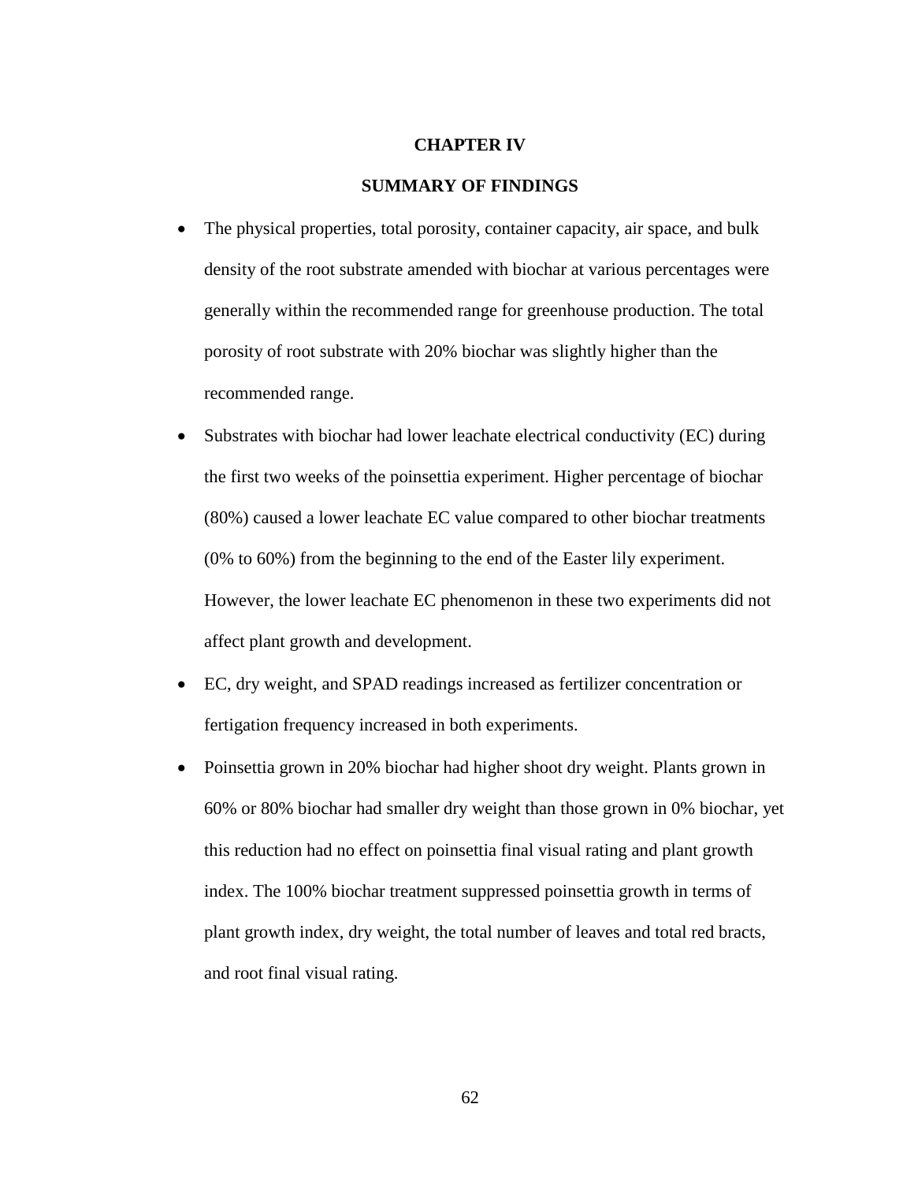# CHAPTER IV

## SUMMARY OF FINDINGS

- The physical properties, total porosity, container capacity, air space, and bulk density of the root substrate amended with biochar at various percentages were generally within the recommended range for greenhouse production. The total porosity of root substrate with 20% biochar was slightly higher than the recommended range.
- Substrates with biochar had lower leachate electrical conductivity (EC) during the first two weeks of the poinsettia experiment. Higher percentage of biochar (80%) caused a lower leachate EC value compared to other biochar treatments (0% to 60%) from the beginning to the end of the Easter lily experiment. However, the lower leachate EC phenomenon in these two experiments did not affect plant growth and development.
- EC, dry weight, and SPAD readings increased as fertilizer concentration or fertigation frequency increased in both experiments.
- Poinsettia grown in 20% biochar had higher shoot dry weight. Plants grown in 60% or 80% biochar had smaller dry weight than those grown in 0% biochar, yet this reduction had no effect on poinsettia final visual rating and plant growth index. The 100% biochar treatment suppressed poinsettia growth in terms of plant growth index, dry weight, the total number of leaves and total red bracts, and root final visual rating.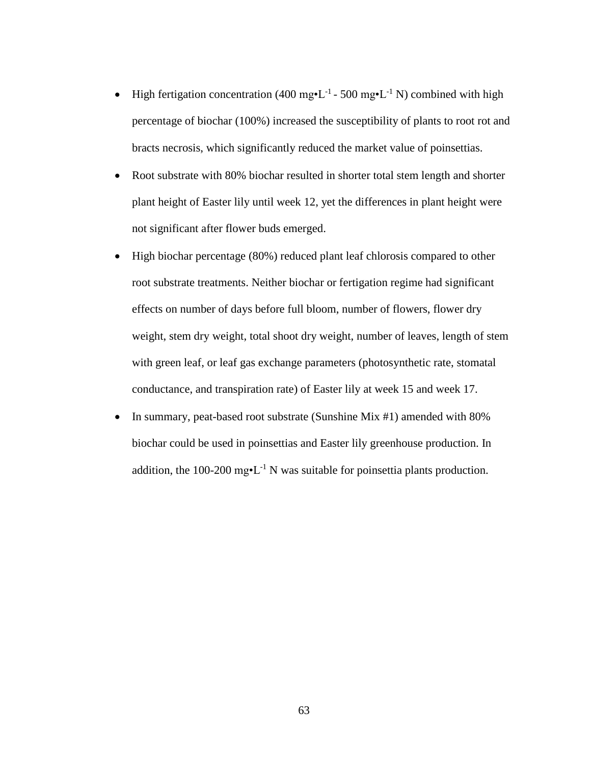- High fertigation concentration (400 mg•L$^{-1}$ - 500 mg•L$^{-1}$ N) combined with high percentage of biochar (100%) increased the susceptibility of plants to root rot and bracts necrosis, which significantly reduced the market value of poinsettias.
- Root substrate with 80% biochar resulted in shorter total stem length and shorter plant height of Easter lily until week 12, yet the differences in plant height were not significant after flower buds emerged.
- High biochar percentage (80%) reduced plant leaf chlorosis compared to other root substrate treatments. Neither biochar or fertigation regime had significant effects on number of days before full bloom, number of flowers, flower dry weight, stem dry weight, total shoot dry weight, number of leaves, length of stem with green leaf, or leaf gas exchange parameters (photosynthetic rate, stomatal conductance, and transpiration rate) of Easter lily at week 15 and week 17.
- In summary, peat-based root substrate (Sunshine Mix #1) amended with 80% biochar could be used in poinsettias and Easter lily greenhouse production. In addition, the 100-200 mg•L$^{-1}$ N was suitable for poinsettia plants production.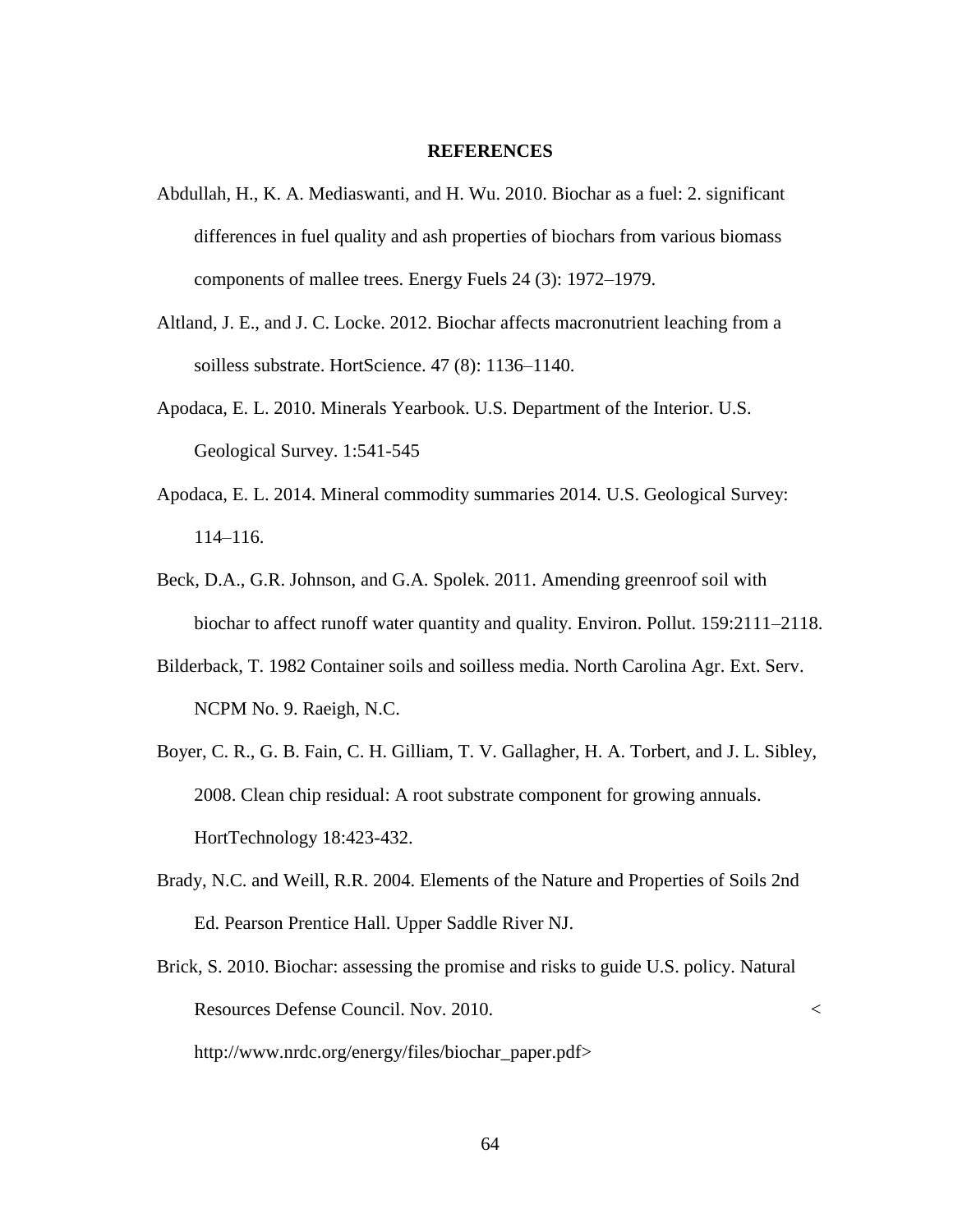# REFERENCES

Abdullah, H., K. A. Mediaswanti, and H. Wu. 2010. Biochar as a fuel: 2. significant differences in fuel quality and ash properties of biochars from various biomass components of mallee trees. Energy Fuels 24 (3): 1972–1979.

Altland, J. E., and J. C. Locke. 2012. Biochar affects macronutrient leaching from a soilless substrate. HortScience. 47 (8): 1136–1140.

Apodaca, E. L. 2010. Minerals Yearbook. U.S. Department of the Interior. U.S. Geological Survey. 1:541-545

Apodaca, E. L. 2014. Mineral commodity summaries 2014. U.S. Geological Survey: 114–116.

Beck, D.A., G.R. Johnson, and G.A. Spolek. 2011. Amending greenroof soil with biochar to affect runoff water quantity and quality. Environ. Pollut. 159:2111–2118.

Bilderback, T. 1982 Container soils and soilless media. North Carolina Agr. Ext. Serv. NCPM No. 9. Raeigh, N.C.

Boyer, C. R., G. B. Fain, C. H. Gilliam, T. V. Gallagher, H. A. Torbert, and J. L. Sibley, 2008. Clean chip residual: A root substrate component for growing annuals. HortTechnology 18:423-432.

Brady, N.C. and Weill, R.R. 2004. Elements of the Nature and Properties of Soils 2nd Ed. Pearson Prentice Hall. Upper Saddle River NJ.

Brick, S. 2010. Biochar: assessing the promise and risks to guide U.S. policy. Natural Resources Defense Council. Nov. 2010. <http://www.nrdc.org/energy/files/biochar_paper.pdf>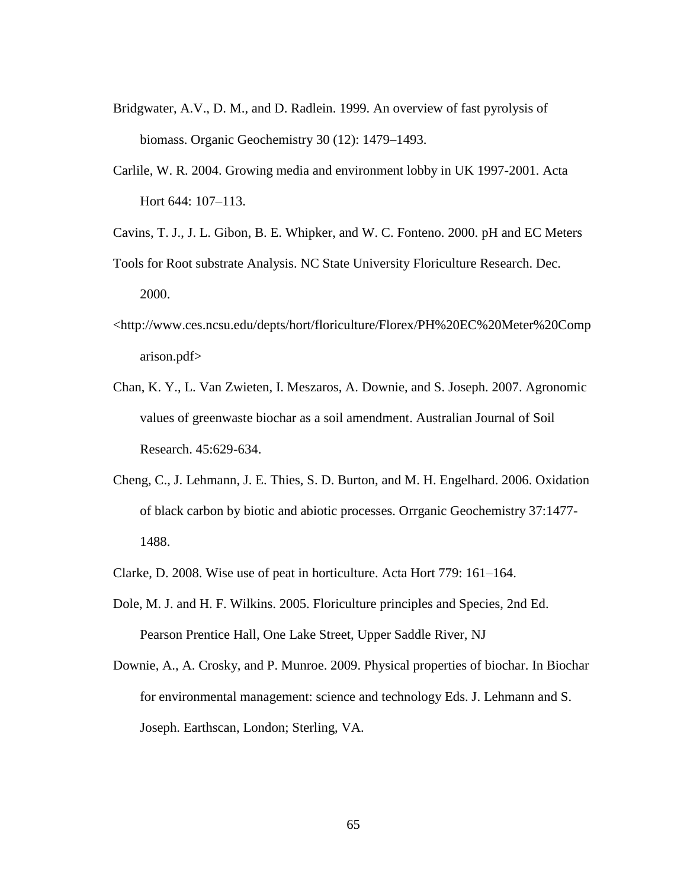Bridgwater, A.V., D. M., and D. Radlein. 1999. An overview of fast pyrolysis of biomass. Organic Geochemistry 30 (12): 1479–1493.

Carlile, W. R. 2004. Growing media and environment lobby in UK 1997-2001. Acta Hort 644: 107–113.

Cavins, T. J., J. L. Gibon, B. E. Whipker, and W. C. Fonteno. 2000. pH and EC Meters Tools for Root substrate Analysis. NC State University Floriculture Research. Dec. 2000. <http://www.ces.ncsu.edu/depts/hort/floriculture/Florex/PH%20EC%20Meter%20Comparison.pdf>

Chan, K. Y., L. Van Zwieten, I. Meszaros, A. Downie, and S. Joseph. 2007. Agronomic values of greenwaste biochar as a soil amendment. Australian Journal of Soil Research. 45:629-634.

Cheng, C., J. Lehmann, J. E. Thies, S. D. Burton, and M. H. Engelhard. 2006. Oxidation of black carbon by biotic and abiotic processes. Orrganic Geochemistry 37:1477-1488.

Clarke, D. 2008. Wise use of peat in horticulture. Acta Hort 779: 161–164.

Dole, M. J. and H. F. Wilkins. 2005. Floriculture principles and Species, 2nd Ed. Pearson Prentice Hall, One Lake Street, Upper Saddle River, NJ

Downie, A., A. Crosky, and P. Munroe. 2009. Physical properties of biochar. In Biochar for environmental management: science and technology Eds. J. Lehmann and S. Joseph. Earthscan, London; Sterling, VA.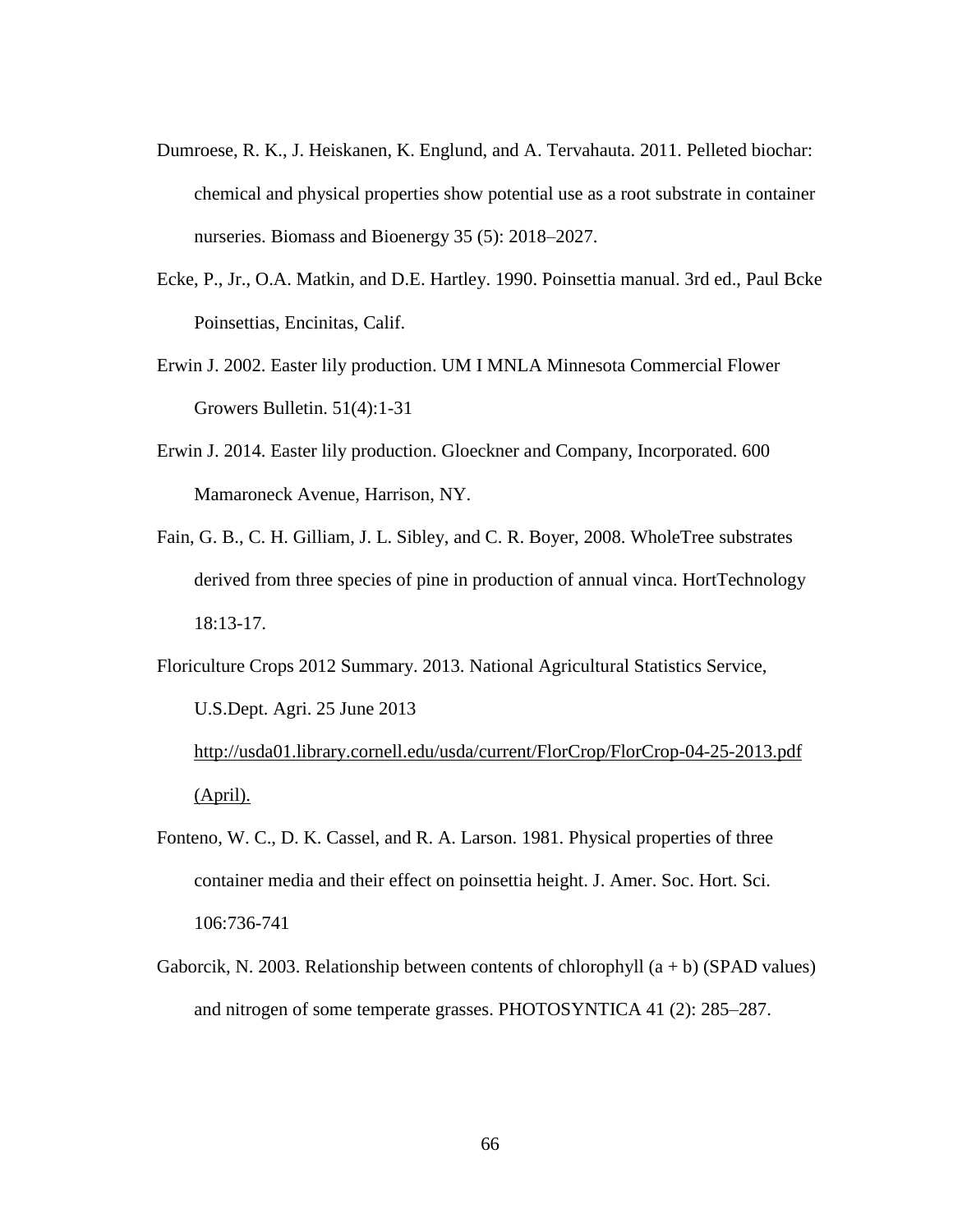Dumroese, R. K., J. Heiskanen, K. Englund, and A. Tervahauta. 2011. Pelleted biochar: chemical and physical properties show potential use as a root substrate in container nurseries. Biomass and Bioenergy 35 (5): 2018–2027.

Ecke, P., Jr., O.A. Matkin, and D.E. Hartley. 1990. Poinsettia manual. 3rd ed., Paul Bcke Poinsettias, Encinitas, Calif.

Erwin J. 2002. Easter lily production. UM I MNLA Minnesota Commercial Flower Growers Bulletin. 51(4):1-31

Erwin J. 2014. Easter lily production. Gloeckner and Company, Incorporated. 600 Mamaroneck Avenue, Harrison, NY.

Fain, G. B., C. H. Gilliam, J. L. Sibley, and C. R. Boyer, 2008. WholeTree substrates derived from three species of pine in production of annual vinca. HortTechnology 18:13-17.

Floriculture Crops 2012 Summary. 2013. National Agricultural Statistics Service, U.S.Dept. Agri. 25 June 2013 http://usda01.library.cornell.edu/usda/current/FlorCrop/FlorCrop-04-25-2013.pdf (April).

Fonteno, W. C., D. K. Cassel, and R. A. Larson. 1981. Physical properties of three container media and their effect on poinsettia height. J. Amer. Soc. Hort. Sci. 106:736-741

Gaborcik, N. 2003. Relationship between contents of chlorophyll (a + b) (SPAD values) and nitrogen of some temperate grasses. PHOTOSYNTICA 41 (2): 285–287.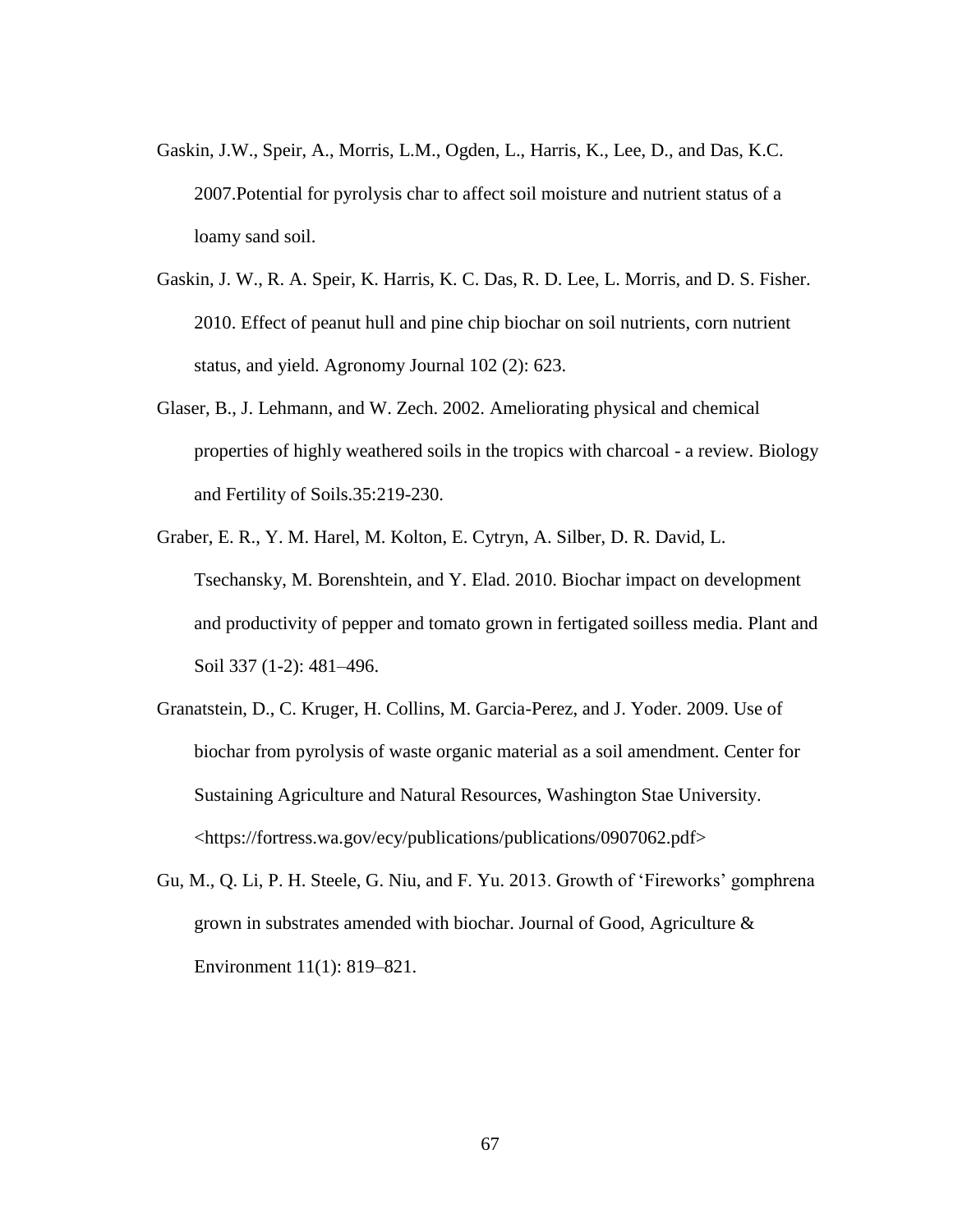Gaskin, J.W., Speir, A., Morris, L.M., Ogden, L., Harris, K., Lee, D., and Das, K.C. 2007.Potential for pyrolysis char to affect soil moisture and nutrient status of a loamy sand soil.

Gaskin, J. W., R. A. Speir, K. Harris, K. C. Das, R. D. Lee, L. Morris, and D. S. Fisher. 2010. Effect of peanut hull and pine chip biochar on soil nutrients, corn nutrient status, and yield. Agronomy Journal 102 (2): 623.

Glaser, B., J. Lehmann, and W. Zech. 2002. Ameliorating physical and chemical properties of highly weathered soils in the tropics with charcoal - a review. Biology and Fertility of Soils.35:219-230.

Graber, E. R., Y. M. Harel, M. Kolton, E. Cytryn, A. Silber, D. R. David, L. Tsechansky, M. Borenshtein, and Y. Elad. 2010. Biochar impact on development and productivity of pepper and tomato grown in fertigated soilless media. Plant and Soil 337 (1-2): 481–496.

Granatstein, D., C. Kruger, H. Collins, M. Garcia-Perez, and J. Yoder. 2009. Use of biochar from pyrolysis of waste organic material as a soil amendment. Center for Sustaining Agriculture and Natural Resources, Washington Stae University. <https://fortress.wa.gov/ecy/publications/publications/0907062.pdf>

Gu, M., Q. Li, P. H. Steele, G. Niu, and F. Yu. 2013. Growth of 'Fireworks' gomphrena grown in substrates amended with biochar. Journal of Good, Agriculture & Environment 11(1): 819–821.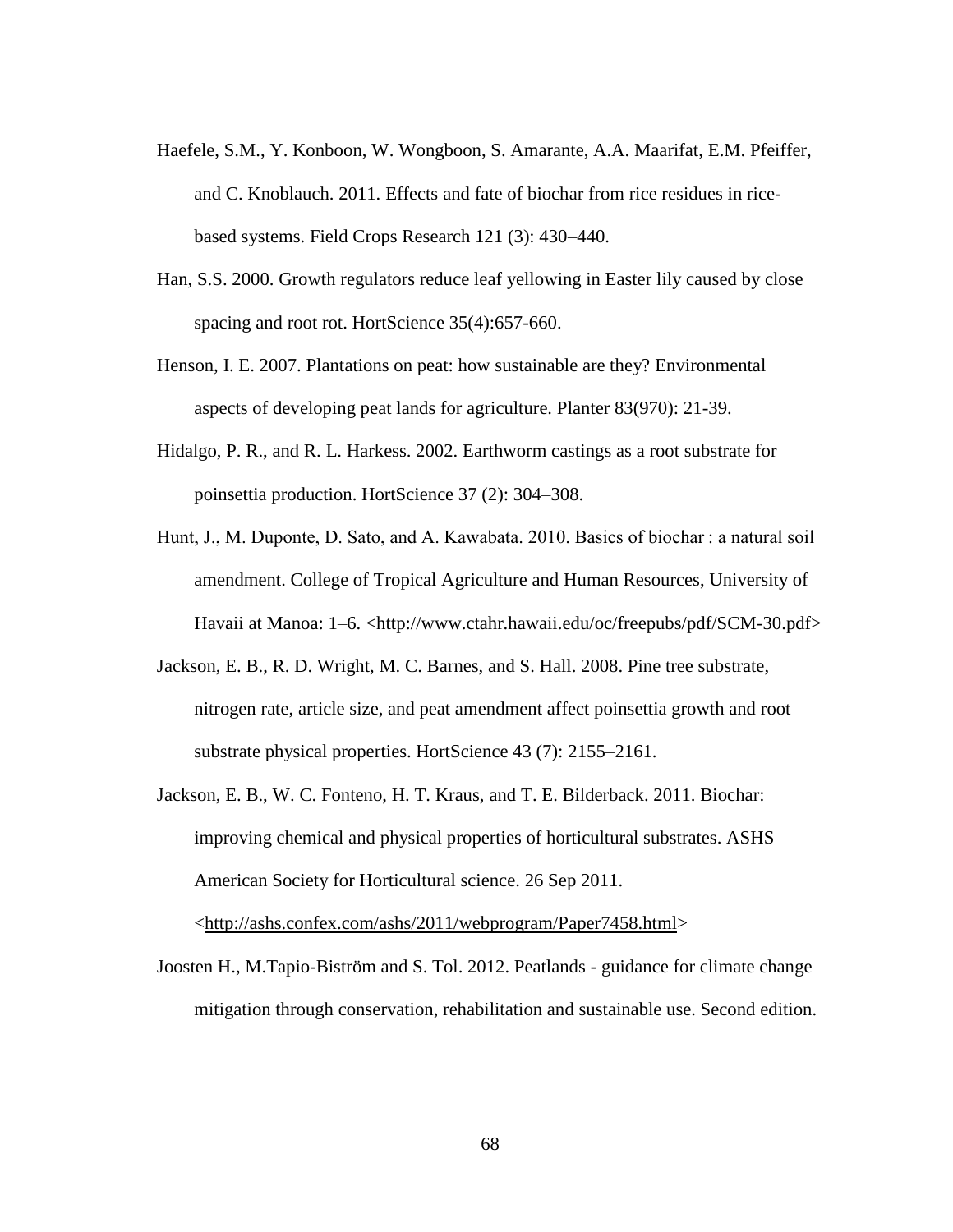Haefele, S.M., Y. Konboon, W. Wongboon, S. Amarante, A.A. Maarifat, E.M. Pfeiffer, and C. Knoblauch. 2011. Effects and fate of biochar from rice residues in rice-based systems. Field Crops Research 121 (3): 430–440.

Han, S.S. 2000. Growth regulators reduce leaf yellowing in Easter lily caused by close spacing and root rot. HortScience 35(4):657-660.

Henson, I. E. 2007. Plantations on peat: how sustainable are they? Environmental aspects of developing peat lands for agriculture. Planter 83(970): 21-39.

Hidalgo, P. R., and R. L. Harkess. 2002. Earthworm castings as a root substrate for poinsettia production. HortScience 37 (2): 304–308.

Hunt, J., M. Duponte, D. Sato, and A. Kawabata. 2010. Basics of biochar : a natural soil amendment. College of Tropical Agriculture and Human Resources, University of Havaii at Manoa: 1–6. <http://www.ctahr.hawaii.edu/oc/freepubs/pdf/SCM-30.pdf>

Jackson, E. B., R. D. Wright, M. C. Barnes, and S. Hall. 2008. Pine tree substrate, nitrogen rate, article size, and peat amendment affect poinsettia growth and root substrate physical properties. HortScience 43 (7): 2155–2161.

Jackson, E. B., W. C. Fonteno, H. T. Kraus, and T. E. Bilderback. 2011. Biochar: improving chemical and physical properties of horticultural substrates. ASHS American Society for Horticultural science. 26 Sep 2011. <http://ashs.confex.com/ashs/2011/webprogram/Paper7458.html>

Joosten H., M.Tapio-Biström and S. Tol. 2012. Peatlands - guidance for climate change mitigation through conservation, rehabilitation and sustainable use. Second edition.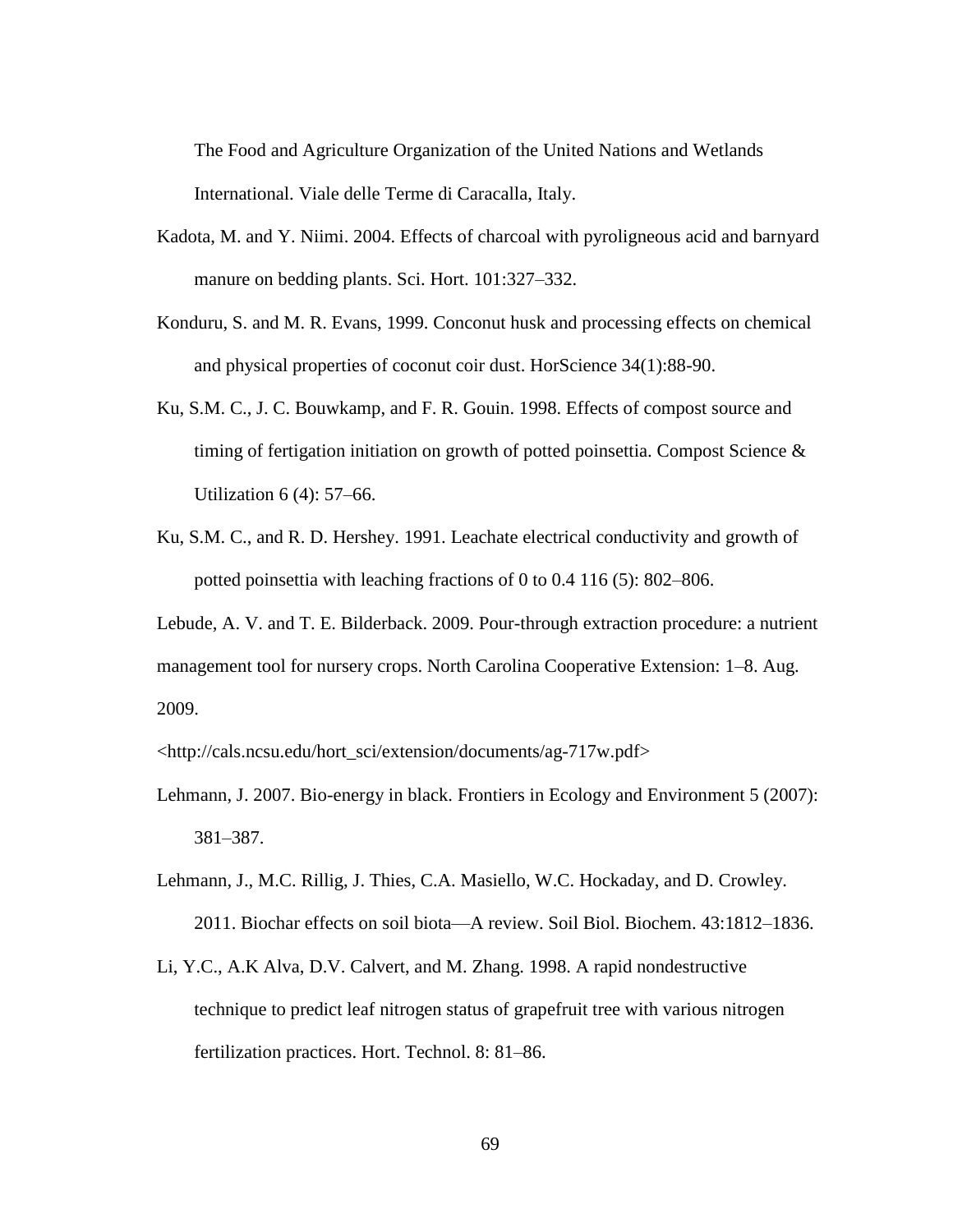The Food and Agriculture Organization of the United Nations and Wetlands International. Viale delle Terme di Caracalla, Italy.

Kadota, M. and Y. Niimi. 2004. Effects of charcoal with pyroligneous acid and barnyard manure on bedding plants. Sci. Hort. 101:327–332.

Konduru, S. and M. R. Evans, 1999. Conconut husk and processing effects on chemical and physical properties of coconut coir dust. HorScience 34(1):88-90.

Ku, S.M. C., J. C. Bouwkamp, and F. R. Gouin. 1998. Effects of compost source and timing of fertigation initiation on growth of potted poinsettia. Compost Science & Utilization 6 (4): 57–66.

Ku, S.M. C., and R. D. Hershey. 1991. Leachate electrical conductivity and growth of potted poinsettia with leaching fractions of 0 to 0.4 116 (5): 802–806.

Lebude, A. V. and T. E. Bilderback. 2009. Pour-through extraction procedure: a nutrient management tool for nursery crops. North Carolina Cooperative Extension: 1–8. Aug. 2009.

<http://cals.ncsu.edu/hort_sci/extension/documents/ag-717w.pdf>

Lehmann, J. 2007. Bio-energy in black. Frontiers in Ecology and Environment 5 (2007): 381–387.

Lehmann, J., M.C. Rillig, J. Thies, C.A. Masiello, W.C. Hockaday, and D. Crowley. 2011. Biochar effects on soil biota—A review. Soil Biol. Biochem. 43:1812–1836.

Li, Y.C., A.K Alva, D.V. Calvert, and M. Zhang. 1998. A rapid nondestructive technique to predict leaf nitrogen status of grapefruit tree with various nitrogen fertilization practices. Hort. Technol. 8: 81–86.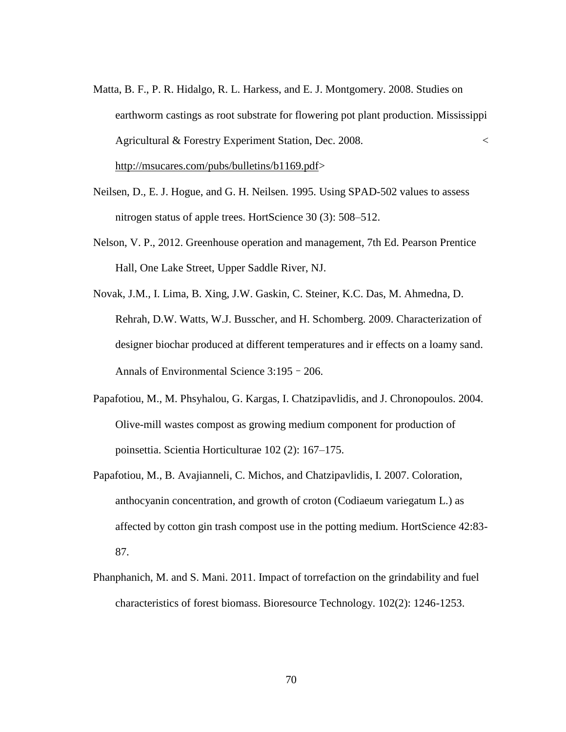Matta, B. F., P. R. Hidalgo, R. L. Harkess, and E. J. Montgomery. 2008. Studies on earthworm castings as root substrate for flowering pot plant production. Mississippi Agricultural & Forestry Experiment Station, Dec. 2008. < http://msucares.com/pubs/bulletins/b1169.pdf>

Neilsen, D., E. J. Hogue, and G. H. Neilsen. 1995. Using SPAD-502 values to assess nitrogen status of apple trees. HortScience 30 (3): 508–512.

Nelson, V. P., 2012. Greenhouse operation and management, 7th Ed. Pearson Prentice Hall, One Lake Street, Upper Saddle River, NJ.

Novak, J.M., I. Lima, B. Xing, J.W. Gaskin, C. Steiner, K.C. Das, M. Ahmedna, D. Rehrah, D.W. Watts, W.J. Busscher, and H. Schomberg. 2009. Characterization of designer biochar produced at different temperatures and ir effects on a loamy sand. Annals of Environmental Science 3:195 – 206.

Papafotiou, M., M. Phsyhalou, G. Kargas, I. Chatzipavlidis, and J. Chronopoulos. 2004. Olive-mill wastes compost as growing medium component for production of poinsettia. Scientia Horticulturae 102 (2): 167–175.

Papafotiou, M., B. Avajianneli, C. Michos, and Chatzipavlidis, I. 2007. Coloration, anthocyanin concentration, and growth of croton (Codiaeum variegatum L.) as affected by cotton gin trash compost use in the potting medium. HortScience 42:83-87.

Phanphanich, M. and S. Mani. 2011. Impact of torrefaction on the grindability and fuel characteristics of forest biomass. Bioresource Technology. 102(2): 1246-1253.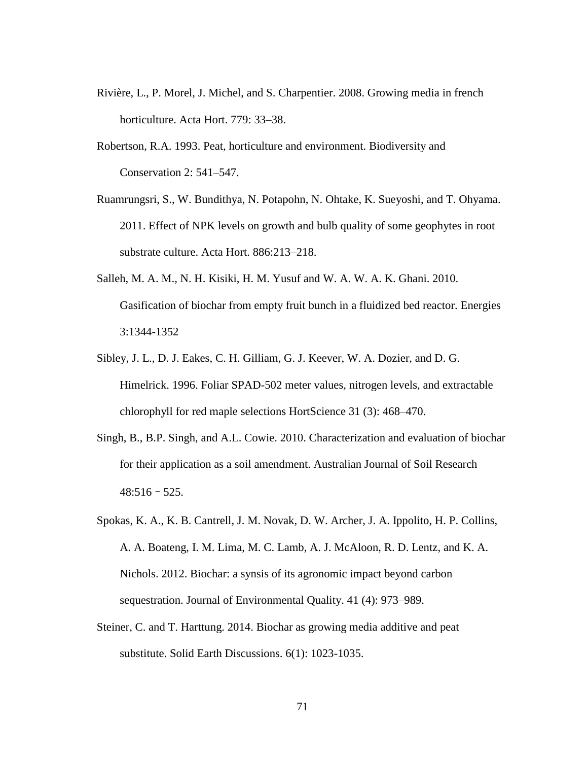Rivière, L., P. Morel, J. Michel, and S. Charpentier. 2008. Growing media in french horticulture. Acta Hort. 779: 33–38.

Robertson, R.A. 1993. Peat, horticulture and environment. Biodiversity and Conservation 2: 541–547.

Ruamrungsri, S., W. Bundithya, N. Potapohn, N. Ohtake, K. Sueyoshi, and T. Ohyama. 2011. Effect of NPK levels on growth and bulb quality of some geophytes in root substrate culture. Acta Hort. 886:213–218.

Salleh, M. A. M., N. H. Kisiki, H. M. Yusuf and W. A. W. A. K. Ghani. 2010. Gasification of biochar from empty fruit bunch in a fluidized bed reactor. Energies 3:1344-1352

Sibley, J. L., D. J. Eakes, C. H. Gilliam, G. J. Keever, W. A. Dozier, and D. G. Himelrick. 1996. Foliar SPAD-502 meter values, nitrogen levels, and extractable chlorophyll for red maple selections HortScience 31 (3): 468–470.

Singh, B., B.P. Singh, and A.L. Cowie. 2010. Characterization and evaluation of biochar for their application as a soil amendment. Australian Journal of Soil Research 48:516 – 525.

Spokas, K. A., K. B. Cantrell, J. M. Novak, D. W. Archer, J. A. Ippolito, H. P. Collins, A. A. Boateng, I. M. Lima, M. C. Lamb, A. J. McAloon, R. D. Lentz, and K. A. Nichols. 2012. Biochar: a synsis of its agronomic impact beyond carbon sequestration. Journal of Environmental Quality. 41 (4): 973–989.

Steiner, C. and T. Harttung. 2014. Biochar as growing media additive and peat substitute. Solid Earth Discussions. 6(1): 1023-1035.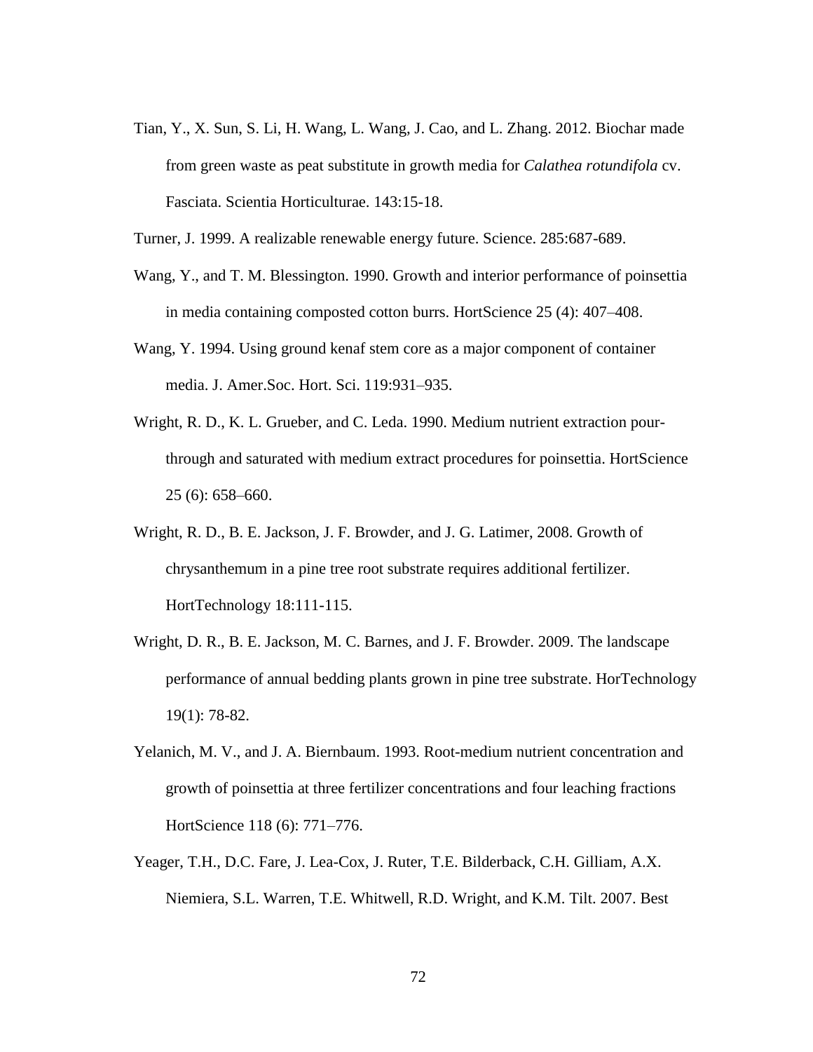Tian, Y., X. Sun, S. Li, H. Wang, L. Wang, J. Cao, and L. Zhang. 2012. Biochar made from green waste as peat substitute in growth media for *Calathea rotundifola* cv. Fasciata. Scientia Horticulturae. 143:15-18.

Turner, J. 1999. A realizable renewable energy future. Science. 285:687-689.

Wang, Y., and T. M. Blessington. 1990. Growth and interior performance of poinsettia in media containing composted cotton burrs. HortScience 25 (4): 407–408.

Wang, Y. 1994. Using ground kenaf stem core as a major component of container media. J. Amer.Soc. Hort. Sci. 119:931–935.

Wright, R. D., K. L. Grueber, and C. Leda. 1990. Medium nutrient extraction pour-through and saturated with medium extract procedures for poinsettia. HortScience 25 (6): 658–660.

Wright, R. D., B. E. Jackson, J. F. Browder, and J. G. Latimer, 2008. Growth of chrysanthemum in a pine tree root substrate requires additional fertilizer. HortTechnology 18:111-115.

Wright, D. R., B. E. Jackson, M. C. Barnes, and J. F. Browder. 2009. The landscape performance of annual bedding plants grown in pine tree substrate. HorTechnology 19(1): 78-82.

Yelanich, M. V., and J. A. Biernbaum. 1993. Root-medium nutrient concentration and growth of poinsettia at three fertilizer concentrations and four leaching fractions HortScience 118 (6): 771–776.

Yeager, T.H., D.C. Fare, J. Lea-Cox, J. Ruter, T.E. Bilderback, C.H. Gilliam, A.X. Niemiera, S.L. Warren, T.E. Whitwell, R.D. Wright, and K.M. Tilt. 2007. Best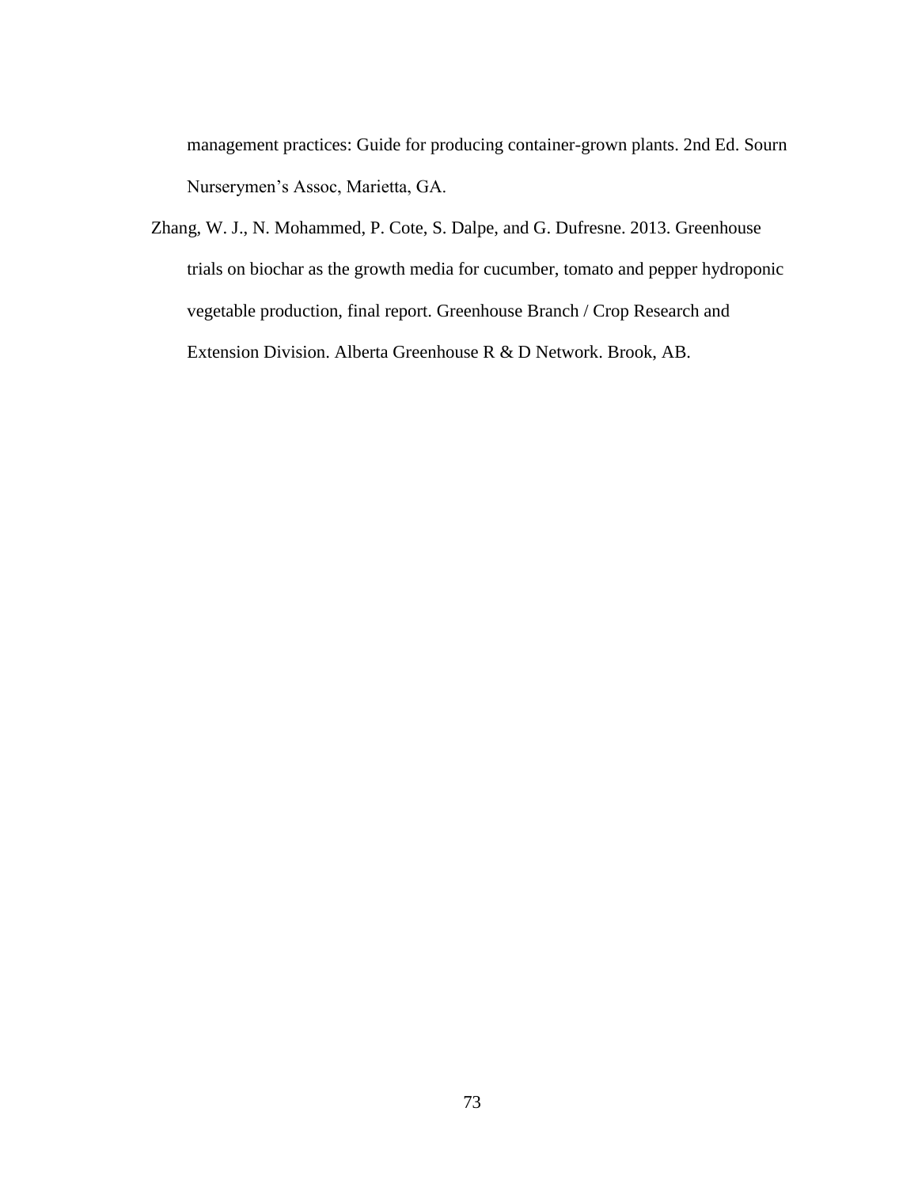management practices: Guide for producing container-grown plants. 2nd Ed. Sourn Nurserymen's Assoc, Marietta, GA.

Zhang, W. J., N. Mohammed, P. Cote, S. Dalpe, and G. Dufresne. 2013. Greenhouse trials on biochar as the growth media for cucumber, tomato and pepper hydroponic vegetable production, final report. Greenhouse Branch / Crop Research and Extension Division. Alberta Greenhouse R & D Network. Brook, AB.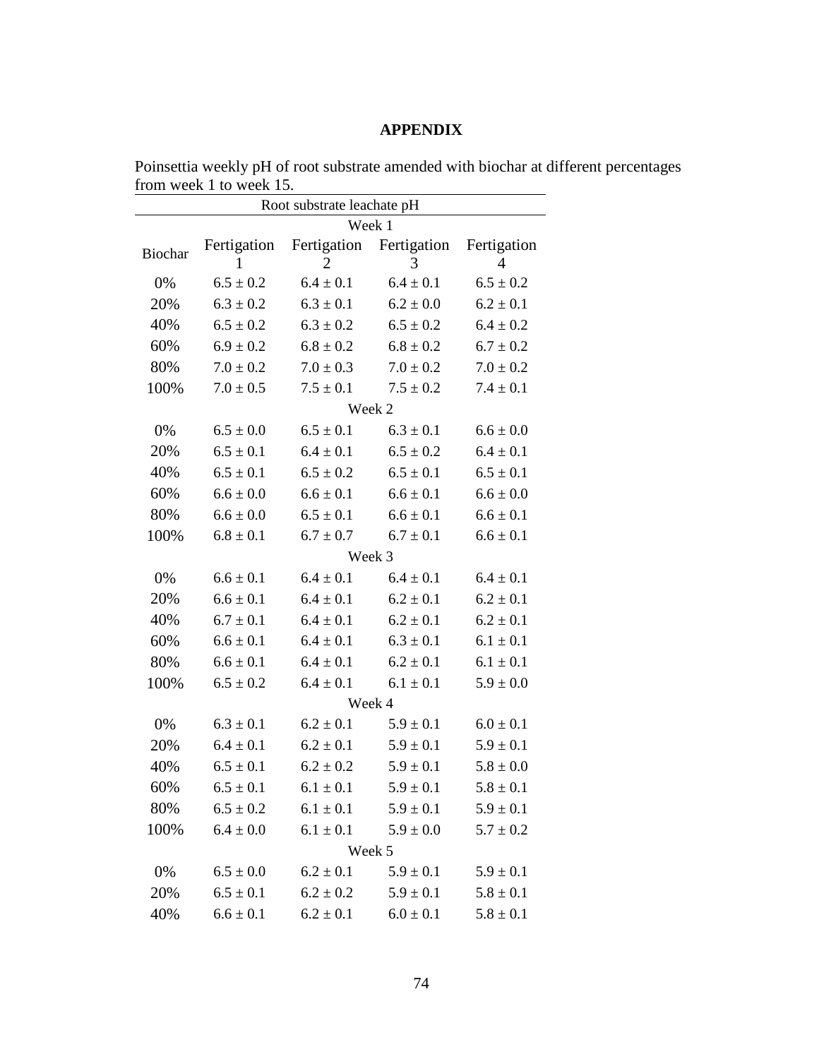**APPENDIX**

Poinsettia weekly pH of root substrate amended with biochar at different percentages from week 1 to week 15.

| Root substrate leachate pH | | | | |
|---|---|---|---|---|
| Week 1 | | | | |
| Biochar | Fertigation 1 | Fertigation 2 | Fertigation 3 | Fertigation 4 |
| 0% | 6.5 ± 0.2 | 6.4 ± 0.1 | 6.4 ± 0.1 | 6.5 ± 0.2 |
| 20% | 6.3 ± 0.2 | 6.3 ± 0.1 | 6.2 ± 0.0 | 6.2 ± 0.1 |
| 40% | 6.5 ± 0.2 | 6.3 ± 0.2 | 6.5 ± 0.2 | 6.4 ± 0.2 |
| 60% | 6.9 ± 0.2 | 6.8 ± 0.2 | 6.8 ± 0.2 | 6.7 ± 0.2 |
| 80% | 7.0 ± 0.2 | 7.0 ± 0.3 | 7.0 ± 0.2 | 7.0 ± 0.2 |
| 100% | 7.0 ± 0.5 | 7.5 ± 0.1 | 7.5 ± 0.2 | 7.4 ± 0.1 |
| Week 2 | | | | |
| 0% | 6.5 ± 0.0 | 6.5 ± 0.1 | 6.3 ± 0.1 | 6.6 ± 0.0 |
| 20% | 6.5 ± 0.1 | 6.4 ± 0.1 | 6.5 ± 0.2 | 6.4 ± 0.1 |
| 40% | 6.5 ± 0.1 | 6.5 ± 0.2 | 6.5 ± 0.1 | 6.5 ± 0.1 |
| 60% | 6.6 ± 0.0 | 6.6 ± 0.1 | 6.6 ± 0.1 | 6.6 ± 0.0 |
| 80% | 6.6 ± 0.0 | 6.5 ± 0.1 | 6.6 ± 0.1 | 6.6 ± 0.1 |
| 100% | 6.8 ± 0.1 | 6.7 ± 0.7 | 6.7 ± 0.1 | 6.6 ± 0.1 |
| Week 3 | | | | |
| 0% | 6.6 ± 0.1 | 6.4 ± 0.1 | 6.4 ± 0.1 | 6.4 ± 0.1 |
| 20% | 6.6 ± 0.1 | 6.4 ± 0.1 | 6.2 ± 0.1 | 6.2 ± 0.1 |
| 40% | 6.7 ± 0.1 | 6.4 ± 0.1 | 6.2 ± 0.1 | 6.2 ± 0.1 |
| 60% | 6.6 ± 0.1 | 6.4 ± 0.1 | 6.3 ± 0.1 | 6.1 ± 0.1 |
| 80% | 6.6 ± 0.1 | 6.4 ± 0.1 | 6.2 ± 0.1 | 6.1 ± 0.1 |
| 100% | 6.5 ± 0.2 | 6.4 ± 0.1 | 6.1 ± 0.1 | 5.9 ± 0.0 |
| Week 4 | | | | |
| 0% | 6.3 ± 0.1 | 6.2 ± 0.1 | 5.9 ± 0.1 | 6.0 ± 0.1 |
| 20% | 6.4 ± 0.1 | 6.2 ± 0.1 | 5.9 ± 0.1 | 5.9 ± 0.1 |
| 40% | 6.5 ± 0.1 | 6.2 ± 0.2 | 5.9 ± 0.1 | 5.8 ± 0.0 |
| 60% | 6.5 ± 0.1 | 6.1 ± 0.1 | 5.9 ± 0.1 | 5.8 ± 0.1 |
| 80% | 6.5 ± 0.2 | 6.1 ± 0.1 | 5.9 ± 0.1 | 5.9 ± 0.1 |
| 100% | 6.4 ± 0.0 | 6.1 ± 0.1 | 5.9 ± 0.0 | 5.7 ± 0.2 |
| Week 5 | | | | |
| 0% | 6.5 ± 0.0 | 6.2 ± 0.1 | 5.9 ± 0.1 | 5.9 ± 0.1 |
| 20% | 6.5 ± 0.1 | 6.2 ± 0.2 | 5.9 ± 0.1 | 5.8 ± 0.1 |
| 40% | 6.6 ± 0.1 | 6.2 ± 0.1 | 6.0 ± 0.1 | 5.8 ± 0.1 |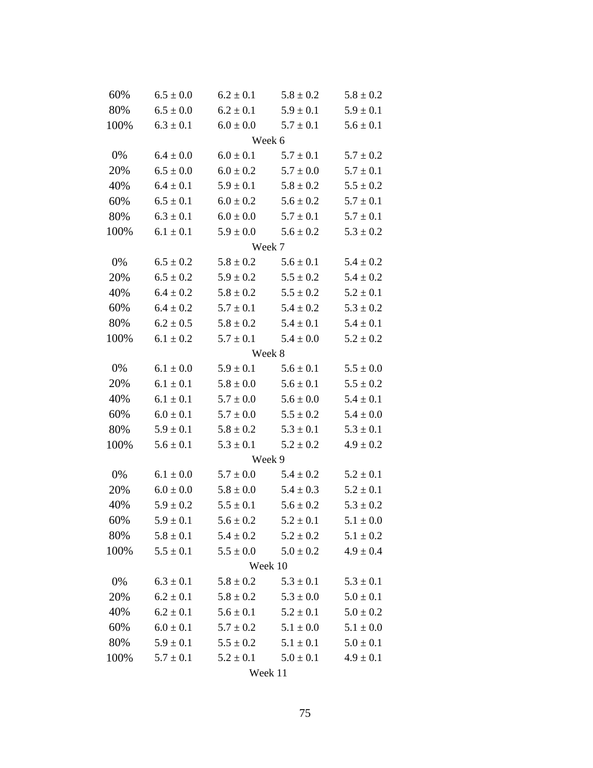| | | | | |
|---|---|---|---|---|
| 60% | 6.5 ± 0.0 | 6.2 ± 0.1 | 5.8 ± 0.2 | 5.8 ± 0.2 |
| 80% | 6.5 ± 0.0 | 6.2 ± 0.1 | 5.9 ± 0.1 | 5.9 ± 0.1 |
| 100% | 6.3 ± 0.1 | 6.0 ± 0.0 | 5.7 ± 0.1 | 5.6 ± 0.1 |
| | | Week 6 | | |
| 0% | 6.4 ± 0.0 | 6.0 ± 0.1 | 5.7 ± 0.1 | 5.7 ± 0.2 |
| 20% | 6.5 ± 0.0 | 6.0 ± 0.2 | 5.7 ± 0.0 | 5.7 ± 0.1 |
| 40% | 6.4 ± 0.1 | 5.9 ± 0.1 | 5.8 ± 0.2 | 5.5 ± 0.2 |
| 60% | 6.5 ± 0.1 | 6.0 ± 0.2 | 5.6 ± 0.2 | 5.7 ± 0.1 |
| 80% | 6.3 ± 0.1 | 6.0 ± 0.0 | 5.7 ± 0.1 | 5.7 ± 0.1 |
| 100% | 6.1 ± 0.1 | 5.9 ± 0.0 | 5.6 ± 0.2 | 5.3 ± 0.2 |
| | | Week 7 | | |
| 0% | 6.5 ± 0.2 | 5.8 ± 0.2 | 5.6 ± 0.1 | 5.4 ± 0.2 |
| 20% | 6.5 ± 0.2 | 5.9 ± 0.2 | 5.5 ± 0.2 | 5.4 ± 0.2 |
| 40% | 6.4 ± 0.2 | 5.8 ± 0.2 | 5.5 ± 0.2 | 5.2 ± 0.1 |
| 60% | 6.4 ± 0.2 | 5.7 ± 0.1 | 5.4 ± 0.2 | 5.3 ± 0.2 |
| 80% | 6.2 ± 0.5 | 5.8 ± 0.2 | 5.4 ± 0.1 | 5.4 ± 0.1 |
| 100% | 6.1 ± 0.2 | 5.7 ± 0.1 | 5.4 ± 0.0 | 5.2 ± 0.2 |
| | | Week 8 | | |
| 0% | 6.1 ± 0.0 | 5.9 ± 0.1 | 5.6 ± 0.1 | 5.5 ± 0.0 |
| 20% | 6.1 ± 0.1 | 5.8 ± 0.0 | 5.6 ± 0.1 | 5.5 ± 0.2 |
| 40% | 6.1 ± 0.1 | 5.7 ± 0.0 | 5.6 ± 0.0 | 5.4 ± 0.1 |
| 60% | 6.0 ± 0.1 | 5.7 ± 0.0 | 5.5 ± 0.2 | 5.4 ± 0.0 |
| 80% | 5.9 ± 0.1 | 5.8 ± 0.2 | 5.3 ± 0.1 | 5.3 ± 0.1 |
| 100% | 5.6 ± 0.1 | 5.3 ± 0.1 | 5.2 ± 0.2 | 4.9 ± 0.2 |
| | | Week 9 | | |
| 0% | 6.1 ± 0.0 | 5.7 ± 0.0 | 5.4 ± 0.2 | 5.2 ± 0.1 |
| 20% | 6.0 ± 0.0 | 5.8 ± 0.0 | 5.4 ± 0.3 | 5.2 ± 0.1 |
| 40% | 5.9 ± 0.2 | 5.5 ± 0.1 | 5.6 ± 0.2 | 5.3 ± 0.2 |
| 60% | 5.9 ± 0.1 | 5.6 ± 0.2 | 5.2 ± 0.1 | 5.1 ± 0.0 |
| 80% | 5.8 ± 0.1 | 5.4 ± 0.2 | 5.2 ± 0.2 | 5.1 ± 0.2 |
| 100% | 5.5 ± 0.1 | 5.5 ± 0.0 | 5.0 ± 0.2 | 4.9 ± 0.4 |
| | | Week 10 | | |
| 0% | 6.3 ± 0.1 | 5.8 ± 0.2 | 5.3 ± 0.1 | 5.3 ± 0.1 |
| 20% | 6.2 ± 0.1 | 5.8 ± 0.2 | 5.3 ± 0.0 | 5.0 ± 0.1 |
| 40% | 6.2 ± 0.1 | 5.6 ± 0.1 | 5.2 ± 0.1 | 5.0 ± 0.2 |
| 60% | 6.0 ± 0.1 | 5.7 ± 0.2 | 5.1 ± 0.0 | 5.1 ± 0.0 |
| 80% | 5.9 ± 0.1 | 5.5 ± 0.2 | 5.1 ± 0.1 | 5.0 ± 0.1 |
| 100% | 5.7 ± 0.1 | 5.2 ± 0.1 | 5.0 ± 0.1 | 4.9 ± 0.1 |
| | | Week 11 | | |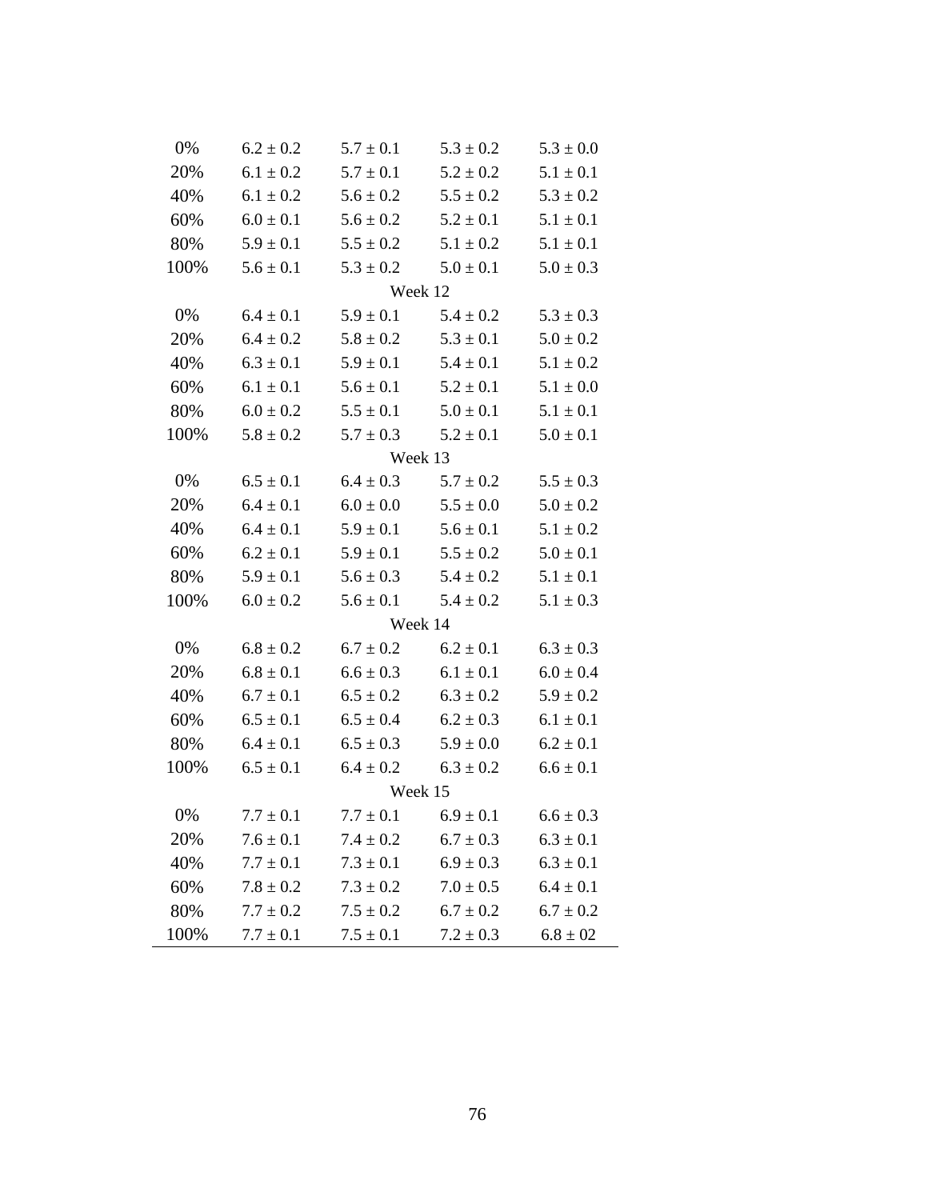| | | | | |
|---|---|---|---|---|
| 0% | 6.2 ± 0.2 | 5.7 ± 0.1 | 5.3 ± 0.2 | 5.3 ± 0.0 |
| 20% | 6.1 ± 0.2 | 5.7 ± 0.1 | 5.2 ± 0.2 | 5.1 ± 0.1 |
| 40% | 6.1 ± 0.2 | 5.6 ± 0.2 | 5.5 ± 0.2 | 5.3 ± 0.2 |
| 60% | 6.0 ± 0.1 | 5.6 ± 0.2 | 5.2 ± 0.1 | 5.1 ± 0.1 |
| 80% | 5.9 ± 0.1 | 5.5 ± 0.2 | 5.1 ± 0.2 | 5.1 ± 0.1 |
| 100% | 5.6 ± 0.1 | 5.3 ± 0.2 | 5.0 ± 0.1 | 5.0 ± 0.3 |
| | | Week 12 | | |
| 0% | 6.4 ± 0.1 | 5.9 ± 0.1 | 5.4 ± 0.2 | 5.3 ± 0.3 |
| 20% | 6.4 ± 0.2 | 5.8 ± 0.2 | 5.3 ± 0.1 | 5.0 ± 0.2 |
| 40% | 6.3 ± 0.1 | 5.9 ± 0.1 | 5.4 ± 0.1 | 5.1 ± 0.2 |
| 60% | 6.1 ± 0.1 | 5.6 ± 0.1 | 5.2 ± 0.1 | 5.1 ± 0.0 |
| 80% | 6.0 ± 0.2 | 5.5 ± 0.1 | 5.0 ± 0.1 | 5.1 ± 0.1 |
| 100% | 5.8 ± 0.2 | 5.7 ± 0.3 | 5.2 ± 0.1 | 5.0 ± 0.1 |
| | | Week 13 | | |
| 0% | 6.5 ± 0.1 | 6.4 ± 0.3 | 5.7 ± 0.2 | 5.5 ± 0.3 |
| 20% | 6.4 ± 0.1 | 6.0 ± 0.0 | 5.5 ± 0.0 | 5.0 ± 0.2 |
| 40% | 6.4 ± 0.1 | 5.9 ± 0.1 | 5.6 ± 0.1 | 5.1 ± 0.2 |
| 60% | 6.2 ± 0.1 | 5.9 ± 0.1 | 5.5 ± 0.2 | 5.0 ± 0.1 |
| 80% | 5.9 ± 0.1 | 5.6 ± 0.3 | 5.4 ± 0.2 | 5.1 ± 0.1 |
| 100% | 6.0 ± 0.2 | 5.6 ± 0.1 | 5.4 ± 0.2 | 5.1 ± 0.3 |
| | | Week 14 | | |
| 0% | 6.8 ± 0.2 | 6.7 ± 0.2 | 6.2 ± 0.1 | 6.3 ± 0.3 |
| 20% | 6.8 ± 0.1 | 6.6 ± 0.3 | 6.1 ± 0.1 | 6.0 ± 0.4 |
| 40% | 6.7 ± 0.1 | 6.5 ± 0.2 | 6.3 ± 0.2 | 5.9 ± 0.2 |
| 60% | 6.5 ± 0.1 | 6.5 ± 0.4 | 6.2 ± 0.3 | 6.1 ± 0.1 |
| 80% | 6.4 ± 0.1 | 6.5 ± 0.3 | 5.9 ± 0.0 | 6.2 ± 0.1 |
| 100% | 6.5 ± 0.1 | 6.4 ± 0.2 | 6.3 ± 0.2 | 6.6 ± 0.1 |
| | | Week 15 | | |
| 0% | 7.7 ± 0.1 | 7.7 ± 0.1 | 6.9 ± 0.1 | 6.6 ± 0.3 |
| 20% | 7.6 ± 0.1 | 7.4 ± 0.2 | 6.7 ± 0.3 | 6.3 ± 0.1 |
| 40% | 7.7 ± 0.1 | 7.3 ± 0.1 | 6.9 ± 0.3 | 6.3 ± 0.1 |
| 60% | 7.8 ± 0.2 | 7.3 ± 0.2 | 7.0 ± 0.5 | 6.4 ± 0.1 |
| 80% | 7.7 ± 0.2 | 7.5 ± 0.2 | 6.7 ± 0.2 | 6.7 ± 0.2 |
| 100% | 7.7 ± 0.1 | 7.5 ± 0.1 | 7.2 ± 0.3 | 6.8 ± 02 |